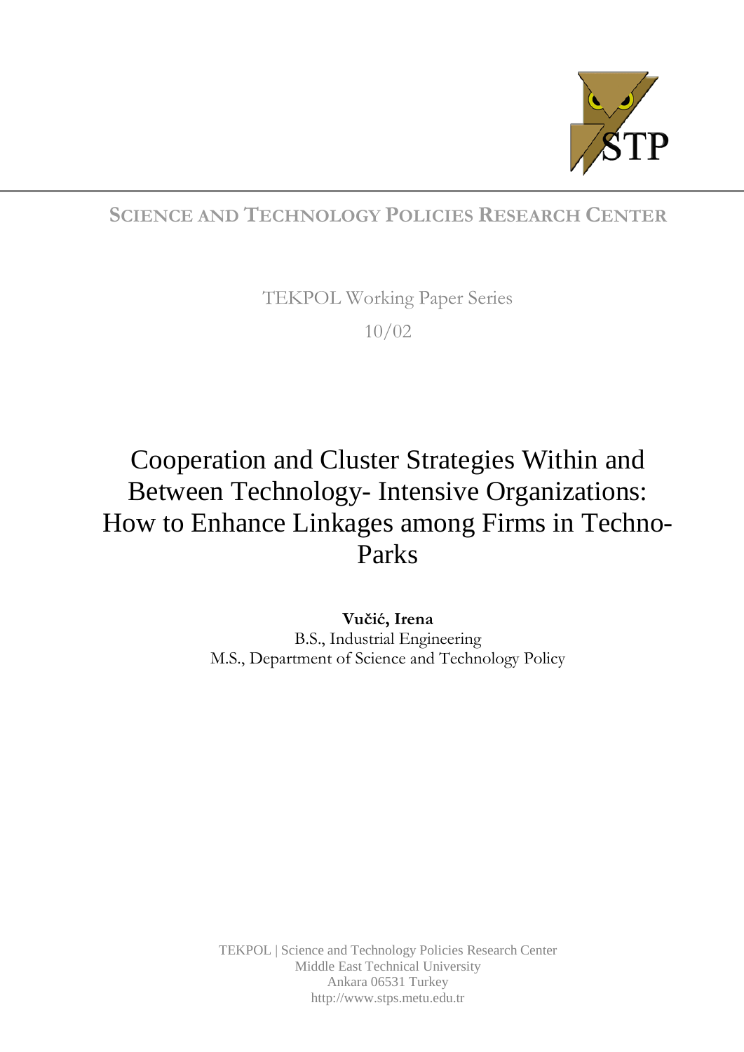STP

**SCIENCE AND TECHNOLOGY POLICIES RESEARCH CENTER**

TEKPOL Working Paper Series

10/02

# Cooperation and Cluster Strategies Within and Between Technology- Intensive Organizations: How to Enhance Linkages among Firms in Techno-Parks

**Vučić, Irena**

B.S., Industrial Engineering

M.S., Department of Science and Technology Policy

TEKPOL | Science and Technology Policies Research Center
Middle East Technical University
Ankara 06531 Turkey
http://www.stps.metu.edu.tr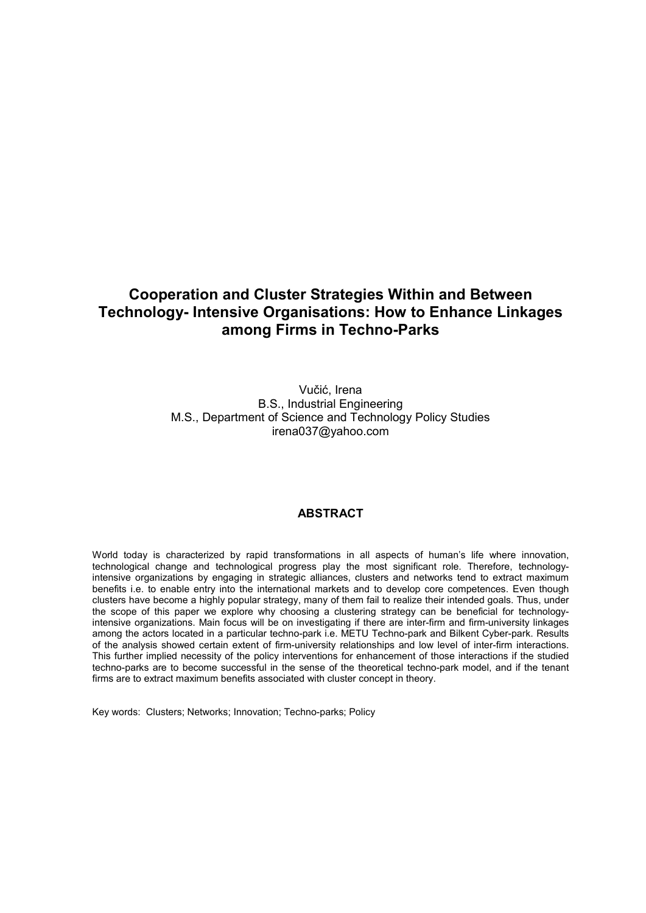# Cooperation and Cluster Strategies Within and Between Technology- Intensive Organisations: How to Enhance Linkages among Firms in Techno-Parks

Vučić, Irena
B.S., Industrial Engineering
M.S., Department of Science and Technology Policy Studies
irena037@yahoo.com

## ABSTRACT

World today is characterized by rapid transformations in all aspects of human's life where innovation, technological change and technological progress play the most significant role. Therefore, technology-intensive organizations by engaging in strategic alliances, clusters and networks tend to extract maximum benefits i.e. to enable entry into the international markets and to develop core competences. Even though clusters have become a highly popular strategy, many of them fail to realize their intended goals. Thus, under the scope of this paper we explore why choosing a clustering strategy can be beneficial for technology-intensive organizations. Main focus will be on investigating if there are inter-firm and firm-university linkages among the actors located in a particular techno-park i.e. METU Techno-park and Bilkent Cyber-park. Results of the analysis showed certain extent of firm-university relationships and low level of inter-firm interactions. This further implied necessity of the policy interventions for enhancement of those interactions if the studied techno-parks are to become successful in the sense of the theoretical techno-park model, and if the tenant firms are to extract maximum benefits associated with cluster concept in theory.

Key words: Clusters; Networks; Innovation; Techno-parks; Policy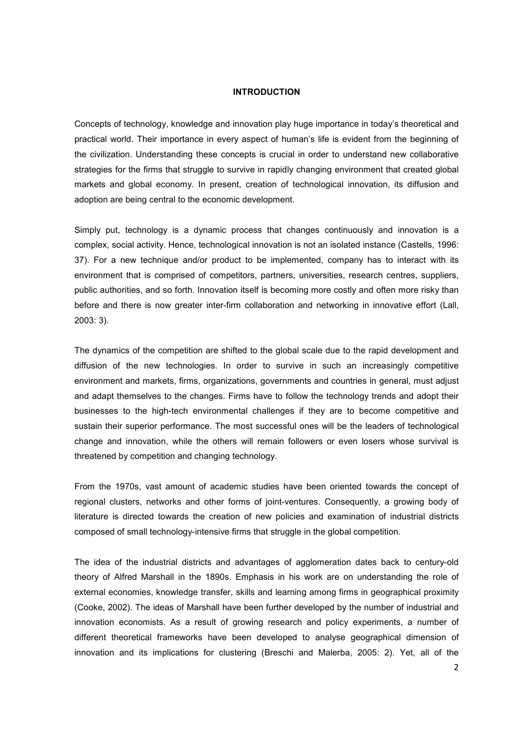# INTRODUCTION

Concepts of technology, knowledge and innovation play huge importance in today's theoretical and practical world. Their importance in every aspect of human's life is evident from the beginning of the civilization. Understanding these concepts is crucial in order to understand new collaborative strategies for the firms that struggle to survive in rapidly changing environment that created global markets and global economy. In present, creation of technological innovation, its diffusion and adoption are being central to the economic development.

Simply put, technology is a dynamic process that changes continuously and innovation is a complex, social activity. Hence, technological innovation is not an isolated instance (Castells, 1996: 37). For a new technique and/or product to be implemented, company has to interact with its environment that is comprised of competitors, partners, universities, research centres, suppliers, public authorities, and so forth. Innovation itself is becoming more costly and often more risky than before and there is now greater inter-firm collaboration and networking in innovative effort (Lall, 2003: 3).

The dynamics of the competition are shifted to the global scale due to the rapid development and diffusion of the new technologies. In order to survive in such an increasingly competitive environment and markets, firms, organizations, governments and countries in general, must adjust and adapt themselves to the changes. Firms have to follow the technology trends and adopt their businesses to the high-tech environmental challenges if they are to become competitive and sustain their superior performance. The most successful ones will be the leaders of technological change and innovation, while the others will remain followers or even losers whose survival is threatened by competition and changing technology.

From the 1970s, vast amount of academic studies have been oriented towards the concept of regional clusters, networks and other forms of joint-ventures. Consequently, a growing body of literature is directed towards the creation of new policies and examination of industrial districts composed of small technology-intensive firms that struggle in the global competition.

The idea of the industrial districts and advantages of agglomeration dates back to century-old theory of Alfred Marshall in the 1890s. Emphasis in his work are on understanding the role of external economies, knowledge transfer, skills and learning among firms in geographical proximity (Cooke, 2002). The ideas of Marshall have been further developed by the number of industrial and innovation economists. As a result of growing research and policy experiments, a number of different theoretical frameworks have been developed to analyse geographical dimension of innovation and its implications for clustering (Breschi and Malerba, 2005: 2). Yet, all of the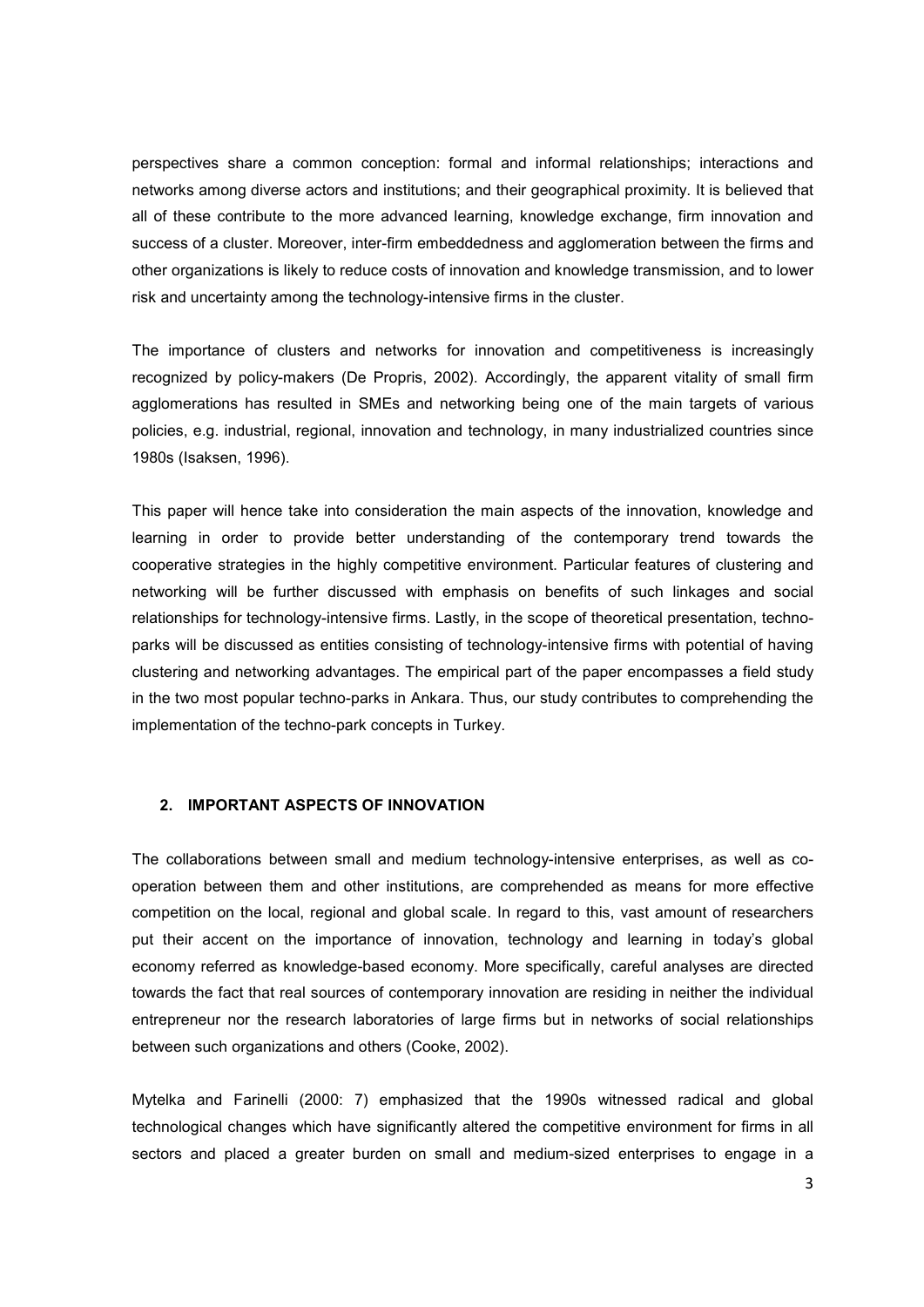perspectives share a common conception: formal and informal relationships; interactions and networks among diverse actors and institutions; and their geographical proximity. It is believed that all of these contribute to the more advanced learning, knowledge exchange, firm innovation and success of a cluster. Moreover, inter-firm embeddedness and agglomeration between the firms and other organizations is likely to reduce costs of innovation and knowledge transmission, and to lower risk and uncertainty among the technology-intensive firms in the cluster.

The importance of clusters and networks for innovation and competitiveness is increasingly recognized by policy-makers (De Propris, 2002). Accordingly, the apparent vitality of small firm agglomerations has resulted in SMEs and networking being one of the main targets of various policies, e.g. industrial, regional, innovation and technology, in many industrialized countries since 1980s (Isaksen, 1996).

This paper will hence take into consideration the main aspects of the innovation, knowledge and learning in order to provide better understanding of the contemporary trend towards the cooperative strategies in the highly competitive environment. Particular features of clustering and networking will be further discussed with emphasis on benefits of such linkages and social relationships for technology-intensive firms. Lastly, in the scope of theoretical presentation, techno-parks will be discussed as entities consisting of technology-intensive firms with potential of having clustering and networking advantages. The empirical part of the paper encompasses a field study in the two most popular techno-parks in Ankara. Thus, our study contributes to comprehending the implementation of the techno-park concepts in Turkey.

## 2. IMPORTANT ASPECTS OF INNOVATION

The collaborations between small and medium technology-intensive enterprises, as well as co-operation between them and other institutions, are comprehended as means for more effective competition on the local, regional and global scale. In regard to this, vast amount of researchers put their accent on the importance of innovation, technology and learning in today's global economy referred as knowledge-based economy. More specifically, careful analyses are directed towards the fact that real sources of contemporary innovation are residing in neither the individual entrepreneur nor the research laboratories of large firms but in networks of social relationships between such organizations and others (Cooke, 2002).

Mytelka and Farinelli (2000: 7) emphasized that the 1990s witnessed radical and global technological changes which have significantly altered the competitive environment for firms in all sectors and placed a greater burden on small and medium-sized enterprises to engage in a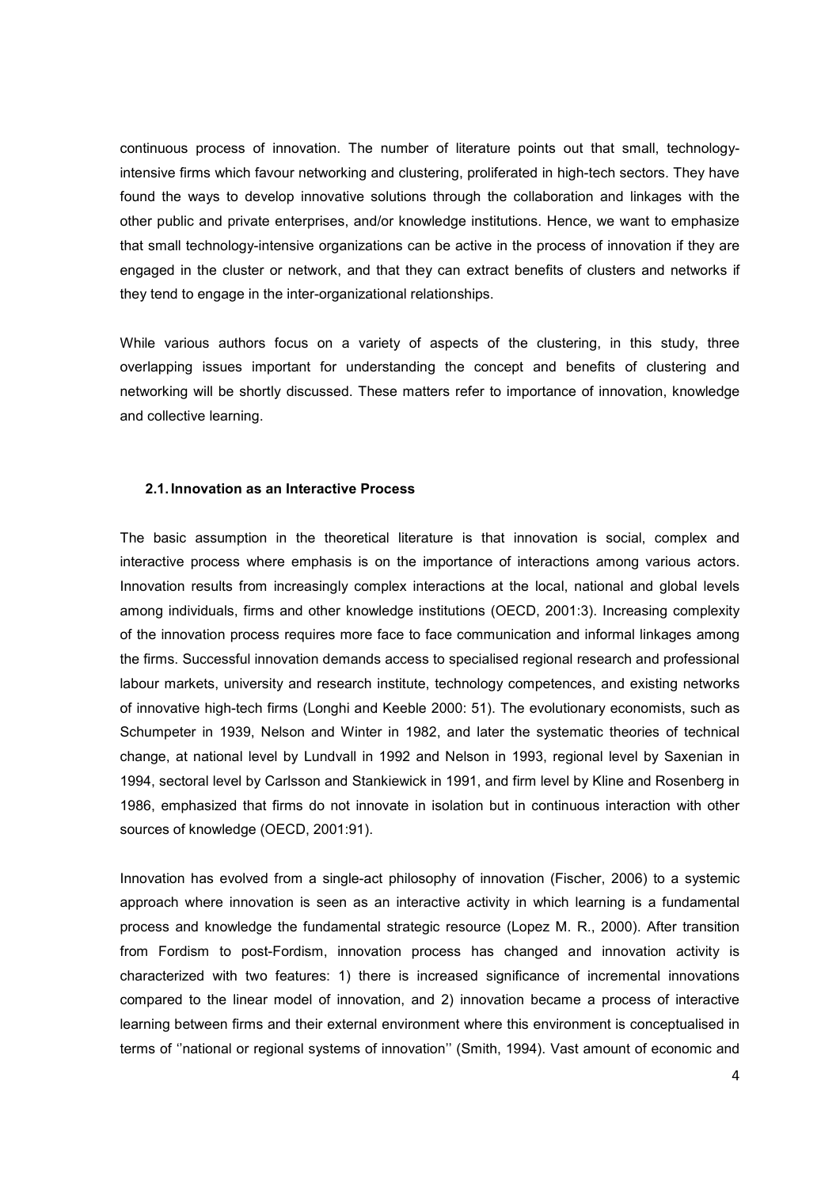continuous process of innovation. The number of literature points out that small, technology-intensive firms which favour networking and clustering, proliferated in high-tech sectors. They have found the ways to develop innovative solutions through the collaboration and linkages with the other public and private enterprises, and/or knowledge institutions. Hence, we want to emphasize that small technology-intensive organizations can be active in the process of innovation if they are engaged in the cluster or network, and that they can extract benefits of clusters and networks if they tend to engage in the inter-organizational relationships.

While various authors focus on a variety of aspects of the clustering, in this study, three overlapping issues important for understanding the concept and benefits of clustering and networking will be shortly discussed. These matters refer to importance of innovation, knowledge and collective learning.

### 2.1. Innovation as an Interactive Process

The basic assumption in the theoretical literature is that innovation is social, complex and interactive process where emphasis is on the importance of interactions among various actors. Innovation results from increasingly complex interactions at the local, national and global levels among individuals, firms and other knowledge institutions (OECD, 2001:3). Increasing complexity of the innovation process requires more face to face communication and informal linkages among the firms. Successful innovation demands access to specialised regional research and professional labour markets, university and research institute, technology competences, and existing networks of innovative high-tech firms (Longhi and Keeble 2000: 51). The evolutionary economists, such as Schumpeter in 1939, Nelson and Winter in 1982, and later the systematic theories of technical change, at national level by Lundvall in 1992 and Nelson in 1993, regional level by Saxenian in 1994, sectoral level by Carlsson and Stankiewick in 1991, and firm level by Kline and Rosenberg in 1986, emphasized that firms do not innovate in isolation but in continuous interaction with other sources of knowledge (OECD, 2001:91).

Innovation has evolved from a single-act philosophy of innovation (Fischer, 2006) to a systemic approach where innovation is seen as an interactive activity in which learning is a fundamental process and knowledge the fundamental strategic resource (Lopez M. R., 2000). After transition from Fordism to post-Fordism, innovation process has changed and innovation activity is characterized with two features: 1) there is increased significance of incremental innovations compared to the linear model of innovation, and 2) innovation became a process of interactive learning between firms and their external environment where this environment is conceptualised in terms of ''national or regional systems of innovation'' (Smith, 1994). Vast amount of economic and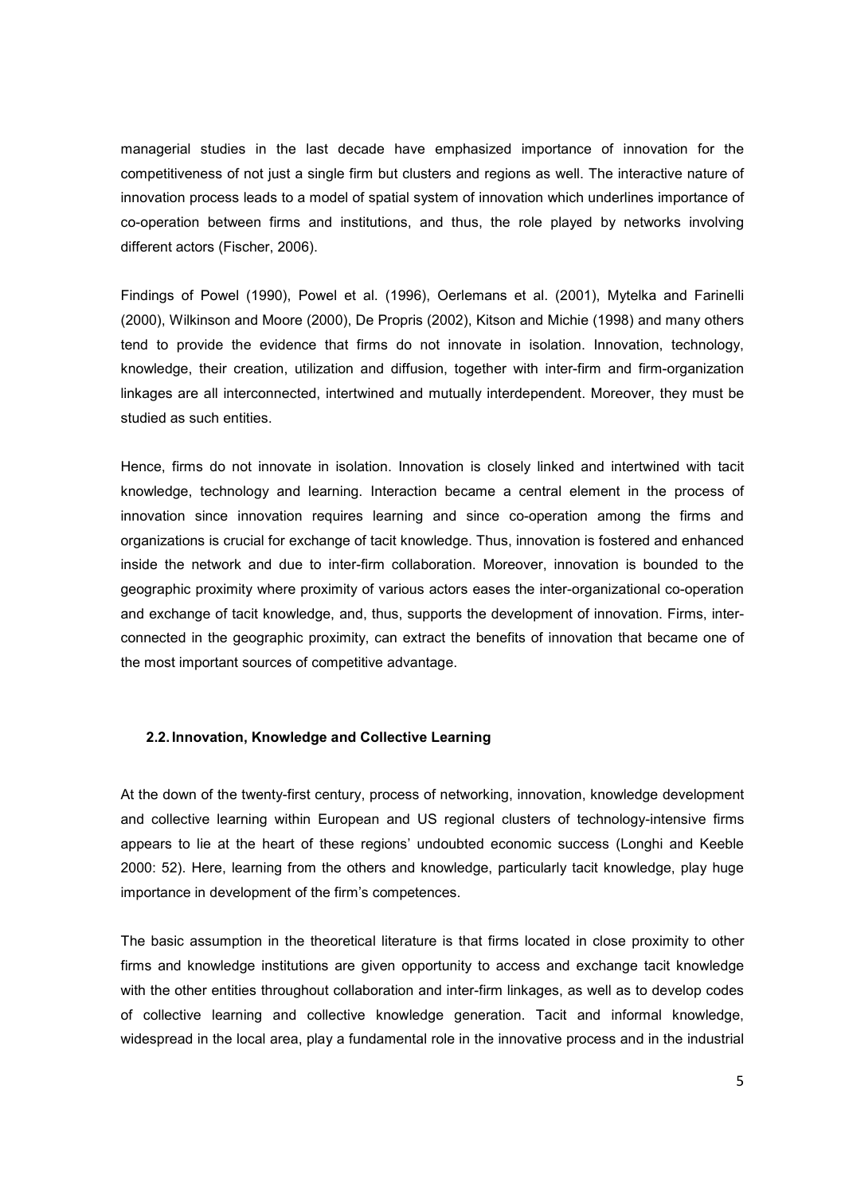managerial studies in the last decade have emphasized importance of innovation for the competitiveness of not just a single firm but clusters and regions as well. The interactive nature of innovation process leads to a model of spatial system of innovation which underlines importance of co-operation between firms and institutions, and thus, the role played by networks involving different actors (Fischer, 2006).

Findings of Powel (1990), Powel et al. (1996), Oerlemans et al. (2001), Mytelka and Farinelli (2000), Wilkinson and Moore (2000), De Propris (2002), Kitson and Michie (1998) and many others tend to provide the evidence that firms do not innovate in isolation. Innovation, technology, knowledge, their creation, utilization and diffusion, together with inter-firm and firm-organization linkages are all interconnected, intertwined and mutually interdependent. Moreover, they must be studied as such entities.

Hence, firms do not innovate in isolation. Innovation is closely linked and intertwined with tacit knowledge, technology and learning. Interaction became a central element in the process of innovation since innovation requires learning and since co-operation among the firms and organizations is crucial for exchange of tacit knowledge. Thus, innovation is fostered and enhanced inside the network and due to inter-firm collaboration. Moreover, innovation is bounded to the geographic proximity where proximity of various actors eases the inter-organizational co-operation and exchange of tacit knowledge, and, thus, supports the development of innovation. Firms, inter-connected in the geographic proximity, can extract the benefits of innovation that became one of the most important sources of competitive advantage.

### 2.2. Innovation, Knowledge and Collective Learning

At the down of the twenty-first century, process of networking, innovation, knowledge development and collective learning within European and US regional clusters of technology-intensive firms appears to lie at the heart of these regions' undoubted economic success (Longhi and Keeble 2000: 52). Here, learning from the others and knowledge, particularly tacit knowledge, play huge importance in development of the firm's competences.

The basic assumption in the theoretical literature is that firms located in close proximity to other firms and knowledge institutions are given opportunity to access and exchange tacit knowledge with the other entities throughout collaboration and inter-firm linkages, as well as to develop codes of collective learning and collective knowledge generation. Tacit and informal knowledge, widespread in the local area, play a fundamental role in the innovative process and in the industrial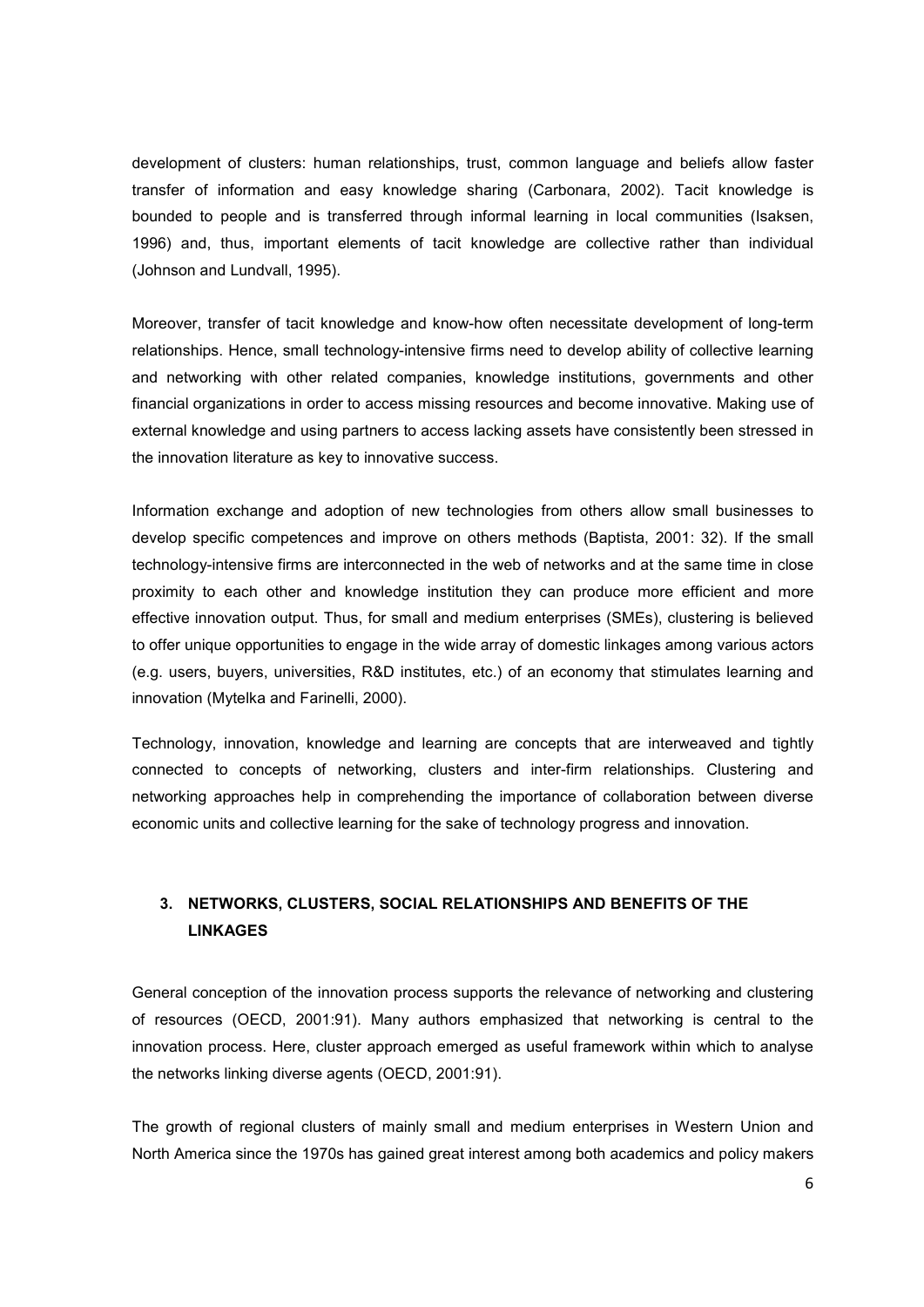development of clusters: human relationships, trust, common language and beliefs allow faster transfer of information and easy knowledge sharing (Carbonara, 2002). Tacit knowledge is bounded to people and is transferred through informal learning in local communities (Isaksen, 1996) and, thus, important elements of tacit knowledge are collective rather than individual (Johnson and Lundvall, 1995).

Moreover, transfer of tacit knowledge and know-how often necessitate development of long-term relationships. Hence, small technology-intensive firms need to develop ability of collective learning and networking with other related companies, knowledge institutions, governments and other financial organizations in order to access missing resources and become innovative. Making use of external knowledge and using partners to access lacking assets have consistently been stressed in the innovation literature as key to innovative success.

Information exchange and adoption of new technologies from others allow small businesses to develop specific competences and improve on others methods (Baptista, 2001: 32). If the small technology-intensive firms are interconnected in the web of networks and at the same time in close proximity to each other and knowledge institution they can produce more efficient and more effective innovation output. Thus, for small and medium enterprises (SMEs), clustering is believed to offer unique opportunities to engage in the wide array of domestic linkages among various actors (e.g. users, buyers, universities, R&D institutes, etc.) of an economy that stimulates learning and innovation (Mytelka and Farinelli, 2000).

Technology, innovation, knowledge and learning are concepts that are interweaved and tightly connected to concepts of networking, clusters and inter-firm relationships. Clustering and networking approaches help in comprehending the importance of collaboration between diverse economic units and collective learning for the sake of technology progress and innovation.

## 3. NETWORKS, CLUSTERS, SOCIAL RELATIONSHIPS AND BENEFITS OF THE LINKAGES

General conception of the innovation process supports the relevance of networking and clustering of resources (OECD, 2001:91). Many authors emphasized that networking is central to the innovation process. Here, cluster approach emerged as useful framework within which to analyse the networks linking diverse agents (OECD, 2001:91).

The growth of regional clusters of mainly small and medium enterprises in Western Union and North America since the 1970s has gained great interest among both academics and policy makers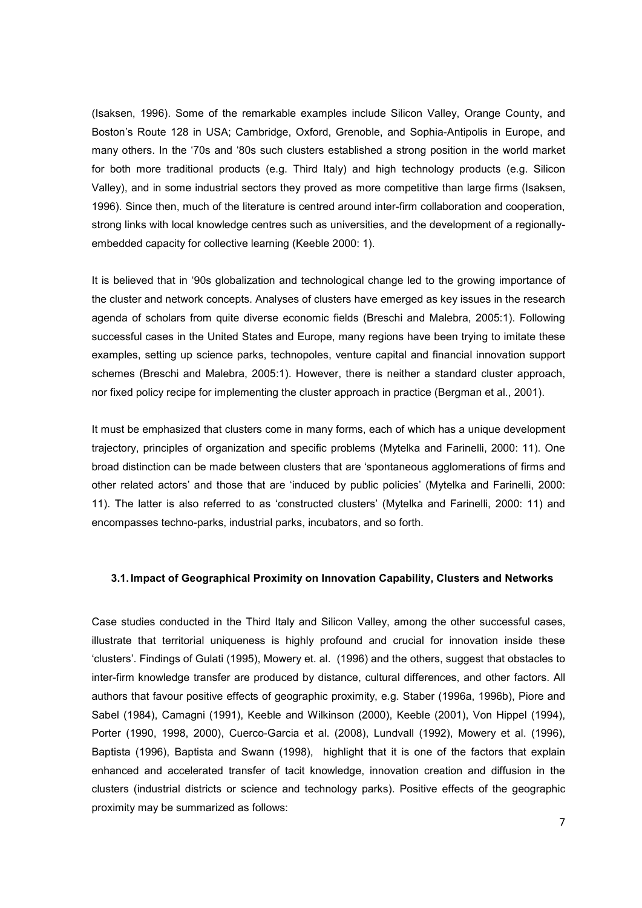(Isaksen, 1996). Some of the remarkable examples include Silicon Valley, Orange County, and Boston's Route 128 in USA; Cambridge, Oxford, Grenoble, and Sophia-Antipolis in Europe, and many others. In the '70s and '80s such clusters established a strong position in the world market for both more traditional products (e.g. Third Italy) and high technology products (e.g. Silicon Valley), and in some industrial sectors they proved as more competitive than large firms (Isaksen, 1996). Since then, much of the literature is centred around inter-firm collaboration and cooperation, strong links with local knowledge centres such as universities, and the development of a regionally-embedded capacity for collective learning (Keeble 2000: 1).

It is believed that in '90s globalization and technological change led to the growing importance of the cluster and network concepts. Analyses of clusters have emerged as key issues in the research agenda of scholars from quite diverse economic fields (Breschi and Malebra, 2005:1). Following successful cases in the United States and Europe, many regions have been trying to imitate these examples, setting up science parks, technopoles, venture capital and financial innovation support schemes (Breschi and Malebra, 2005:1). However, there is neither a standard cluster approach, nor fixed policy recipe for implementing the cluster approach in practice (Bergman et al., 2001).

It must be emphasized that clusters come in many forms, each of which has a unique development trajectory, principles of organization and specific problems (Mytelka and Farinelli, 2000: 11). One broad distinction can be made between clusters that are 'spontaneous agglomerations of firms and other related actors' and those that are 'induced by public policies' (Mytelka and Farinelli, 2000: 11). The latter is also referred to as 'constructed clusters' (Mytelka and Farinelli, 2000: 11) and encompasses techno-parks, industrial parks, incubators, and so forth.

### 3.1. Impact of Geographical Proximity on Innovation Capability, Clusters and Networks

Case studies conducted in the Third Italy and Silicon Valley, among the other successful cases, illustrate that territorial uniqueness is highly profound and crucial for innovation inside these 'clusters'. Findings of Gulati (1995), Mowery et. al. (1996) and the others, suggest that obstacles to inter-firm knowledge transfer are produced by distance, cultural differences, and other factors. All authors that favour positive effects of geographic proximity, e.g. Staber (1996a, 1996b), Piore and Sabel (1984), Camagni (1991), Keeble and Wilkinson (2000), Keeble (2001), Von Hippel (1994), Porter (1990, 1998, 2000), Cuerco-Garcia et al. (2008), Lundvall (1992), Mowery et al. (1996), Baptista (1996), Baptista and Swann (1998), highlight that it is one of the factors that explain enhanced and accelerated transfer of tacit knowledge, innovation creation and diffusion in the clusters (industrial districts or science and technology parks). Positive effects of the geographic proximity may be summarized as follows: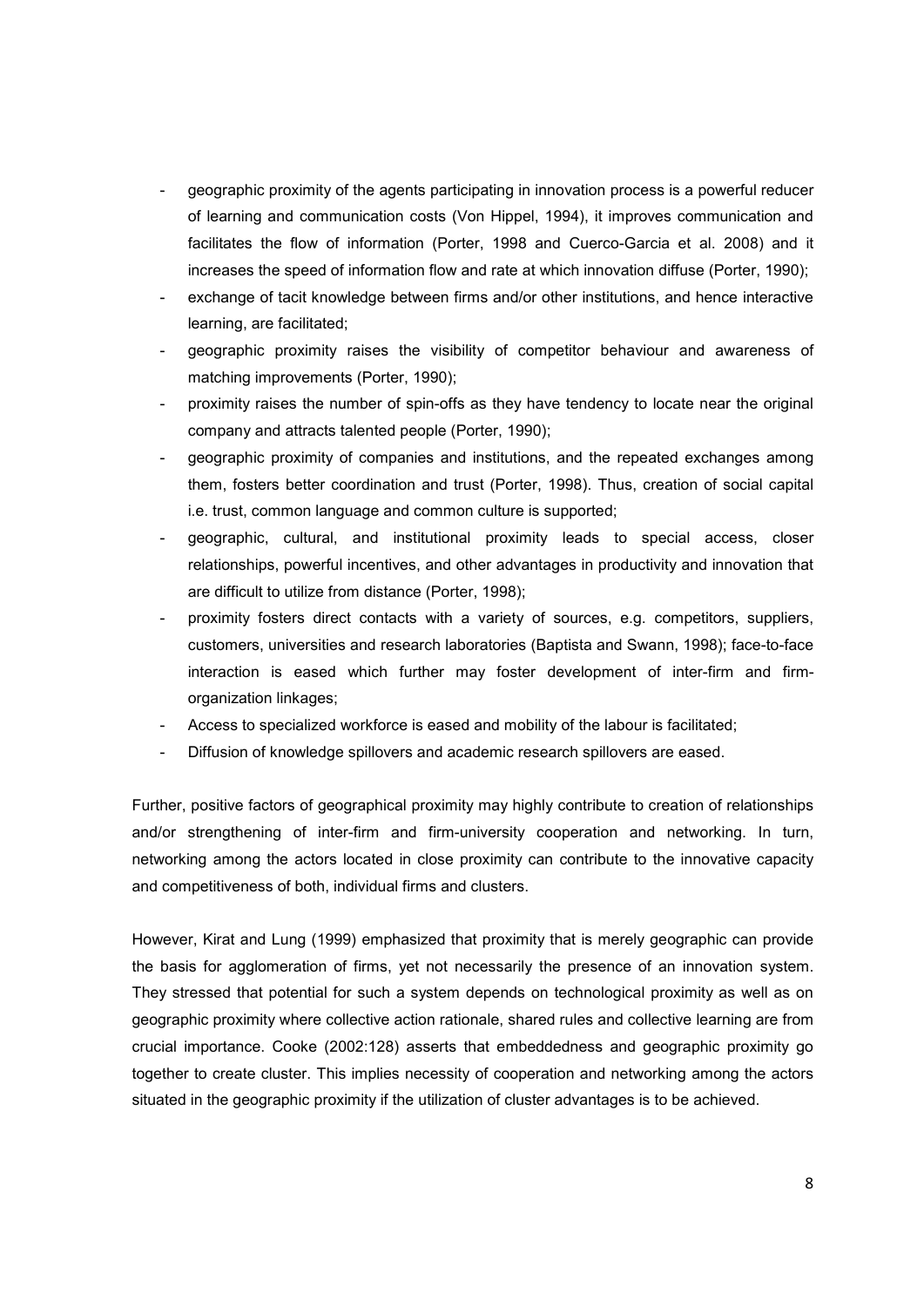- geographic proximity of the agents participating in innovation process is a powerful reducer of learning and communication costs (Von Hippel, 1994), it improves communication and facilitates the flow of information (Porter, 1998 and Cuerco-Garcia et al. 2008) and it increases the speed of information flow and rate at which innovation diffuse (Porter, 1990);
- exchange of tacit knowledge between firms and/or other institutions, and hence interactive learning, are facilitated;
- geographic proximity raises the visibility of competitor behaviour and awareness of matching improvements (Porter, 1990);
- proximity raises the number of spin-offs as they have tendency to locate near the original company and attracts talented people (Porter, 1990);
- geographic proximity of companies and institutions, and the repeated exchanges among them, fosters better coordination and trust (Porter, 1998). Thus, creation of social capital i.e. trust, common language and common culture is supported;
- geographic, cultural, and institutional proximity leads to special access, closer relationships, powerful incentives, and other advantages in productivity and innovation that are difficult to utilize from distance (Porter, 1998);
- proximity fosters direct contacts with a variety of sources, e.g. competitors, suppliers, customers, universities and research laboratories (Baptista and Swann, 1998); face-to-face interaction is eased which further may foster development of inter-firm and firm-organization linkages;
- Access to specialized workforce is eased and mobility of the labour is facilitated;
- Diffusion of knowledge spillovers and academic research spillovers are eased.

Further, positive factors of geographical proximity may highly contribute to creation of relationships and/or strengthening of inter-firm and firm-university cooperation and networking. In turn, networking among the actors located in close proximity can contribute to the innovative capacity and competitiveness of both, individual firms and clusters.

However, Kirat and Lung (1999) emphasized that proximity that is merely geographic can provide the basis for agglomeration of firms, yet not necessarily the presence of an innovation system. They stressed that potential for such a system depends on technological proximity as well as on geographic proximity where collective action rationale, shared rules and collective learning are from crucial importance. Cooke (2002:128) asserts that embeddedness and geographic proximity go together to create cluster. This implies necessity of cooperation and networking among the actors situated in the geographic proximity if the utilization of cluster advantages is to be achieved.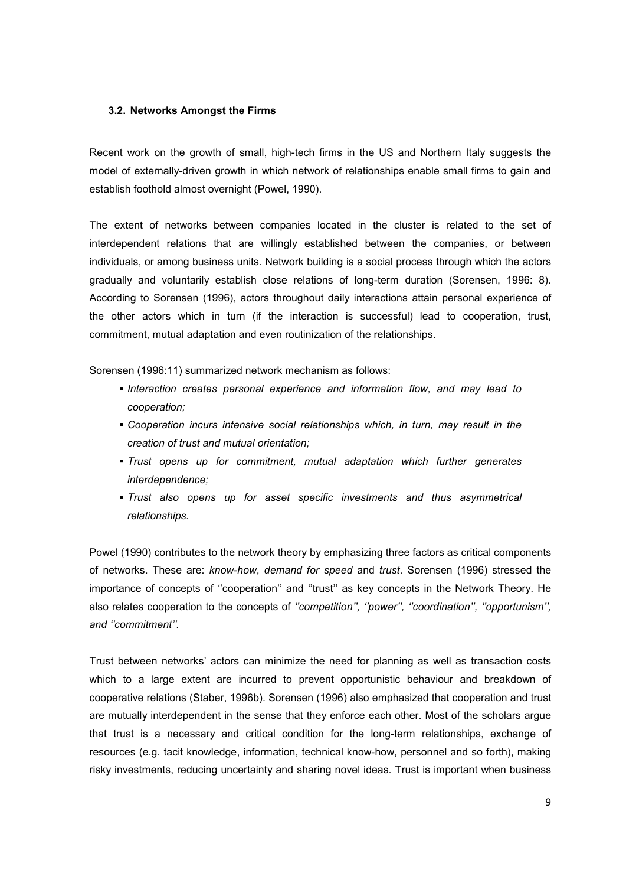### 3.2. Networks Amongst the Firms

Recent work on the growth of small, high-tech firms in the US and Northern Italy suggests the model of externally-driven growth in which network of relationships enable small firms to gain and establish foothold almost overnight (Powel, 1990).

The extent of networks between companies located in the cluster is related to the set of interdependent relations that are willingly established between the companies, or between individuals, or among business units. Network building is a social process through which the actors gradually and voluntarily establish close relations of long-term duration (Sorensen, 1996: 8). According to Sorensen (1996), actors throughout daily interactions attain personal experience of the other actors which in turn (if the interaction is successful) lead to cooperation, trust, commitment, mutual adaptation and even routinization of the relationships.

Sorensen (1996:11) summarized network mechanism as follows:

- *Interaction creates personal experience and information flow, and may lead to cooperation;*
- *Cooperation incurs intensive social relationships which, in turn, may result in the creation of trust and mutual orientation;*
- *Trust opens up for commitment, mutual adaptation which further generates interdependence;*
- *Trust also opens up for asset specific investments and thus asymmetrical relationships.*

Powel (1990) contributes to the network theory by emphasizing three factors as critical components of networks. These are: *know-how*, *demand for speed* and *trust*. Sorensen (1996) stressed the importance of concepts of ''cooperation'' and ''trust'' as key concepts in the Network Theory. He also relates cooperation to the concepts of *''competition'', ''power'', ''coordination'', ''opportunism'', and ''commitment''.*

Trust between networks' actors can minimize the need for planning as well as transaction costs which to a large extent are incurred to prevent opportunistic behaviour and breakdown of cooperative relations (Staber, 1996b). Sorensen (1996) also emphasized that cooperation and trust are mutually interdependent in the sense that they enforce each other. Most of the scholars argue that trust is a necessary and critical condition for the long-term relationships, exchange of resources (e.g. tacit knowledge, information, technical know-how, personnel and so forth), making risky investments, reducing uncertainty and sharing novel ideas. Trust is important when business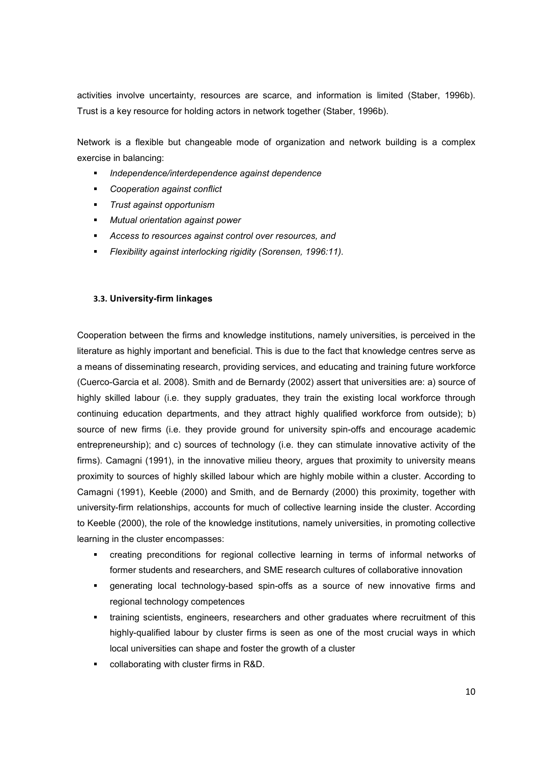activities involve uncertainty, resources are scarce, and information is limited (Staber, 1996b). Trust is a key resource for holding actors in network together (Staber, 1996b).

Network is a flexible but changeable mode of organization and network building is a complex exercise in balancing:

- *Independence/interdependence against dependence*
- *Cooperation against conflict*
- *Trust against opportunism*
- *Mutual orientation against power*
- *Access to resources against control over resources, and*
- *Flexibility against interlocking rigidity (Sorensen, 1996:11).*

### 3.3. University-firm linkages

Cooperation between the firms and knowledge institutions, namely universities, is perceived in the literature as highly important and beneficial. This is due to the fact that knowledge centres serve as a means of disseminating research, providing services, and educating and training future workforce (Cuerco-Garcia et al. 2008). Smith and de Bernardy (2002) assert that universities are: a) source of highly skilled labour (i.e. they supply graduates, they train the existing local workforce through continuing education departments, and they attract highly qualified workforce from outside); b) source of new firms (i.e. they provide ground for university spin-offs and encourage academic entrepreneurship); and c) sources of technology (i.e. they can stimulate innovative activity of the firms). Camagni (1991), in the innovative milieu theory, argues that proximity to university means proximity to sources of highly skilled labour which are highly mobile within a cluster. According to Camagni (1991), Keeble (2000) and Smith, and de Bernardy (2000) this proximity, together with university-firm relationships, accounts for much of collective learning inside the cluster. According to Keeble (2000), the role of the knowledge institutions, namely universities, in promoting collective learning in the cluster encompasses:

- creating preconditions for regional collective learning in terms of informal networks of former students and researchers, and SME research cultures of collaborative innovation
- generating local technology-based spin-offs as a source of new innovative firms and regional technology competences
- training scientists, engineers, researchers and other graduates where recruitment of this highly-qualified labour by cluster firms is seen as one of the most crucial ways in which local universities can shape and foster the growth of a cluster
- collaborating with cluster firms in R&D.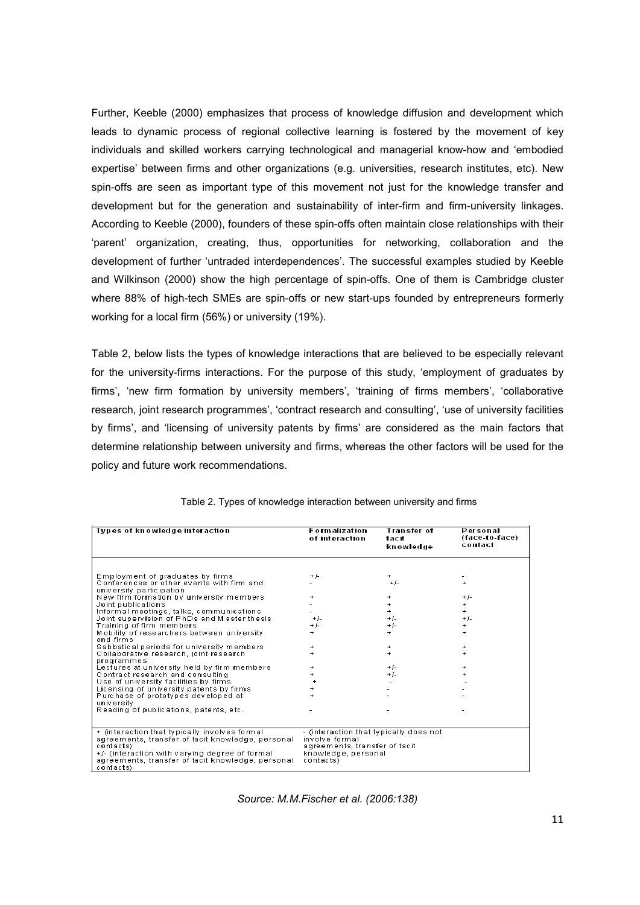Further, Keeble (2000) emphasizes that process of knowledge diffusion and development which leads to dynamic process of regional collective learning is fostered by the movement of key individuals and skilled workers carrying technological and managerial know-how and 'embodied expertise' between firms and other organizations (e.g. universities, research institutes, etc). New spin-offs are seen as important type of this movement not just for the knowledge transfer and development but for the generation and sustainability of inter-firm and firm-university linkages. According to Keeble (2000), founders of these spin-offs often maintain close relationships with their 'parent' organization, creating, thus, opportunities for networking, collaboration and the development of further 'untraded interdependences'. The successful examples studied by Keeble and Wilkinson (2000) show the high percentage of spin-offs. One of them is Cambridge cluster where 88% of high-tech SMEs are spin-offs or new start-ups founded by entrepreneurs formerly working for a local firm (56%) or university (19%).

Table 2, below lists the types of knowledge interactions that are believed to be especially relevant for the university-firms interactions. For the purpose of this study, 'employment of graduates by firms', 'new firm formation by university members', 'training of firms members', 'collaborative research, joint research programmes', 'contract research and consulting', 'use of university facilities by firms', and 'licensing of university patents by firms' are considered as the main factors that determine relationship between university and firms, whereas the other factors will be used for the policy and future work recommendations.

Table 2. Types of knowledge interaction between university and firms

| Types of knowledge interaction | Formalization of interaction | Transfer of tacit knowledge | Personal (face-to-face) contact |
|---|---|---|---|
| Employment of graduates by firms | +/- | + | - |
| Conferences or other events with firm and university participation | - | +/- | + |
| New firm formation by university members | + | + | +/- |
| Joint publications | - | + | + |
| Informal meetings, talks, communications | - | + | + |
| Joint supervision of PhDs and Master thesis | +/- | +/- | +/- |
| Training of firm members | +/- | +/- | + |
| Mobility of researchers between university and firms | + | + | + |
| Sabbatical periods for university members | + | + | + |
| Collaborative research, joint research programmes | + | + | + |
| Lectures at university held by firm members | + | +/- | + |
| Contract research and consulting | + | +/- | + |
| Use of university facilities by firms | + | - | - |
| Licensing of university patents by firms | + | - | - |
| Purchase of prototypes developed at university | + | - | - |
| Reading of publications, patents, etc. | - | - | - |

+ (interaction that typically involves formal agreements, transfer of tacit knowledge, personal contacts)
+/- (interaction with varying degree of formal agreements, transfer of tacit knowledge, personal contacts)
- (interaction that typically does not involve formal agreements, transfer of tacit knowledge, personal contacts)

*Source: M.M.Fischer et al. (2006:138)*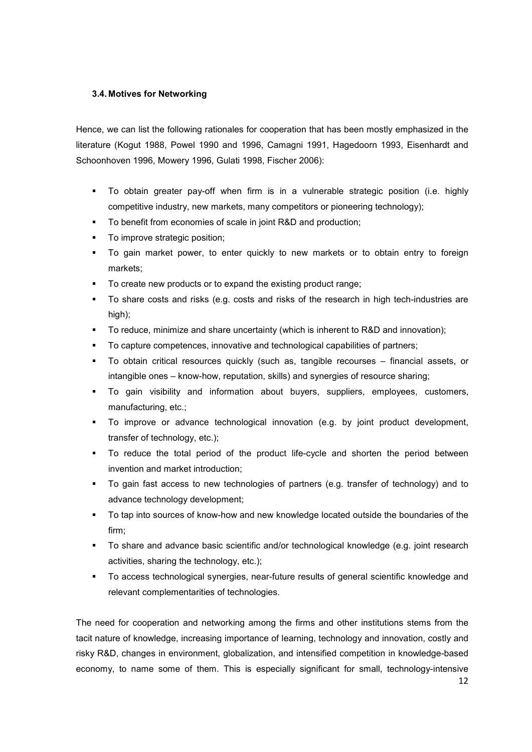### 3.4. Motives for Networking

Hence, we can list the following rationales for cooperation that has been mostly emphasized in the literature (Kogut 1988, Powel 1990 and 1996, Camagni 1991, Hagedoorn 1993, Eisenhardt and Schoonhoven 1996, Mowery 1996, Gulati 1998, Fischer 2006):

- To obtain greater pay-off when firm is in a vulnerable strategic position (i.e. highly competitive industry, new markets, many competitors or pioneering technology);
- To benefit from economies of scale in joint R&D and production;
- To improve strategic position;
- To gain market power, to enter quickly to new markets or to obtain entry to foreign markets;
- To create new products or to expand the existing product range;
- To share costs and risks (e.g. costs and risks of the research in high tech-industries are high);
- To reduce, minimize and share uncertainty (which is inherent to R&D and innovation);
- To capture competences, innovative and technological capabilities of partners;
- To obtain critical resources quickly (such as, tangible recourses – financial assets, or intangible ones – know-how, reputation, skills) and synergies of resource sharing;
- To gain visibility and information about buyers, suppliers, employees, customers, manufacturing, etc.;
- To improve or advance technological innovation (e.g. by joint product development, transfer of technology, etc.);
- To reduce the total period of the product life-cycle and shorten the period between invention and market introduction;
- To gain fast access to new technologies of partners (e.g. transfer of technology) and to advance technology development;
- To tap into sources of know-how and new knowledge located outside the boundaries of the firm;
- To share and advance basic scientific and/or technological knowledge (e.g. joint research activities, sharing the technology, etc.);
- To access technological synergies, near-future results of general scientific knowledge and relevant complementarities of technologies.

The need for cooperation and networking among the firms and other institutions stems from the tacit nature of knowledge, increasing importance of learning, technology and innovation, costly and risky R&D, changes in environment, globalization, and intensified competition in knowledge-based economy, to name some of them. This is especially significant for small, technology-intensive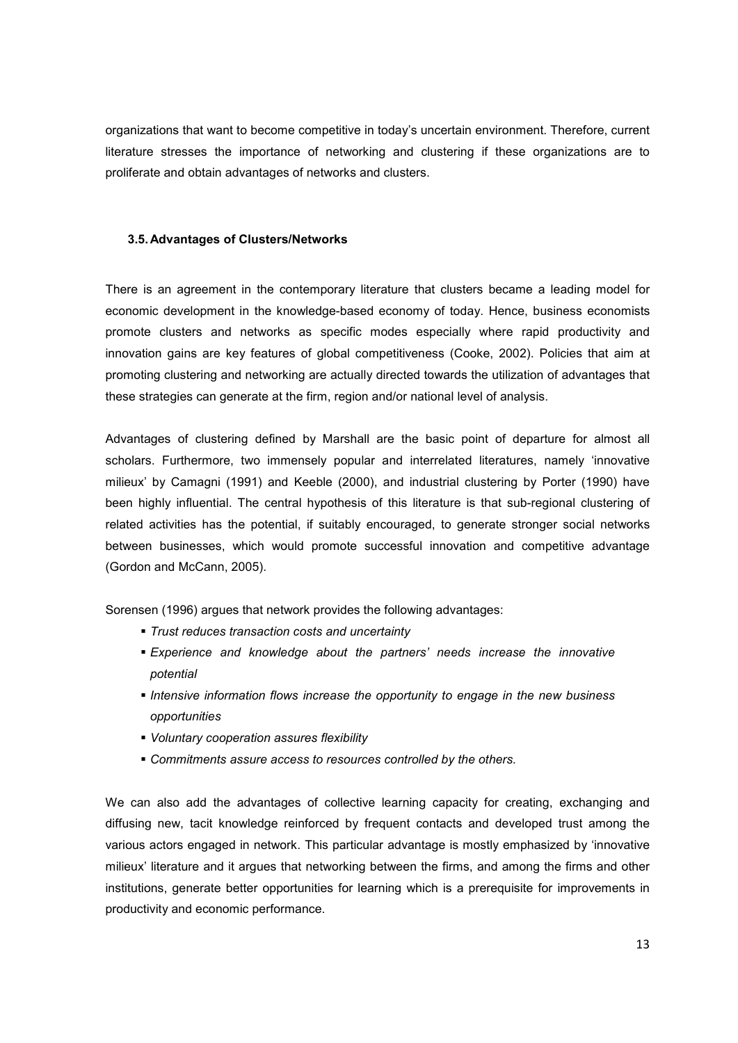organizations that want to become competitive in today's uncertain environment. Therefore, current literature stresses the importance of networking and clustering if these organizations are to proliferate and obtain advantages of networks and clusters.

### 3.5. Advantages of Clusters/Networks

There is an agreement in the contemporary literature that clusters became a leading model for economic development in the knowledge-based economy of today. Hence, business economists promote clusters and networks as specific modes especially where rapid productivity and innovation gains are key features of global competitiveness (Cooke, 2002). Policies that aim at promoting clustering and networking are actually directed towards the utilization of advantages that these strategies can generate at the firm, region and/or national level of analysis.

Advantages of clustering defined by Marshall are the basic point of departure for almost all scholars. Furthermore, two immensely popular and interrelated literatures, namely 'innovative milieux' by Camagni (1991) and Keeble (2000), and industrial clustering by Porter (1990) have been highly influential. The central hypothesis of this literature is that sub-regional clustering of related activities has the potential, if suitably encouraged, to generate stronger social networks between businesses, which would promote successful innovation and competitive advantage (Gordon and McCann, 2005).

Sorensen (1996) argues that network provides the following advantages:

- *Trust reduces transaction costs and uncertainty*
- *Experience and knowledge about the partners' needs increase the innovative potential*
- *Intensive information flows increase the opportunity to engage in the new business opportunities*
- *Voluntary cooperation assures flexibility*
- *Commitments assure access to resources controlled by the others.*

We can also add the advantages of collective learning capacity for creating, exchanging and diffusing new, tacit knowledge reinforced by frequent contacts and developed trust among the various actors engaged in network. This particular advantage is mostly emphasized by 'innovative milieux' literature and it argues that networking between the firms, and among the firms and other institutions, generate better opportunities for learning which is a prerequisite for improvements in productivity and economic performance.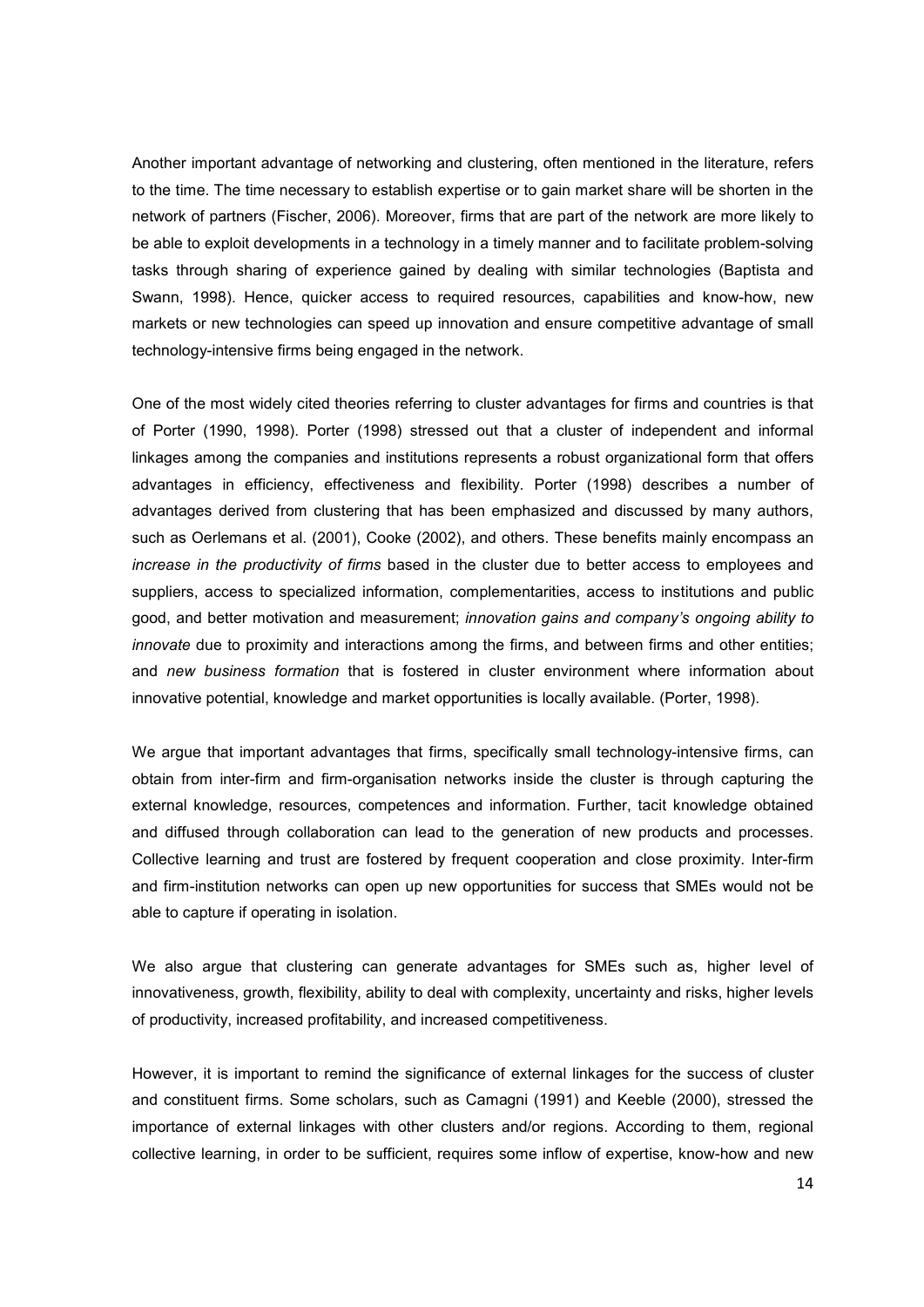Another important advantage of networking and clustering, often mentioned in the literature, refers to the time. The time necessary to establish expertise or to gain market share will be shorten in the network of partners (Fischer, 2006). Moreover, firms that are part of the network are more likely to be able to exploit developments in a technology in a timely manner and to facilitate problem-solving tasks through sharing of experience gained by dealing with similar technologies (Baptista and Swann, 1998). Hence, quicker access to required resources, capabilities and know-how, new markets or new technologies can speed up innovation and ensure competitive advantage of small technology-intensive firms being engaged in the network.

One of the most widely cited theories referring to cluster advantages for firms and countries is that of Porter (1990, 1998). Porter (1998) stressed out that a cluster of independent and informal linkages among the companies and institutions represents a robust organizational form that offers advantages in efficiency, effectiveness and flexibility. Porter (1998) describes a number of advantages derived from clustering that has been emphasized and discussed by many authors, such as Oerlemans et al. (2001), Cooke (2002), and others. These benefits mainly encompass an *increase in the productivity of firms* based in the cluster due to better access to employees and suppliers, access to specialized information, complementarities, access to institutions and public good, and better motivation and measurement; *innovation gains and company's ongoing ability to innovate* due to proximity and interactions among the firms, and between firms and other entities; and *new business formation* that is fostered in cluster environment where information about innovative potential, knowledge and market opportunities is locally available. (Porter, 1998).

We argue that important advantages that firms, specifically small technology-intensive firms, can obtain from inter-firm and firm-organisation networks inside the cluster is through capturing the external knowledge, resources, competences and information. Further, tacit knowledge obtained and diffused through collaboration can lead to the generation of new products and processes. Collective learning and trust are fostered by frequent cooperation and close proximity. Inter-firm and firm-institution networks can open up new opportunities for success that SMEs would not be able to capture if operating in isolation.

We also argue that clustering can generate advantages for SMEs such as, higher level of innovativeness, growth, flexibility, ability to deal with complexity, uncertainty and risks, higher levels of productivity, increased profitability, and increased competitiveness.

However, it is important to remind the significance of external linkages for the success of cluster and constituent firms. Some scholars, such as Camagni (1991) and Keeble (2000), stressed the importance of external linkages with other clusters and/or regions. According to them, regional collective learning, in order to be sufficient, requires some inflow of expertise, know-how and new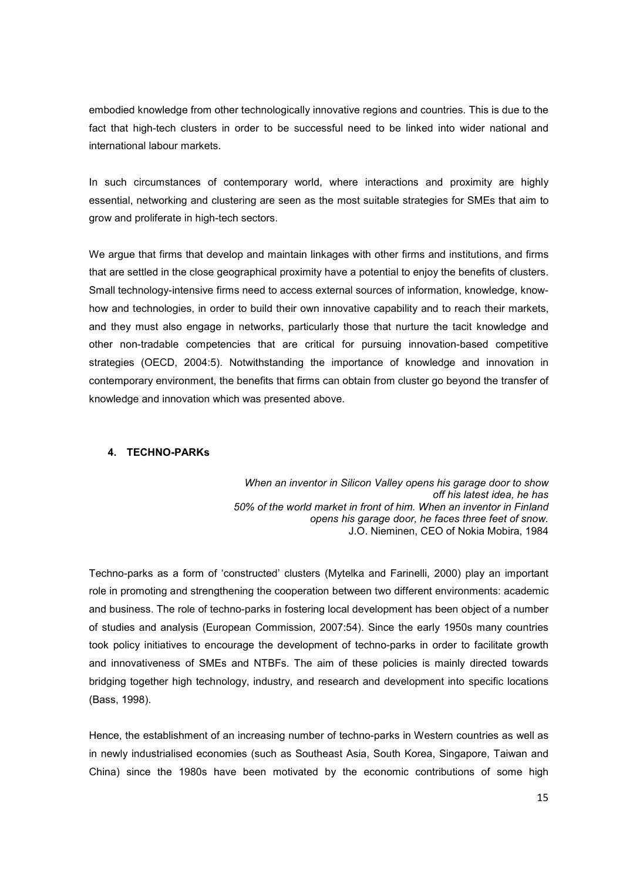embodied knowledge from other technologically innovative regions and countries. This is due to the fact that high-tech clusters in order to be successful need to be linked into wider national and international labour markets.

In such circumstances of contemporary world, where interactions and proximity are highly essential, networking and clustering are seen as the most suitable strategies for SMEs that aim to grow and proliferate in high-tech sectors.

We argue that firms that develop and maintain linkages with other firms and institutions, and firms that are settled in the close geographical proximity have a potential to enjoy the benefits of clusters. Small technology-intensive firms need to access external sources of information, knowledge, know-how and technologies, in order to build their own innovative capability and to reach their markets, and they must also engage in networks, particularly those that nurture the tacit knowledge and other non-tradable competencies that are critical for pursuing innovation-based competitive strategies (OECD, 2004:5). Notwithstanding the importance of knowledge and innovation in contemporary environment, the benefits that firms can obtain from cluster go beyond the transfer of knowledge and innovation which was presented above.

## 4. TECHNO-PARKs

*When an inventor in Silicon Valley opens his garage door to show off his latest idea, he has 50% of the world market in front of him. When an inventor in Finland opens his garage door, he faces three feet of snow.*
J.O. Nieminen, CEO of Nokia Mobira, 1984

Techno-parks as a form of 'constructed' clusters (Mytelka and Farinelli, 2000) play an important role in promoting and strengthening the cooperation between two different environments: academic and business. The role of techno-parks in fostering local development has been object of a number of studies and analysis (European Commission, 2007:54). Since the early 1950s many countries took policy initiatives to encourage the development of techno-parks in order to facilitate growth and innovativeness of SMEs and NTBFs. The aim of these policies is mainly directed towards bridging together high technology, industry, and research and development into specific locations (Bass, 1998).

Hence, the establishment of an increasing number of techno-parks in Western countries as well as in newly industrialised economies (such as Southeast Asia, South Korea, Singapore, Taiwan and China) since the 1980s have been motivated by the economic contributions of some high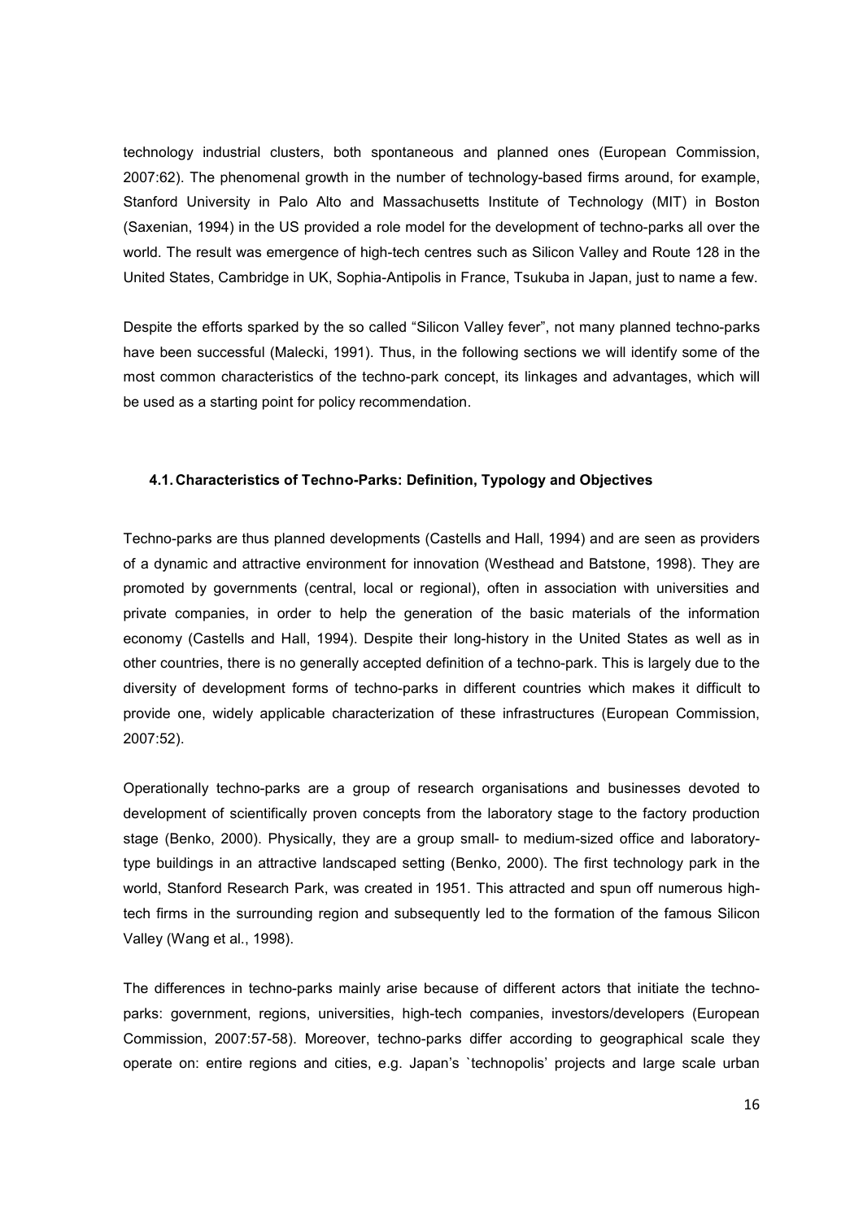technology industrial clusters, both spontaneous and planned ones (European Commission, 2007:62). The phenomenal growth in the number of technology-based firms around, for example, Stanford University in Palo Alto and Massachusetts Institute of Technology (MIT) in Boston (Saxenian, 1994) in the US provided a role model for the development of techno-parks all over the world. The result was emergence of high-tech centres such as Silicon Valley and Route 128 in the United States, Cambridge in UK, Sophia-Antipolis in France, Tsukuba in Japan, just to name a few.

Despite the efforts sparked by the so called "Silicon Valley fever", not many planned techno-parks have been successful (Malecki, 1991). Thus, in the following sections we will identify some of the most common characteristics of the techno-park concept, its linkages and advantages, which will be used as a starting point for policy recommendation.

### 4.1. Characteristics of Techno-Parks: Definition, Typology and Objectives

Techno-parks are thus planned developments (Castells and Hall, 1994) and are seen as providers of a dynamic and attractive environment for innovation (Westhead and Batstone, 1998). They are promoted by governments (central, local or regional), often in association with universities and private companies, in order to help the generation of the basic materials of the information economy (Castells and Hall, 1994). Despite their long-history in the United States as well as in other countries, there is no generally accepted definition of a techno-park. This is largely due to the diversity of development forms of techno-parks in different countries which makes it difficult to provide one, widely applicable characterization of these infrastructures (European Commission, 2007:52).

Operationally techno-parks are a group of research organisations and businesses devoted to development of scientifically proven concepts from the laboratory stage to the factory production stage (Benko, 2000). Physically, they are a group small- to medium-sized office and laboratory-type buildings in an attractive landscaped setting (Benko, 2000). The first technology park in the world, Stanford Research Park, was created in 1951. This attracted and spun off numerous high-tech firms in the surrounding region and subsequently led to the formation of the famous Silicon Valley (Wang et al., 1998).

The differences in techno-parks mainly arise because of different actors that initiate the techno-parks: government, regions, universities, high-tech companies, investors/developers (European Commission, 2007:57-58). Moreover, techno-parks differ according to geographical scale they operate on: entire regions and cities, e.g. Japan's `technopolis' projects and large scale urban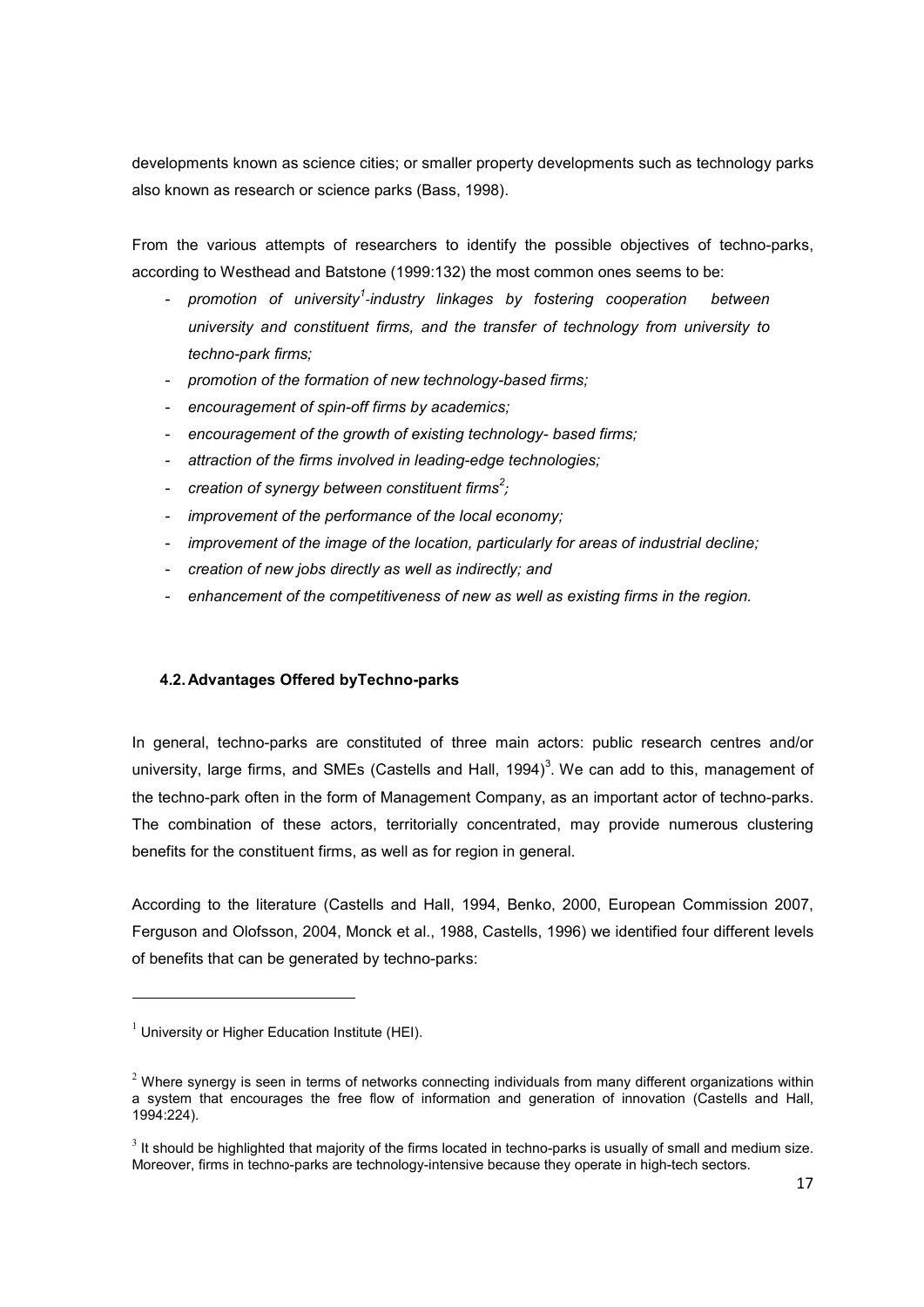developments known as science cities; or smaller property developments such as technology parks also known as research or science parks (Bass, 1998).

From the various attempts of researchers to identify the possible objectives of techno-parks, according to Westhead and Batstone (1999:132) the most common ones seems to be:

- *promotion of university[1]-industry linkages by fostering cooperation between university and constituent firms, and the transfer of technology from university to techno-park firms;*
- *promotion of the formation of new technology-based firms;*
- *encouragement of spin-off firms by academics;*
- *encouragement of the growth of existing technology- based firms;*
- *attraction of the firms involved in leading-edge technologies;*
- *creation of synergy between constituent firms[2];*
- *improvement of the performance of the local economy;*
- *improvement of the image of the location, particularly for areas of industrial decline;*
- *creation of new jobs directly as well as indirectly; and*
- *enhancement of the competitiveness of new as well as existing firms in the region.*

### 4.2. Advantages Offered byTechno-parks

In general, techno-parks are constituted of three main actors: public research centres and/or university, large firms, and SMEs (Castells and Hall, 1994)[3]. We can add to this, management of the techno-park often in the form of Management Company, as an important actor of techno-parks. The combination of these actors, territorially concentrated, may provide numerous clustering benefits for the constituent firms, as well as for region in general.

According to the literature (Castells and Hall, 1994, Benko, 2000, European Commission 2007, Ferguson and Olofsson, 2004, Monck et al., 1988, Castells, 1996) we identified four different levels of benefits that can be generated by techno-parks:

---

[1] University or Higher Education Institute (HEI).

[2] Where synergy is seen in terms of networks connecting individuals from many different organizations within a system that encourages the free flow of information and generation of innovation (Castells and Hall, 1994:224).

[3] It should be highlighted that majority of the firms located in techno-parks is usually of small and medium size. Moreover, firms in techno-parks are technology-intensive because they operate in high-tech sectors.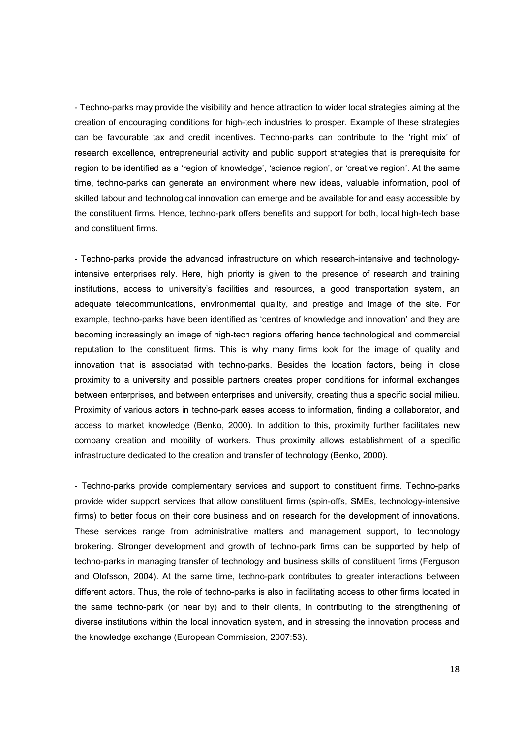- Techno-parks may provide the visibility and hence attraction to wider local strategies aiming at the creation of encouraging conditions for high-tech industries to prosper. Example of these strategies can be favourable tax and credit incentives. Techno-parks can contribute to the 'right mix' of research excellence, entrepreneurial activity and public support strategies that is prerequisite for region to be identified as a 'region of knowledge', 'science region', or 'creative region'. At the same time, techno-parks can generate an environment where new ideas, valuable information, pool of skilled labour and technological innovation can emerge and be available for and easy accessible by the constituent firms. Hence, techno-park offers benefits and support for both, local high-tech base and constituent firms.

- Techno-parks provide the advanced infrastructure on which research-intensive and technology-intensive enterprises rely. Here, high priority is given to the presence of research and training institutions, access to university's facilities and resources, a good transportation system, an adequate telecommunications, environmental quality, and prestige and image of the site. For example, techno-parks have been identified as 'centres of knowledge and innovation' and they are becoming increasingly an image of high-tech regions offering hence technological and commercial reputation to the constituent firms. This is why many firms look for the image of quality and innovation that is associated with techno-parks. Besides the location factors, being in close proximity to a university and possible partners creates proper conditions for informal exchanges between enterprises, and between enterprises and university, creating thus a specific social milieu. Proximity of various actors in techno-park eases access to information, finding a collaborator, and access to market knowledge (Benko, 2000). In addition to this, proximity further facilitates new company creation and mobility of workers. Thus proximity allows establishment of a specific infrastructure dedicated to the creation and transfer of technology (Benko, 2000).

- Techno-parks provide complementary services and support to constituent firms. Techno-parks provide wider support services that allow constituent firms (spin-offs, SMEs, technology-intensive firms) to better focus on their core business and on research for the development of innovations. These services range from administrative matters and management support, to technology brokering. Stronger development and growth of techno-park firms can be supported by help of techno-parks in managing transfer of technology and business skills of constituent firms (Ferguson and Olofsson, 2004). At the same time, techno-park contributes to greater interactions between different actors. Thus, the role of techno-parks is also in facilitating access to other firms located in the same techno-park (or near by) and to their clients, in contributing to the strengthening of diverse institutions within the local innovation system, and in stressing the innovation process and the knowledge exchange (European Commission, 2007:53).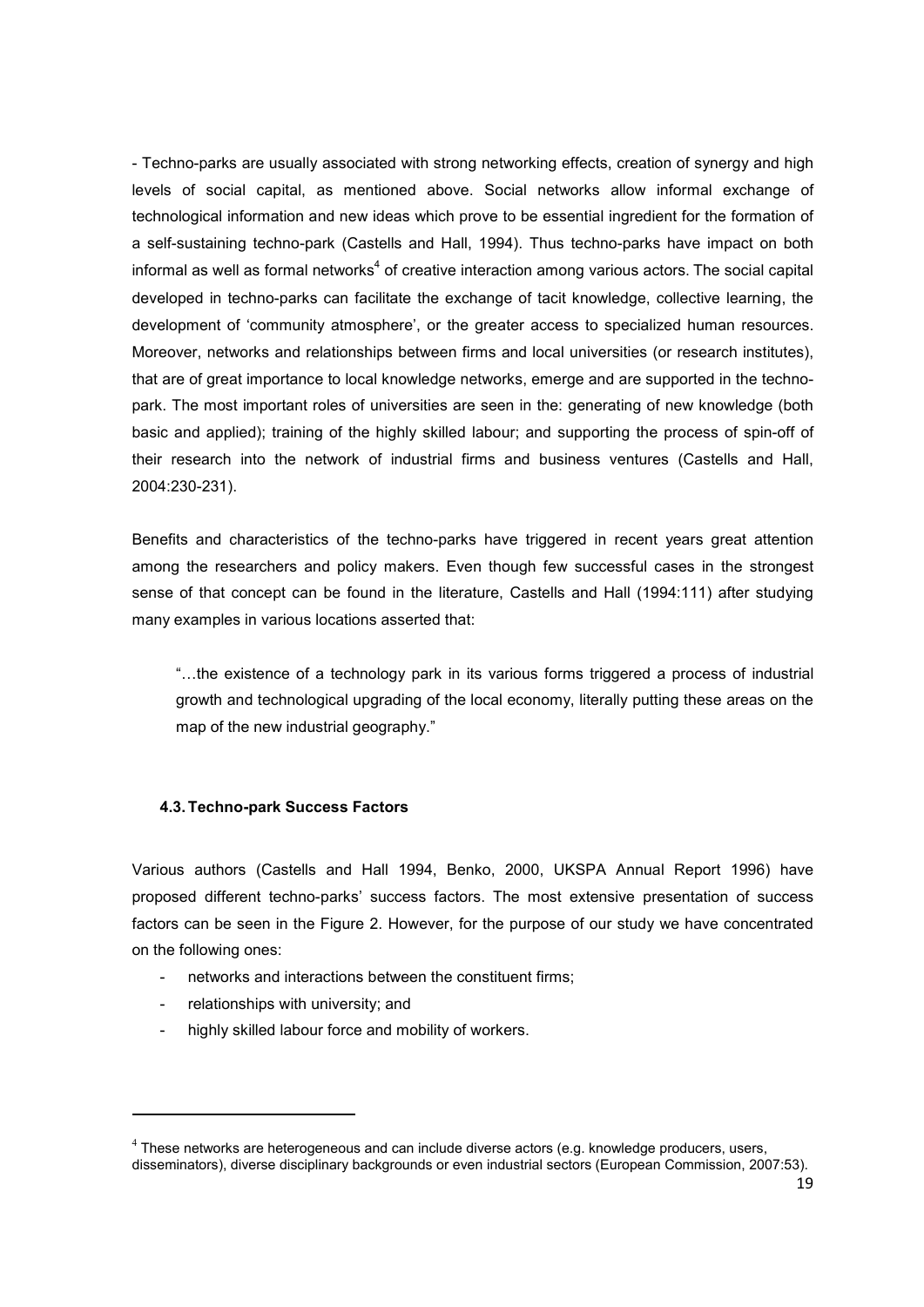- Techno-parks are usually associated with strong networking effects, creation of synergy and high levels of social capital, as mentioned above. Social networks allow informal exchange of technological information and new ideas which prove to be essential ingredient for the formation of a self-sustaining techno-park (Castells and Hall, 1994). Thus techno-parks have impact on both informal as well as formal networks[4] of creative interaction among various actors. The social capital developed in techno-parks can facilitate the exchange of tacit knowledge, collective learning, the development of 'community atmosphere', or the greater access to specialized human resources. Moreover, networks and relationships between firms and local universities (or research institutes), that are of great importance to local knowledge networks, emerge and are supported in the techno-park. The most important roles of universities are seen in the: generating of new knowledge (both basic and applied); training of the highly skilled labour; and supporting the process of spin-off of their research into the network of industrial firms and business ventures (Castells and Hall, 2004:230-231).

Benefits and characteristics of the techno-parks have triggered in recent years great attention among the researchers and policy makers. Even though few successful cases in the strongest sense of that concept can be found in the literature, Castells and Hall (1994:111) after studying many examples in various locations asserted that:

> "…the existence of a technology park in its various forms triggered a process of industrial growth and technological upgrading of the local economy, literally putting these areas on the map of the new industrial geography."

### 4.3. Techno-park Success Factors

Various authors (Castells and Hall 1994, Benko, 2000, UKSPA Annual Report 1996) have proposed different techno-parks' success factors. The most extensive presentation of success factors can be seen in the Figure 2. However, for the purpose of our study we have concentrated on the following ones:

- networks and interactions between the constituent firms;
- relationships with university; and
- highly skilled labour force and mobility of workers.

---

[4] These networks are heterogeneous and can include diverse actors (e.g. knowledge producers, users, disseminators), diverse disciplinary backgrounds or even industrial sectors (European Commission, 2007:53).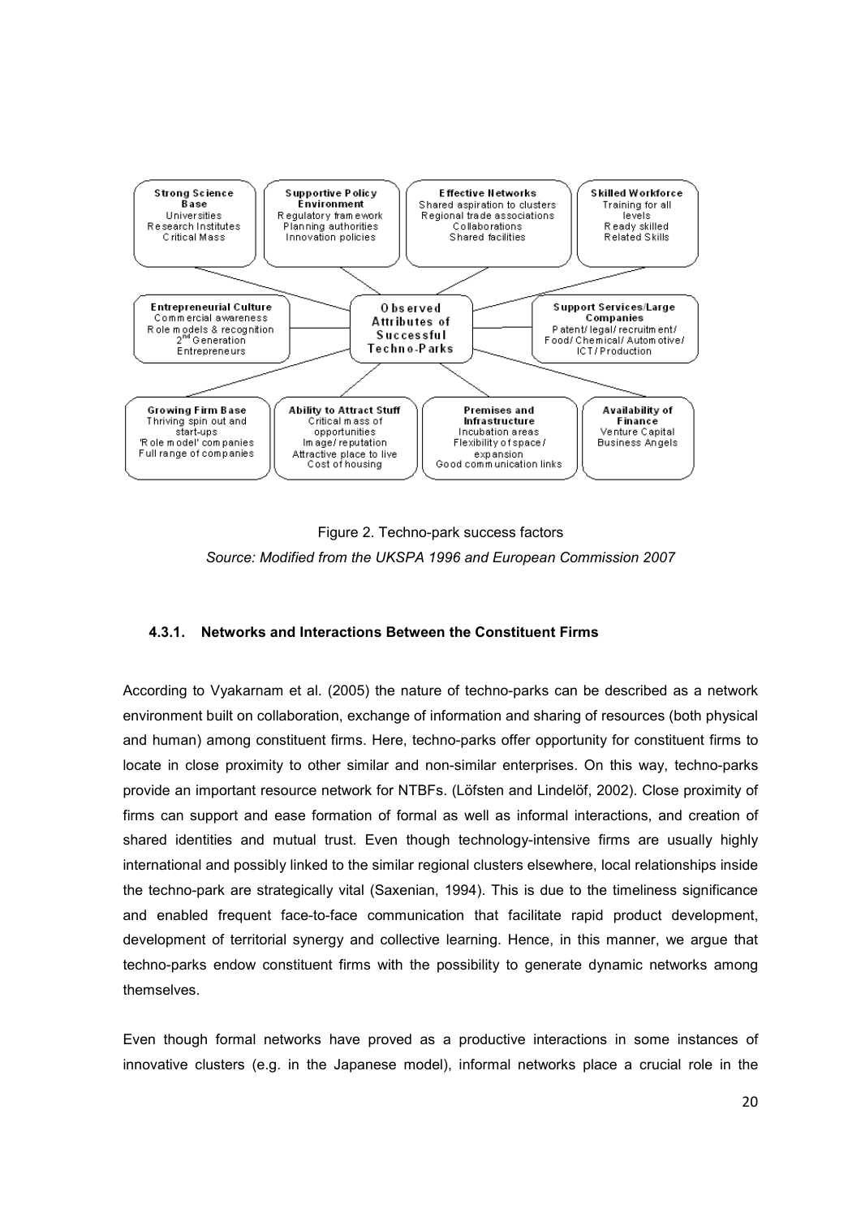**Observed Attributes of Successful Techno-Parks**

- **Strong Science Base**: Universities, Research Institutes, Critical Mass
- **Supportive Policy Environment**: Regulatory framework, Planning authorities, Innovation policies
- **Effective Networks**: Shared aspiration to clusters, Regional trade associations, Collaborations, Shared facilities
- **Skilled Workforce**: Training for all levels, Ready skilled, Related Skills
- **Entrepreneurial Culture**: Commercial awareness, Role models & recognition, 2nd Generation Entrepreneurs
- **Support Services/Large Companies**: Patent/ legal/ recruitment/ Food/ Chemical/ Automotive/ ICT/ Production
- **Growing Firm Base**: Thriving spin out and start-ups, 'Role model' companies, Full range of companies
- **Ability to Attract Stuff**: Critical mass of opportunities, Image/ reputation, Attractive place to live, Cost of housing
- **Premises and Infrastructure**: Incubation areas, Flexibility of space/ expansion, Good communication links
- **Availability of Finance**: Venture Capital, Business Angels

Figure 2. Techno-park success factors

*Source: Modified from the UKSPA 1996 and European Commission 2007*

### 4.3.1. Networks and Interactions Between the Constituent Firms

According to Vyakarnam et al. (2005) the nature of techno-parks can be described as a network environment built on collaboration, exchange of information and sharing of resources (both physical and human) among constituent firms. Here, techno-parks offer opportunity for constituent firms to locate in close proximity to other similar and non-similar enterprises. On this way, techno-parks provide an important resource network for NTBFs. (Löfsten and Lindelöf, 2002). Close proximity of firms can support and ease formation of formal as well as informal interactions, and creation of shared identities and mutual trust. Even though technology-intensive firms are usually highly international and possibly linked to the similar regional clusters elsewhere, local relationships inside the techno-park are strategically vital (Saxenian, 1994). This is due to the timeliness significance and enabled frequent face-to-face communication that facilitate rapid product development, development of territorial synergy and collective learning. Hence, in this manner, we argue that techno-parks endow constituent firms with the possibility to generate dynamic networks among themselves.

Even though formal networks have proved as a productive interactions in some instances of innovative clusters (e.g. in the Japanese model), informal networks place a crucial role in the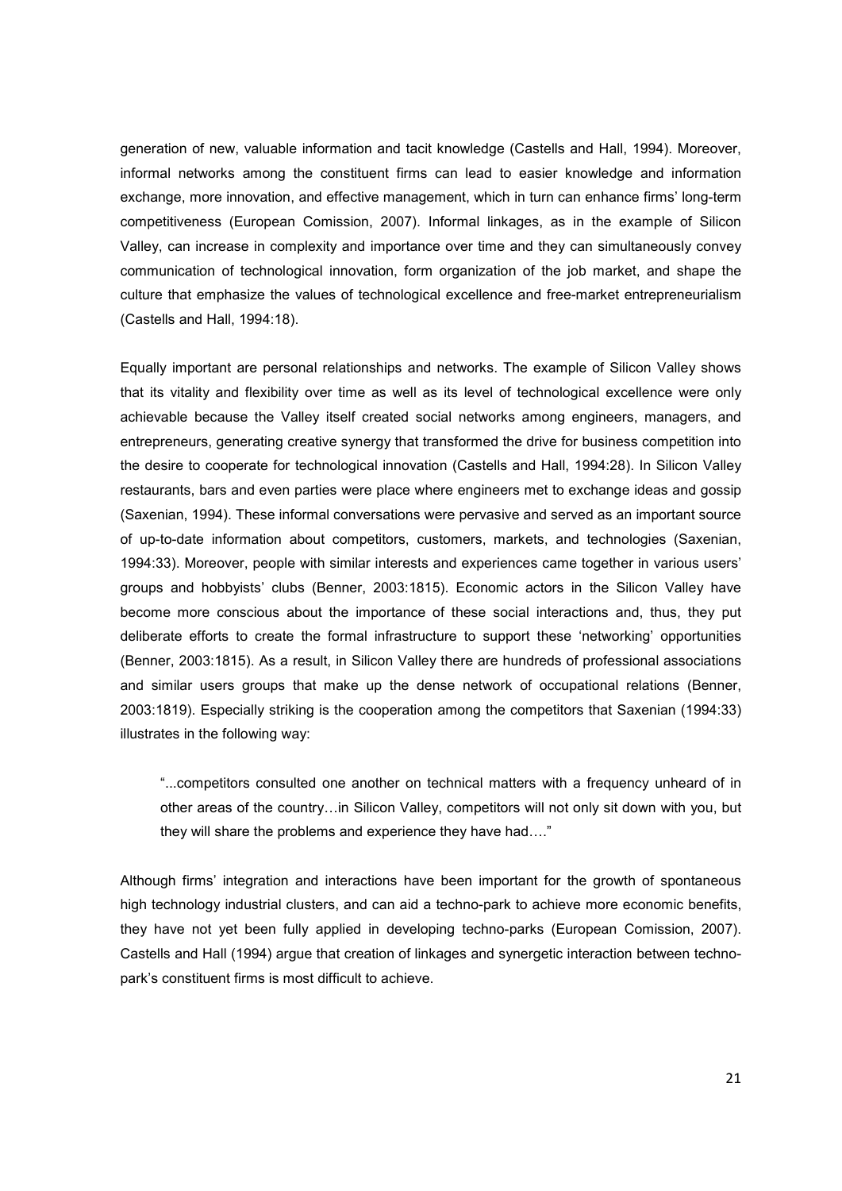generation of new, valuable information and tacit knowledge (Castells and Hall, 1994). Moreover, informal networks among the constituent firms can lead to easier knowledge and information exchange, more innovation, and effective management, which in turn can enhance firms' long-term competitiveness (European Comission, 2007). Informal linkages, as in the example of Silicon Valley, can increase in complexity and importance over time and they can simultaneously convey communication of technological innovation, form organization of the job market, and shape the culture that emphasize the values of technological excellence and free-market entrepreneurialism (Castells and Hall, 1994:18).

Equally important are personal relationships and networks. The example of Silicon Valley shows that its vitality and flexibility over time as well as its level of technological excellence were only achievable because the Valley itself created social networks among engineers, managers, and entrepreneurs, generating creative synergy that transformed the drive for business competition into the desire to cooperate for technological innovation (Castells and Hall, 1994:28). In Silicon Valley restaurants, bars and even parties were place where engineers met to exchange ideas and gossip (Saxenian, 1994). These informal conversations were pervasive and served as an important source of up-to-date information about competitors, customers, markets, and technologies (Saxenian, 1994:33). Moreover, people with similar interests and experiences came together in various users' groups and hobbyists' clubs (Benner, 2003:1815). Economic actors in the Silicon Valley have become more conscious about the importance of these social interactions and, thus, they put deliberate efforts to create the formal infrastructure to support these 'networking' opportunities (Benner, 2003:1815). As a result, in Silicon Valley there are hundreds of professional associations and similar users groups that make up the dense network of occupational relations (Benner, 2003:1819). Especially striking is the cooperation among the competitors that Saxenian (1994:33) illustrates in the following way:

> "...competitors consulted one another on technical matters with a frequency unheard of in other areas of the country…in Silicon Valley, competitors will not only sit down with you, but they will share the problems and experience they have had…."

Although firms' integration and interactions have been important for the growth of spontaneous high technology industrial clusters, and can aid a techno-park to achieve more economic benefits, they have not yet been fully applied in developing techno-parks (European Comission, 2007). Castells and Hall (1994) argue that creation of linkages and synergetic interaction between techno-park's constituent firms is most difficult to achieve.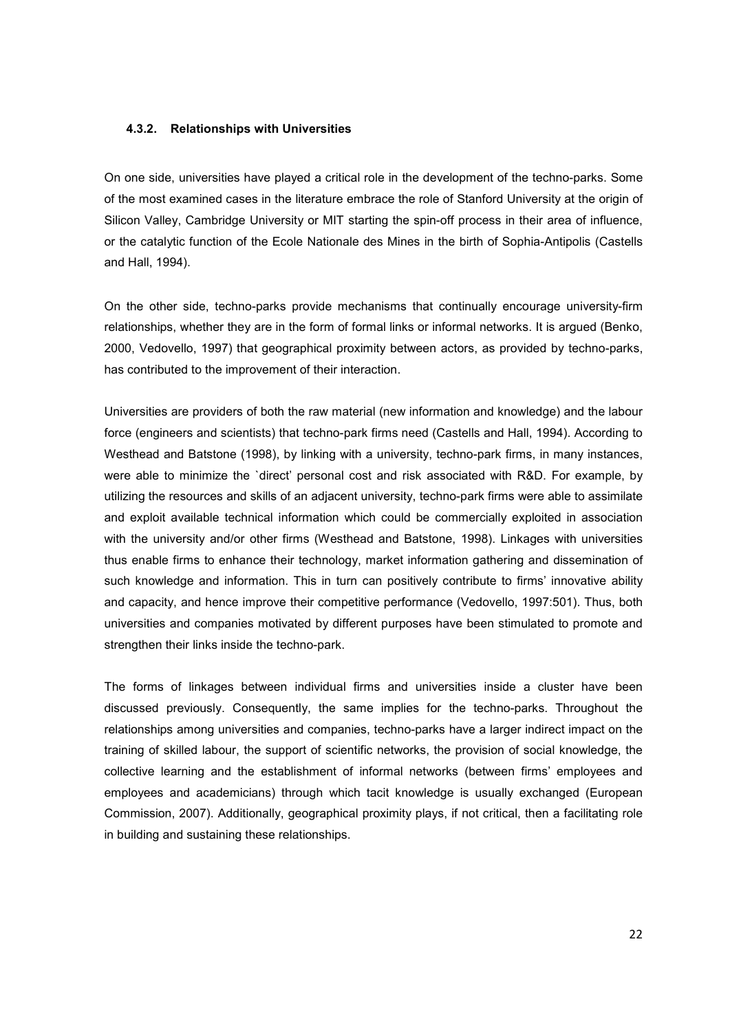#### 4.3.2. Relationships with Universities

On one side, universities have played a critical role in the development of the techno-parks. Some of the most examined cases in the literature embrace the role of Stanford University at the origin of Silicon Valley, Cambridge University or MIT starting the spin-off process in their area of influence, or the catalytic function of the Ecole Nationale des Mines in the birth of Sophia-Antipolis (Castells and Hall, 1994).

On the other side, techno-parks provide mechanisms that continually encourage university-firm relationships, whether they are in the form of formal links or informal networks. It is argued (Benko, 2000, Vedovello, 1997) that geographical proximity between actors, as provided by techno-parks, has contributed to the improvement of their interaction.

Universities are providers of both the raw material (new information and knowledge) and the labour force (engineers and scientists) that techno-park firms need (Castells and Hall, 1994). According to Westhead and Batstone (1998), by linking with a university, techno-park firms, in many instances, were able to minimize the `direct' personal cost and risk associated with R&D. For example, by utilizing the resources and skills of an adjacent university, techno-park firms were able to assimilate and exploit available technical information which could be commercially exploited in association with the university and/or other firms (Westhead and Batstone, 1998). Linkages with universities thus enable firms to enhance their technology, market information gathering and dissemination of such knowledge and information. This in turn can positively contribute to firms' innovative ability and capacity, and hence improve their competitive performance (Vedovello, 1997:501). Thus, both universities and companies motivated by different purposes have been stimulated to promote and strengthen their links inside the techno-park.

The forms of linkages between individual firms and universities inside a cluster have been discussed previously. Consequently, the same implies for the techno-parks. Throughout the relationships among universities and companies, techno-parks have a larger indirect impact on the training of skilled labour, the support of scientific networks, the provision of social knowledge, the collective learning and the establishment of informal networks (between firms' employees and employees and academicians) through which tacit knowledge is usually exchanged (European Commission, 2007). Additionally, geographical proximity plays, if not critical, then a facilitating role in building and sustaining these relationships.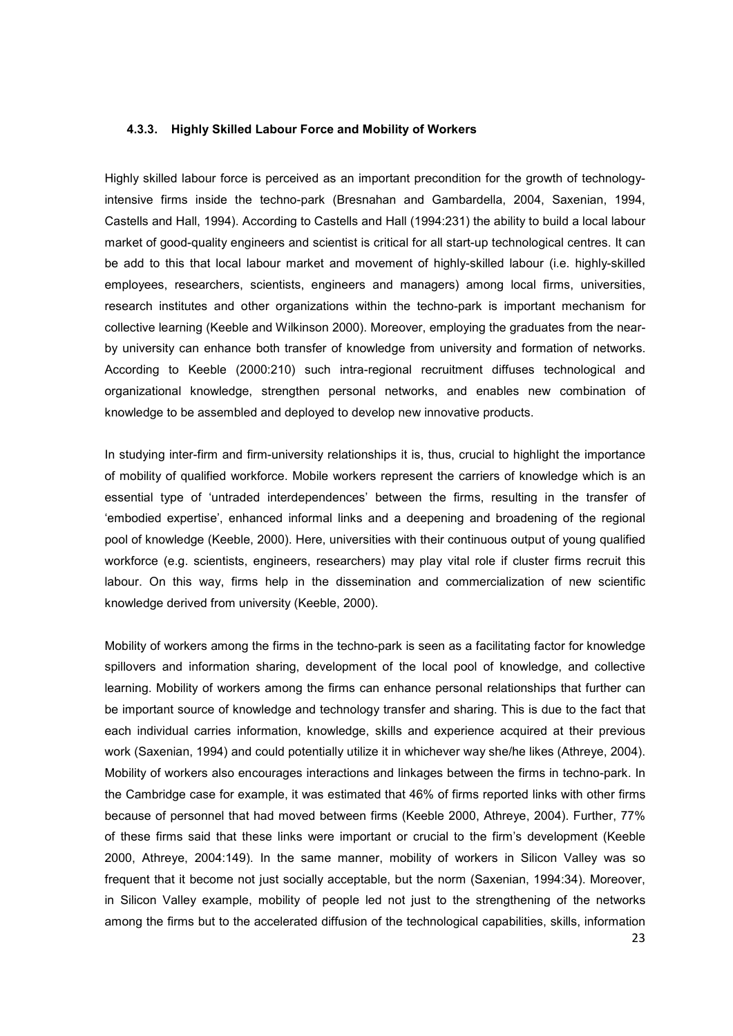### 4.3.3. Highly Skilled Labour Force and Mobility of Workers

Highly skilled labour force is perceived as an important precondition for the growth of technology-intensive firms inside the techno-park (Bresnahan and Gambardella, 2004, Saxenian, 1994, Castells and Hall, 1994). According to Castells and Hall (1994:231) the ability to build a local labour market of good-quality engineers and scientist is critical for all start-up technological centres. It can be add to this that local labour market and movement of highly-skilled labour (i.e. highly-skilled employees, researchers, scientists, engineers and managers) among local firms, universities, research institutes and other organizations within the techno-park is important mechanism for collective learning (Keeble and Wilkinson 2000). Moreover, employing the graduates from the near-by university can enhance both transfer of knowledge from university and formation of networks. According to Keeble (2000:210) such intra-regional recruitment diffuses technological and organizational knowledge, strengthen personal networks, and enables new combination of knowledge to be assembled and deployed to develop new innovative products.

In studying inter-firm and firm-university relationships it is, thus, crucial to highlight the importance of mobility of qualified workforce. Mobile workers represent the carriers of knowledge which is an essential type of 'untraded interdependences' between the firms, resulting in the transfer of 'embodied expertise', enhanced informal links and a deepening and broadening of the regional pool of knowledge (Keeble, 2000). Here, universities with their continuous output of young qualified workforce (e.g. scientists, engineers, researchers) may play vital role if cluster firms recruit this labour. On this way, firms help in the dissemination and commercialization of new scientific knowledge derived from university (Keeble, 2000).

Mobility of workers among the firms in the techno-park is seen as a facilitating factor for knowledge spillovers and information sharing, development of the local pool of knowledge, and collective learning. Mobility of workers among the firms can enhance personal relationships that further can be important source of knowledge and technology transfer and sharing. This is due to the fact that each individual carries information, knowledge, skills and experience acquired at their previous work (Saxenian, 1994) and could potentially utilize it in whichever way she/he likes (Athreye, 2004). Mobility of workers also encourages interactions and linkages between the firms in techno-park. In the Cambridge case for example, it was estimated that 46% of firms reported links with other firms because of personnel that had moved between firms (Keeble 2000, Athreye, 2004). Further, 77% of these firms said that these links were important or crucial to the firm's development (Keeble 2000, Athreye, 2004:149). In the same manner, mobility of workers in Silicon Valley was so frequent that it become not just socially acceptable, but the norm (Saxenian, 1994:34). Moreover, in Silicon Valley example, mobility of people led not just to the strengthening of the networks among the firms but to the accelerated diffusion of the technological capabilities, skills, information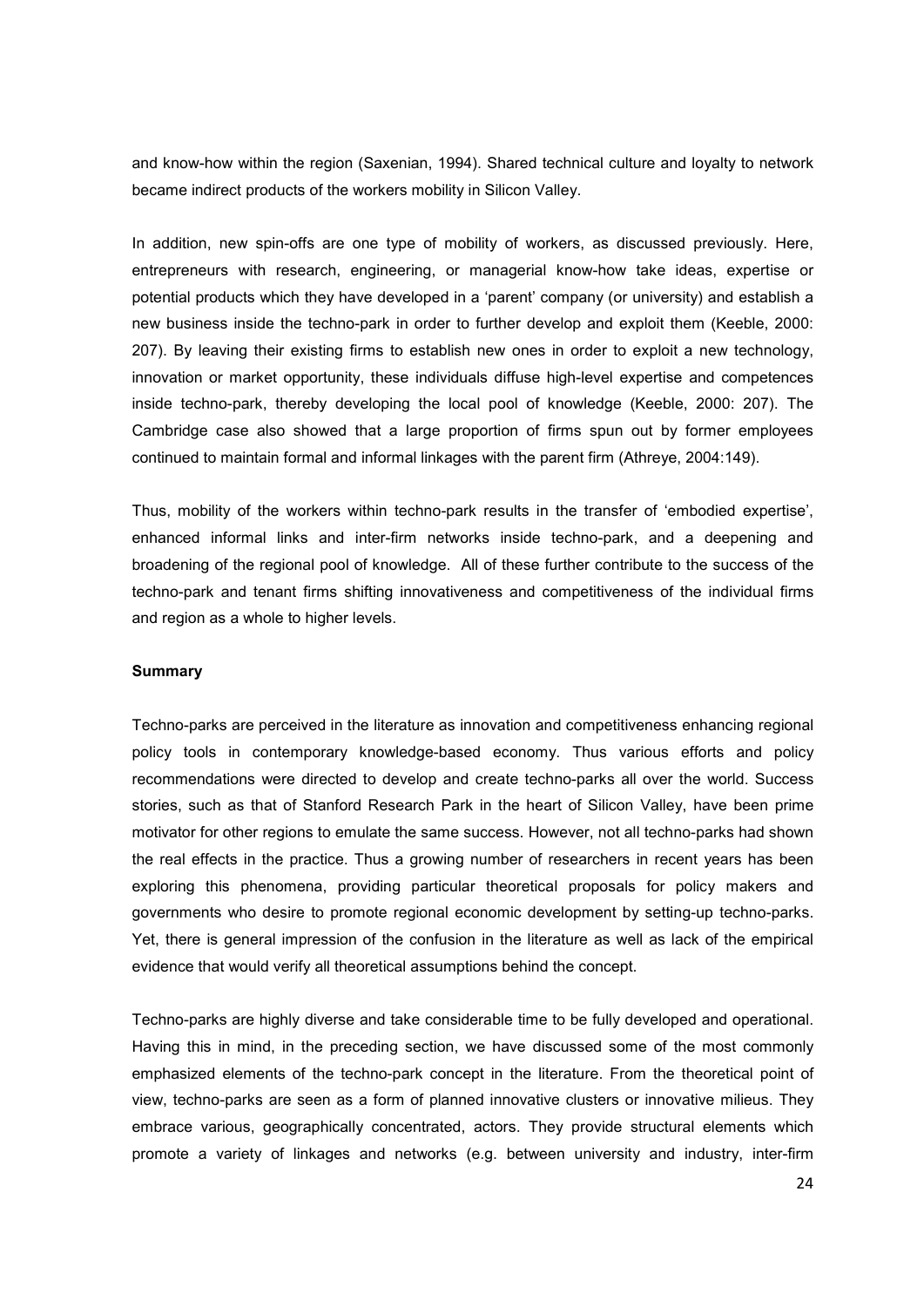and know-how within the region (Saxenian, 1994). Shared technical culture and loyalty to network became indirect products of the workers mobility in Silicon Valley.

In addition, new spin-offs are one type of mobility of workers, as discussed previously. Here, entrepreneurs with research, engineering, or managerial know-how take ideas, expertise or potential products which they have developed in a 'parent' company (or university) and establish a new business inside the techno-park in order to further develop and exploit them (Keeble, 2000: 207). By leaving their existing firms to establish new ones in order to exploit a new technology, innovation or market opportunity, these individuals diffuse high-level expertise and competences inside techno-park, thereby developing the local pool of knowledge (Keeble, 2000: 207). The Cambridge case also showed that a large proportion of firms spun out by former employees continued to maintain formal and informal linkages with the parent firm (Athreye, 2004:149).

Thus, mobility of the workers within techno-park results in the transfer of 'embodied expertise', enhanced informal links and inter-firm networks inside techno-park, and a deepening and broadening of the regional pool of knowledge. All of these further contribute to the success of the techno-park and tenant firms shifting innovativeness and competitiveness of the individual firms and region as a whole to higher levels.

**Summary**

Techno-parks are perceived in the literature as innovation and competitiveness enhancing regional policy tools in contemporary knowledge-based economy. Thus various efforts and policy recommendations were directed to develop and create techno-parks all over the world. Success stories, such as that of Stanford Research Park in the heart of Silicon Valley, have been prime motivator for other regions to emulate the same success. However, not all techno-parks had shown the real effects in the practice. Thus a growing number of researchers in recent years has been exploring this phenomena, providing particular theoretical proposals for policy makers and governments who desire to promote regional economic development by setting-up techno-parks. Yet, there is general impression of the confusion in the literature as well as lack of the empirical evidence that would verify all theoretical assumptions behind the concept.

Techno-parks are highly diverse and take considerable time to be fully developed and operational. Having this in mind, in the preceding section, we have discussed some of the most commonly emphasized elements of the techno-park concept in the literature. From the theoretical point of view, techno-parks are seen as a form of planned innovative clusters or innovative milieus. They embrace various, geographically concentrated, actors. They provide structural elements which promote a variety of linkages and networks (e.g. between university and industry, inter-firm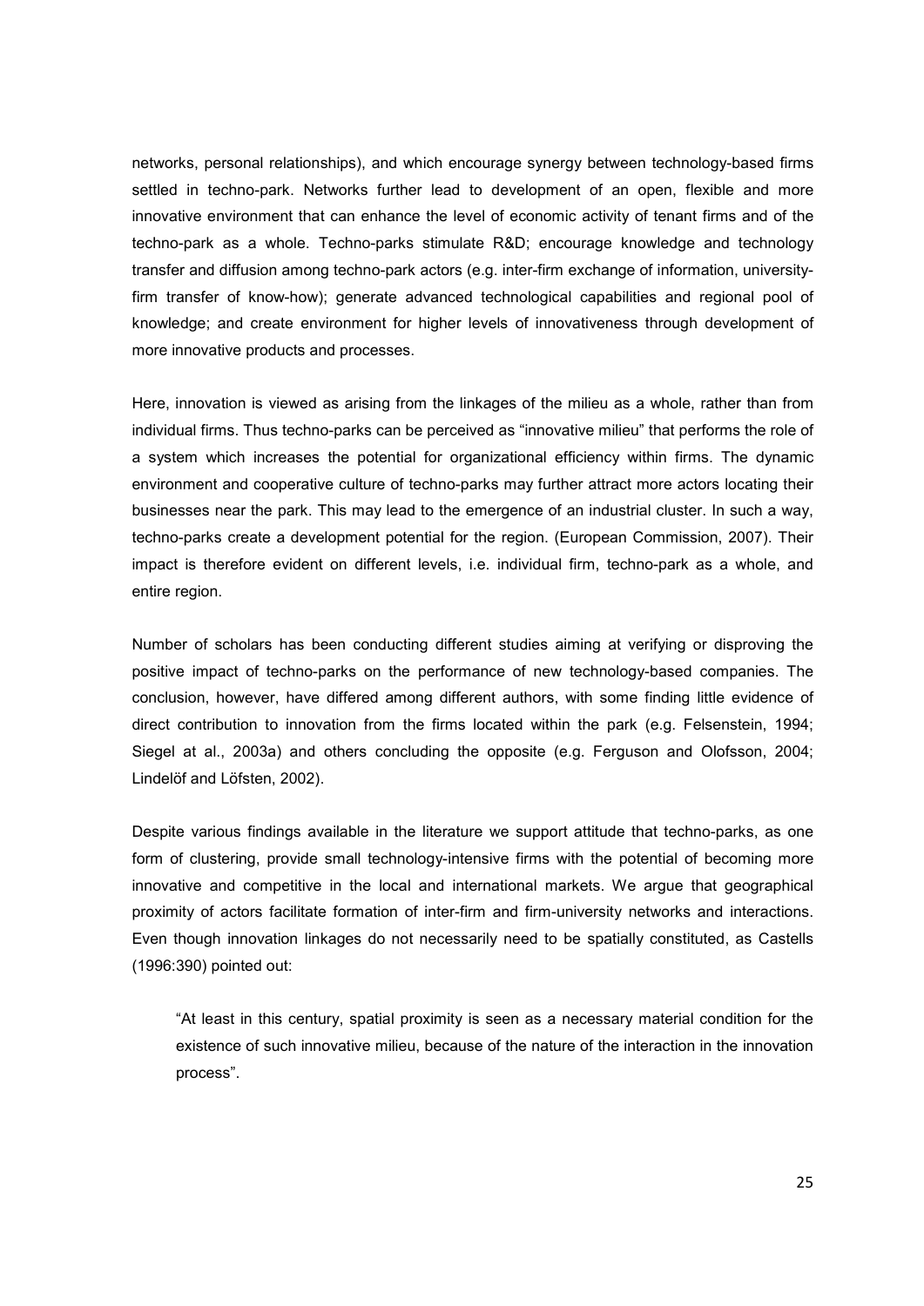networks, personal relationships), and which encourage synergy between technology-based firms settled in techno-park. Networks further lead to development of an open, flexible and more innovative environment that can enhance the level of economic activity of tenant firms and of the techno-park as a whole. Techno-parks stimulate R&D; encourage knowledge and technology transfer and diffusion among techno-park actors (e.g. inter-firm exchange of information, university-firm transfer of know-how); generate advanced technological capabilities and regional pool of knowledge; and create environment for higher levels of innovativeness through development of more innovative products and processes.

Here, innovation is viewed as arising from the linkages of the milieu as a whole, rather than from individual firms. Thus techno-parks can be perceived as "innovative milieu" that performs the role of a system which increases the potential for organizational efficiency within firms. The dynamic environment and cooperative culture of techno-parks may further attract more actors locating their businesses near the park. This may lead to the emergence of an industrial cluster. In such a way, techno-parks create a development potential for the region. (European Commission, 2007). Their impact is therefore evident on different levels, i.e. individual firm, techno-park as a whole, and entire region.

Number of scholars has been conducting different studies aiming at verifying or disproving the positive impact of techno-parks on the performance of new technology-based companies. The conclusion, however, have differed among different authors, with some finding little evidence of direct contribution to innovation from the firms located within the park (e.g. Felsenstein, 1994; Siegel at al., 2003a) and others concluding the opposite (e.g. Ferguson and Olofsson, 2004; Lindelöf and Löfsten, 2002).

Despite various findings available in the literature we support attitude that techno-parks, as one form of clustering, provide small technology-intensive firms with the potential of becoming more innovative and competitive in the local and international markets. We argue that geographical proximity of actors facilitate formation of inter-firm and firm-university networks and interactions. Even though innovation linkages do not necessarily need to be spatially constituted, as Castells (1996:390) pointed out:

> "At least in this century, spatial proximity is seen as a necessary material condition for the existence of such innovative milieu, because of the nature of the interaction in the innovation process".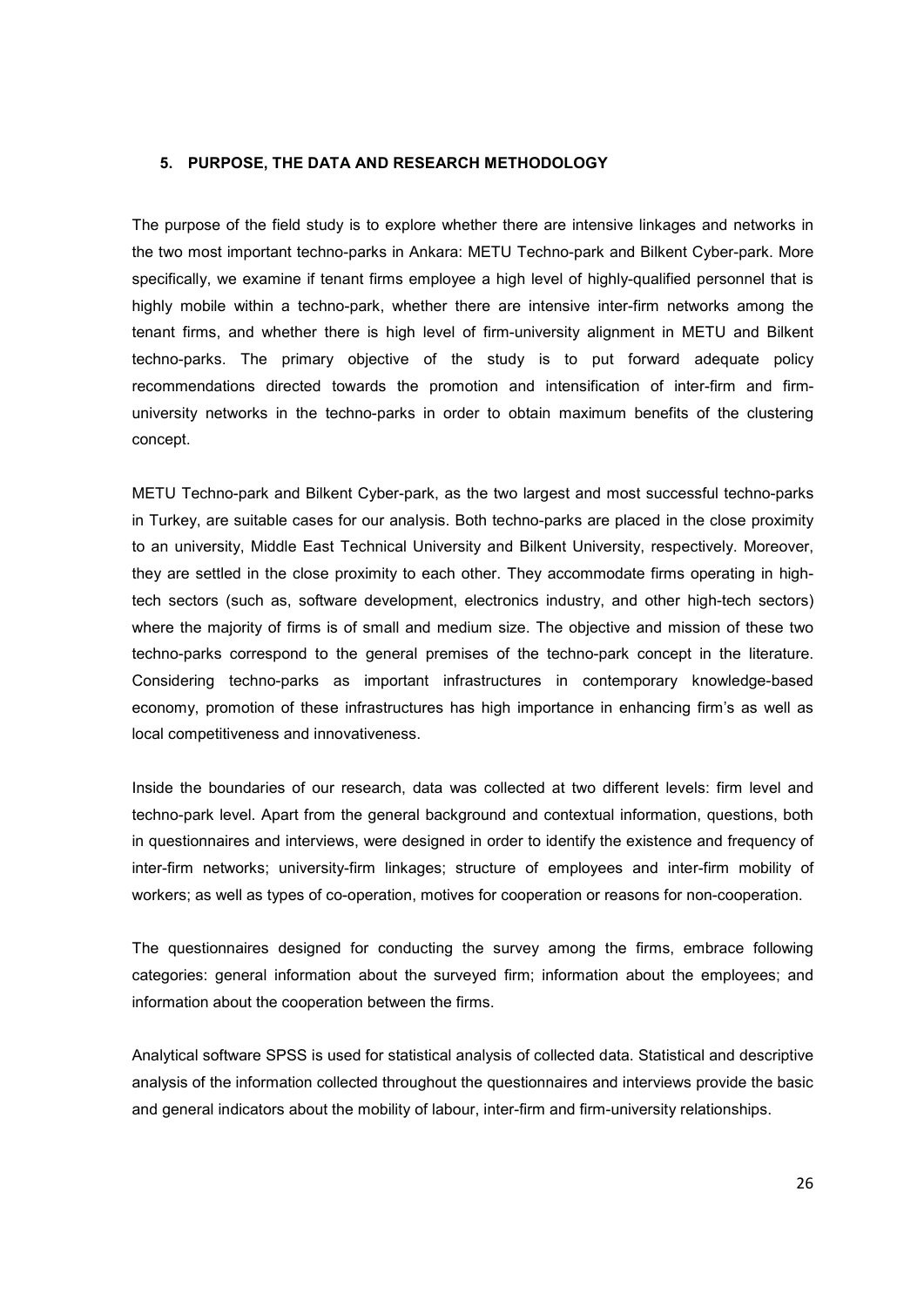## 5. PURPOSE, THE DATA AND RESEARCH METHODOLOGY

The purpose of the field study is to explore whether there are intensive linkages and networks in the two most important techno-parks in Ankara: METU Techno-park and Bilkent Cyber-park. More specifically, we examine if tenant firms employee a high level of highly-qualified personnel that is highly mobile within a techno-park, whether there are intensive inter-firm networks among the tenant firms, and whether there is high level of firm-university alignment in METU and Bilkent techno-parks. The primary objective of the study is to put forward adequate policy recommendations directed towards the promotion and intensification of inter-firm and firm-university networks in the techno-parks in order to obtain maximum benefits of the clustering concept.

METU Techno-park and Bilkent Cyber-park, as the two largest and most successful techno-parks in Turkey, are suitable cases for our analysis. Both techno-parks are placed in the close proximity to an university, Middle East Technical University and Bilkent University, respectively. Moreover, they are settled in the close proximity to each other. They accommodate firms operating in high-tech sectors (such as, software development, electronics industry, and other high-tech sectors) where the majority of firms is of small and medium size. The objective and mission of these two techno-parks correspond to the general premises of the techno-park concept in the literature. Considering techno-parks as important infrastructures in contemporary knowledge-based economy, promotion of these infrastructures has high importance in enhancing firm's as well as local competitiveness and innovativeness.

Inside the boundaries of our research, data was collected at two different levels: firm level and techno-park level. Apart from the general background and contextual information, questions, both in questionnaires and interviews, were designed in order to identify the existence and frequency of inter-firm networks; university-firm linkages; structure of employees and inter-firm mobility of workers; as well as types of co-operation, motives for cooperation or reasons for non-cooperation.

The questionnaires designed for conducting the survey among the firms, embrace following categories: general information about the surveyed firm; information about the employees; and information about the cooperation between the firms.

Analytical software SPSS is used for statistical analysis of collected data. Statistical and descriptive analysis of the information collected throughout the questionnaires and interviews provide the basic and general indicators about the mobility of labour, inter-firm and firm-university relationships.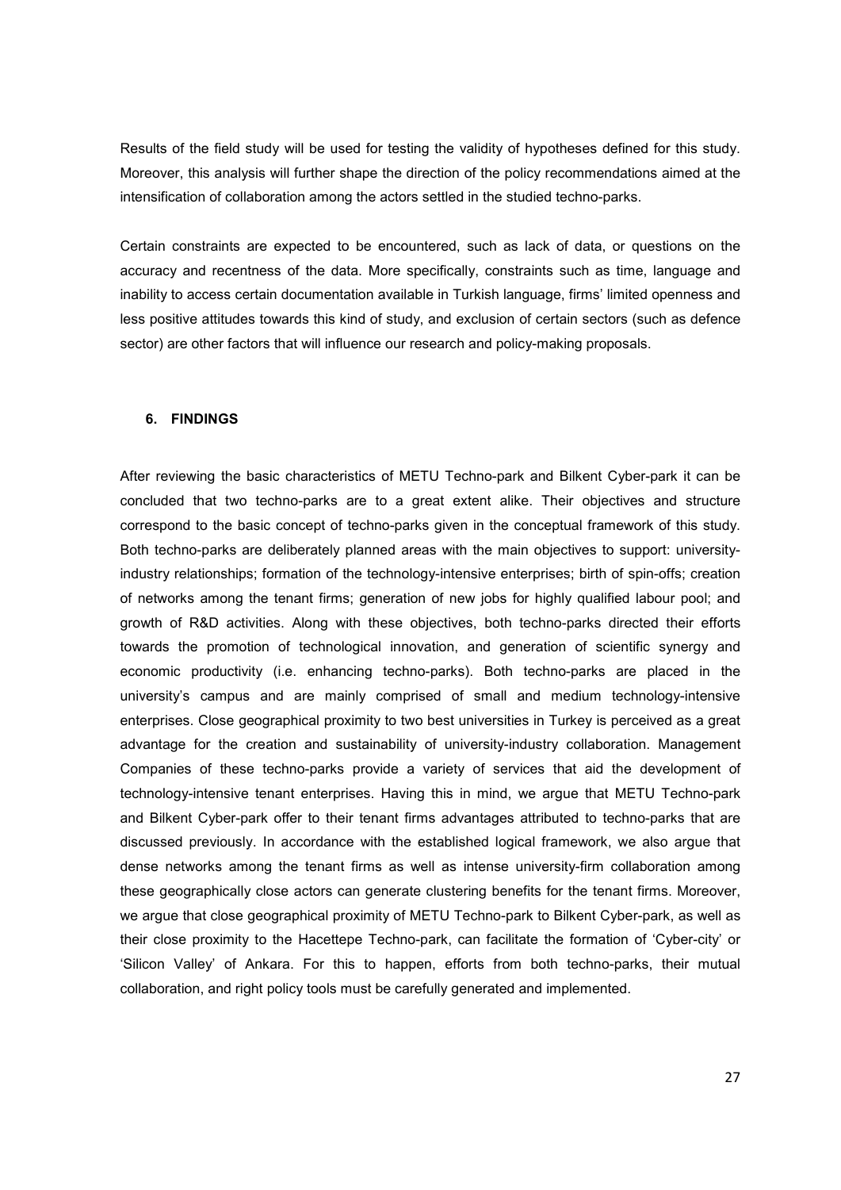Results of the field study will be used for testing the validity of hypotheses defined for this study. Moreover, this analysis will further shape the direction of the policy recommendations aimed at the intensification of collaboration among the actors settled in the studied techno-parks.

Certain constraints are expected to be encountered, such as lack of data, or questions on the accuracy and recentness of the data. More specifically, constraints such as time, language and inability to access certain documentation available in Turkish language, firms' limited openness and less positive attitudes towards this kind of study, and exclusion of certain sectors (such as defence sector) are other factors that will influence our research and policy-making proposals.

## 6. FINDINGS

After reviewing the basic characteristics of METU Techno-park and Bilkent Cyber-park it can be concluded that two techno-parks are to a great extent alike. Their objectives and structure correspond to the basic concept of techno-parks given in the conceptual framework of this study. Both techno-parks are deliberately planned areas with the main objectives to support: university-industry relationships; formation of the technology-intensive enterprises; birth of spin-offs; creation of networks among the tenant firms; generation of new jobs for highly qualified labour pool; and growth of R&D activities. Along with these objectives, both techno-parks directed their efforts towards the promotion of technological innovation, and generation of scientific synergy and economic productivity (i.e. enhancing techno-parks). Both techno-parks are placed in the university's campus and are mainly comprised of small and medium technology-intensive enterprises. Close geographical proximity to two best universities in Turkey is perceived as a great advantage for the creation and sustainability of university-industry collaboration. Management Companies of these techno-parks provide a variety of services that aid the development of technology-intensive tenant enterprises. Having this in mind, we argue that METU Techno-park and Bilkent Cyber-park offer to their tenant firms advantages attributed to techno-parks that are discussed previously. In accordance with the established logical framework, we also argue that dense networks among the tenant firms as well as intense university-firm collaboration among these geographically close actors can generate clustering benefits for the tenant firms. Moreover, we argue that close geographical proximity of METU Techno-park to Bilkent Cyber-park, as well as their close proximity to the Hacettepe Techno-park, can facilitate the formation of 'Cyber-city' or 'Silicon Valley' of Ankara. For this to happen, efforts from both techno-parks, their mutual collaboration, and right policy tools must be carefully generated and implemented.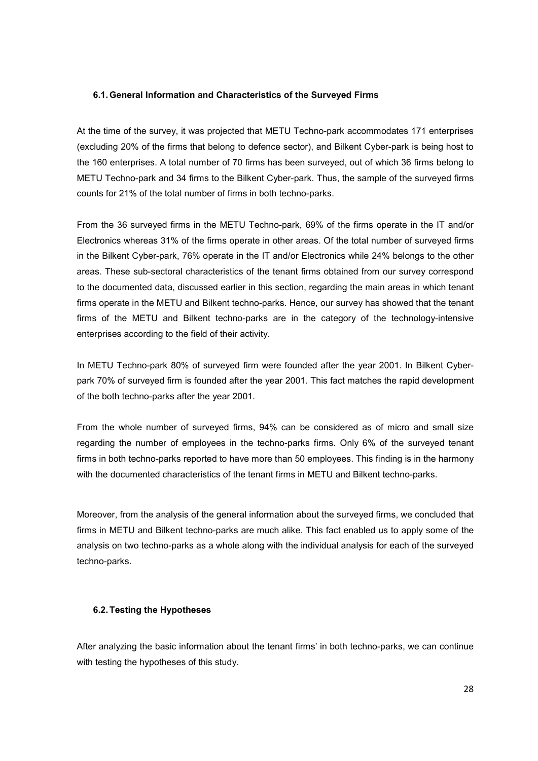## 6.1. General Information and Characteristics of the Surveyed Firms

At the time of the survey, it was projected that METU Techno-park accommodates 171 enterprises (excluding 20% of the firms that belong to defence sector), and Bilkent Cyber-park is being host to the 160 enterprises. A total number of 70 firms has been surveyed, out of which 36 firms belong to METU Techno-park and 34 firms to the Bilkent Cyber-park. Thus, the sample of the surveyed firms counts for 21% of the total number of firms in both techno-parks.

From the 36 surveyed firms in the METU Techno-park, 69% of the firms operate in the IT and/or Electronics whereas 31% of the firms operate in other areas. Of the total number of surveyed firms in the Bilkent Cyber-park, 76% operate in the IT and/or Electronics while 24% belongs to the other areas. These sub-sectoral characteristics of the tenant firms obtained from our survey correspond to the documented data, discussed earlier in this section, regarding the main areas in which tenant firms operate in the METU and Bilkent techno-parks. Hence, our survey has showed that the tenant firms of the METU and Bilkent techno-parks are in the category of the technology-intensive enterprises according to the field of their activity.

In METU Techno-park 80% of surveyed firm were founded after the year 2001. In Bilkent Cyber-park 70% of surveyed firm is founded after the year 2001. This fact matches the rapid development of the both techno-parks after the year 2001.

From the whole number of surveyed firms, 94% can be considered as of micro and small size regarding the number of employees in the techno-parks firms. Only 6% of the surveyed tenant firms in both techno-parks reported to have more than 50 employees. This finding is in the harmony with the documented characteristics of the tenant firms in METU and Bilkent techno-parks.

Moreover, from the analysis of the general information about the surveyed firms, we concluded that firms in METU and Bilkent techno-parks are much alike. This fact enabled us to apply some of the analysis on two techno-parks as a whole along with the individual analysis for each of the surveyed techno-parks.

## 6.2. Testing the Hypotheses

After analyzing the basic information about the tenant firms' in both techno-parks, we can continue with testing the hypotheses of this study.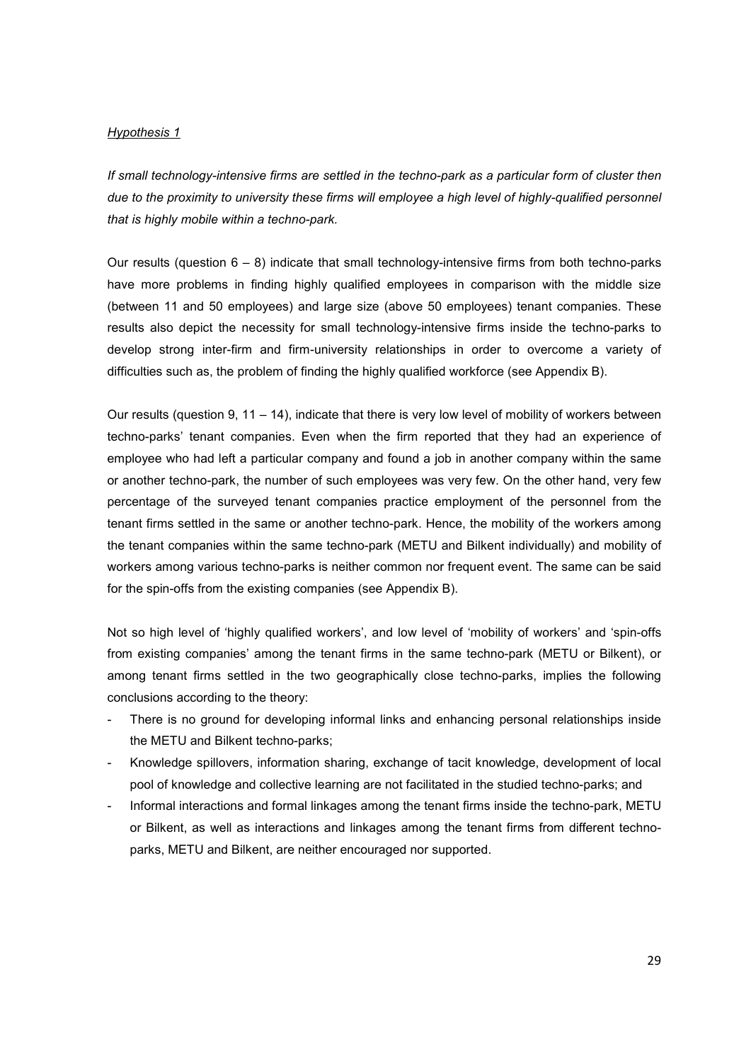*Hypothesis 1*

*If small technology-intensive firms are settled in the techno-park as a particular form of cluster then due to the proximity to university these firms will employee a high level of highly-qualified personnel that is highly mobile within a techno-park.*

Our results (question 6 – 8) indicate that small technology-intensive firms from both techno-parks have more problems in finding highly qualified employees in comparison with the middle size (between 11 and 50 employees) and large size (above 50 employees) tenant companies. These results also depict the necessity for small technology-intensive firms inside the techno-parks to develop strong inter-firm and firm-university relationships in order to overcome a variety of difficulties such as, the problem of finding the highly qualified workforce (see Appendix B).

Our results (question 9, 11 – 14), indicate that there is very low level of mobility of workers between techno-parks' tenant companies. Even when the firm reported that they had an experience of employee who had left a particular company and found a job in another company within the same or another techno-park, the number of such employees was very few. On the other hand, very few percentage of the surveyed tenant companies practice employment of the personnel from the tenant firms settled in the same or another techno-park. Hence, the mobility of the workers among the tenant companies within the same techno-park (METU and Bilkent individually) and mobility of workers among various techno-parks is neither common nor frequent event. The same can be said for the spin-offs from the existing companies (see Appendix B).

Not so high level of 'highly qualified workers', and low level of 'mobility of workers' and 'spin-offs from existing companies' among the tenant firms in the same techno-park (METU or Bilkent), or among tenant firms settled in the two geographically close techno-parks, implies the following conclusions according to the theory:

- There is no ground for developing informal links and enhancing personal relationships inside the METU and Bilkent techno-parks;
- Knowledge spillovers, information sharing, exchange of tacit knowledge, development of local pool of knowledge and collective learning are not facilitated in the studied techno-parks; and
- Informal interactions and formal linkages among the tenant firms inside the techno-park, METU or Bilkent, as well as interactions and linkages among the tenant firms from different techno-parks, METU and Bilkent, are neither encouraged nor supported.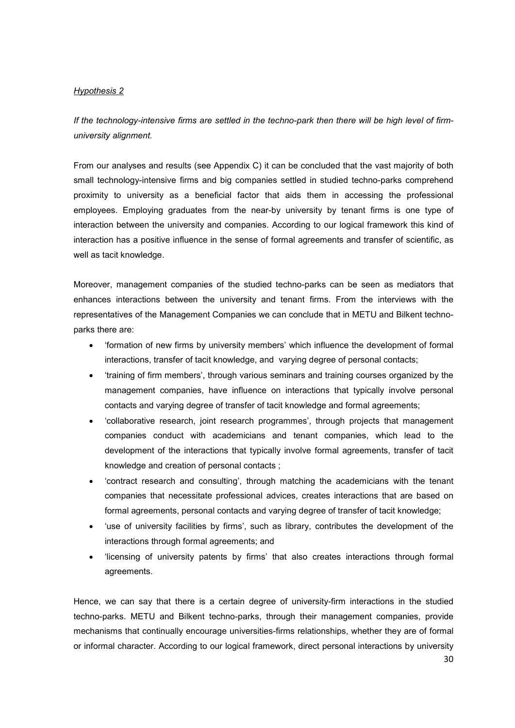*Hypothesis 2*

*If the technology-intensive firms are settled in the techno-park then there will be high level of firm-university alignment.*

From our analyses and results (see Appendix C) it can be concluded that the vast majority of both small technology-intensive firms and big companies settled in studied techno-parks comprehend proximity to university as a beneficial factor that aids them in accessing the professional employees. Employing graduates from the near-by university by tenant firms is one type of interaction between the university and companies. According to our logical framework this kind of interaction has a positive influence in the sense of formal agreements and transfer of scientific, as well as tacit knowledge.

Moreover, management companies of the studied techno-parks can be seen as mediators that enhances interactions between the university and tenant firms. From the interviews with the representatives of the Management Companies we can conclude that in METU and Bilkent techno-parks there are:

- 'formation of new firms by university members' which influence the development of formal interactions, transfer of tacit knowledge, and varying degree of personal contacts;
- 'training of firm members', through various seminars and training courses organized by the management companies, have influence on interactions that typically involve personal contacts and varying degree of transfer of tacit knowledge and formal agreements;
- 'collaborative research, joint research programmes', through projects that management companies conduct with academicians and tenant companies, which lead to the development of the interactions that typically involve formal agreements, transfer of tacit knowledge and creation of personal contacts ;
- 'contract research and consulting', through matching the academicians with the tenant companies that necessitate professional advices, creates interactions that are based on formal agreements, personal contacts and varying degree of transfer of tacit knowledge;
- 'use of university facilities by firms', such as library, contributes the development of the interactions through formal agreements; and
- 'licensing of university patents by firms' that also creates interactions through formal agreements.

Hence, we can say that there is a certain degree of university-firm interactions in the studied techno-parks. METU and Bilkent techno-parks, through their management companies, provide mechanisms that continually encourage universities-firms relationships, whether they are of formal or informal character. According to our logical framework, direct personal interactions by university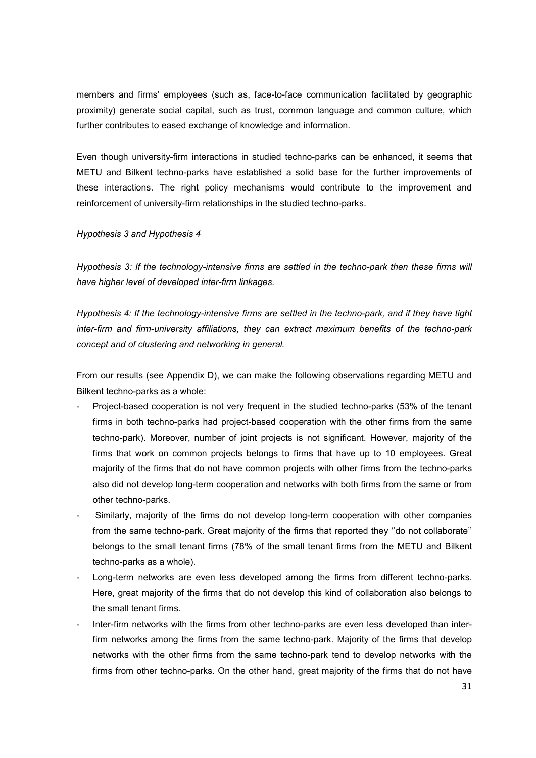members and firms' employees (such as, face-to-face communication facilitated by geographic proximity) generate social capital, such as trust, common language and common culture, which further contributes to eased exchange of knowledge and information.

Even though university-firm interactions in studied techno-parks can be enhanced, it seems that METU and Bilkent techno-parks have established a solid base for the further improvements of these interactions. The right policy mechanisms would contribute to the improvement and reinforcement of university-firm relationships in the studied techno-parks.

*Hypothesis 3 and Hypothesis 4*

*Hypothesis 3: If the technology-intensive firms are settled in the techno-park then these firms will have higher level of developed inter-firm linkages.*

*Hypothesis 4: If the technology-intensive firms are settled in the techno-park, and if they have tight inter-firm and firm-university affiliations, they can extract maximum benefits of the techno-park concept and of clustering and networking in general.*

From our results (see Appendix D), we can make the following observations regarding METU and Bilkent techno-parks as a whole:

- Project-based cooperation is not very frequent in the studied techno-parks (53% of the tenant firms in both techno-parks had project-based cooperation with the other firms from the same techno-park). Moreover, number of joint projects is not significant. However, majority of the firms that work on common projects belongs to firms that have up to 10 employees. Great majority of the firms that do not have common projects with other firms from the techno-parks also did not develop long-term cooperation and networks with both firms from the same or from other techno-parks.
- Similarly, majority of the firms do not develop long-term cooperation with other companies from the same techno-park. Great majority of the firms that reported they ''do not collaborate'' belongs to the small tenant firms (78% of the small tenant firms from the METU and Bilkent techno-parks as a whole).
- Long-term networks are even less developed among the firms from different techno-parks. Here, great majority of the firms that do not develop this kind of collaboration also belongs to the small tenant firms.
- Inter-firm networks with the firms from other techno-parks are even less developed than inter-firm networks among the firms from the same techno-park. Majority of the firms that develop networks with the other firms from the same techno-park tend to develop networks with the firms from other techno-parks. On the other hand, great majority of the firms that do not have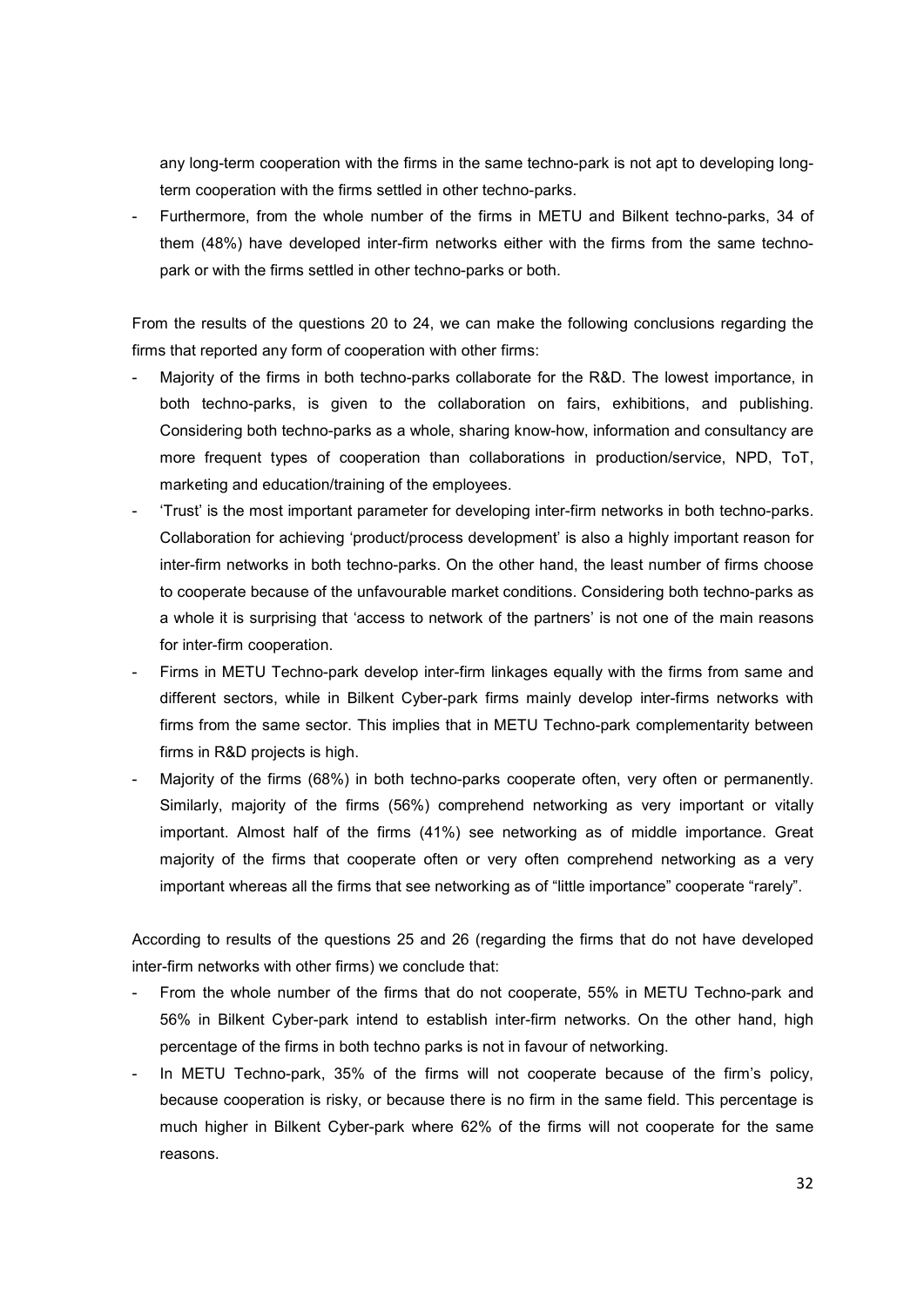any long-term cooperation with the firms in the same techno-park is not apt to developing long-term cooperation with the firms settled in other techno-parks.

- Furthermore, from the whole number of the firms in METU and Bilkent techno-parks, 34 of them (48%) have developed inter-firm networks either with the firms from the same techno-park or with the firms settled in other techno-parks or both.

From the results of the questions 20 to 24, we can make the following conclusions regarding the firms that reported any form of cooperation with other firms:

- Majority of the firms in both techno-parks collaborate for the R&D. The lowest importance, in both techno-parks, is given to the collaboration on fairs, exhibitions, and publishing. Considering both techno-parks as a whole, sharing know-how, information and consultancy are more frequent types of cooperation than collaborations in production/service, NPD, ToT, marketing and education/training of the employees.
- 'Trust' is the most important parameter for developing inter-firm networks in both techno-parks. Collaboration for achieving 'product/process development' is also a highly important reason for inter-firm networks in both techno-parks. On the other hand, the least number of firms choose to cooperate because of the unfavourable market conditions. Considering both techno-parks as a whole it is surprising that 'access to network of the partners' is not one of the main reasons for inter-firm cooperation.
- Firms in METU Techno-park develop inter-firm linkages equally with the firms from same and different sectors, while in Bilkent Cyber-park firms mainly develop inter-firms networks with firms from the same sector. This implies that in METU Techno-park complementarity between firms in R&D projects is high.
- Majority of the firms (68%) in both techno-parks cooperate often, very often or permanently. Similarly, majority of the firms (56%) comprehend networking as very important or vitally important. Almost half of the firms (41%) see networking as of middle importance. Great majority of the firms that cooperate often or very often comprehend networking as a very important whereas all the firms that see networking as of "little importance" cooperate "rarely".

According to results of the questions 25 and 26 (regarding the firms that do not have developed inter-firm networks with other firms) we conclude that:

- From the whole number of the firms that do not cooperate, 55% in METU Techno-park and 56% in Bilkent Cyber-park intend to establish inter-firm networks. On the other hand, high percentage of the firms in both techno parks is not in favour of networking.
- In METU Techno-park, 35% of the firms will not cooperate because of the firm's policy, because cooperation is risky, or because there is no firm in the same field. This percentage is much higher in Bilkent Cyber-park where 62% of the firms will not cooperate for the same reasons.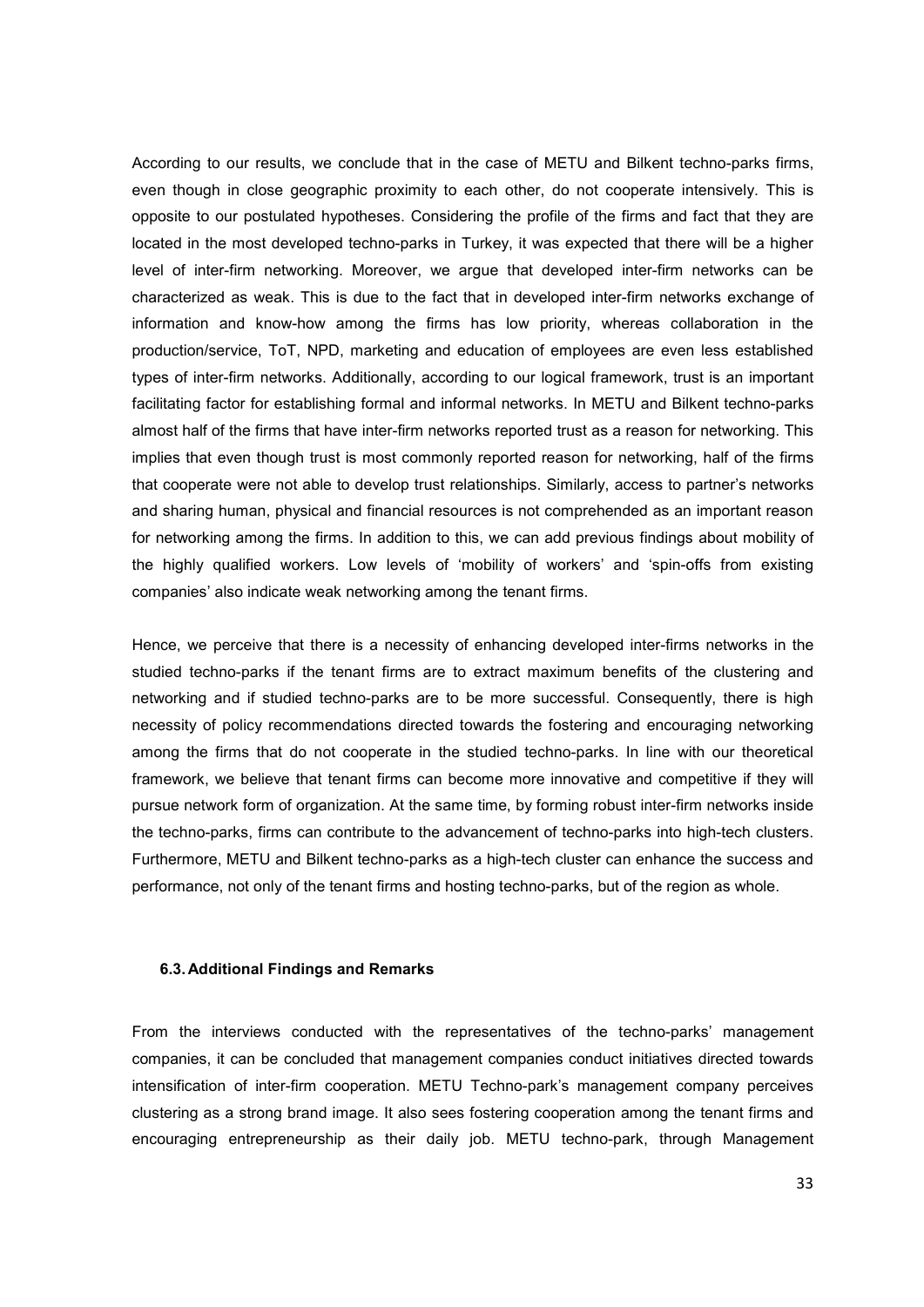According to our results, we conclude that in the case of METU and Bilkent techno-parks firms, even though in close geographic proximity to each other, do not cooperate intensively. This is opposite to our postulated hypotheses. Considering the profile of the firms and fact that they are located in the most developed techno-parks in Turkey, it was expected that there will be a higher level of inter-firm networking. Moreover, we argue that developed inter-firm networks can be characterized as weak. This is due to the fact that in developed inter-firm networks exchange of information and know-how among the firms has low priority, whereas collaboration in the production/service, ToT, NPD, marketing and education of employees are even less established types of inter-firm networks. Additionally, according to our logical framework, trust is an important facilitating factor for establishing formal and informal networks. In METU and Bilkent techno-parks almost half of the firms that have inter-firm networks reported trust as a reason for networking. This implies that even though trust is most commonly reported reason for networking, half of the firms that cooperate were not able to develop trust relationships. Similarly, access to partner's networks and sharing human, physical and financial resources is not comprehended as an important reason for networking among the firms. In addition to this, we can add previous findings about mobility of the highly qualified workers. Low levels of 'mobility of workers' and 'spin-offs from existing companies' also indicate weak networking among the tenant firms.

Hence, we perceive that there is a necessity of enhancing developed inter-firms networks in the studied techno-parks if the tenant firms are to extract maximum benefits of the clustering and networking and if studied techno-parks are to be more successful. Consequently, there is high necessity of policy recommendations directed towards the fostering and encouraging networking among the firms that do not cooperate in the studied techno-parks. In line with our theoretical framework, we believe that tenant firms can become more innovative and competitive if they will pursue network form of organization. At the same time, by forming robust inter-firm networks inside the techno-parks, firms can contribute to the advancement of techno-parks into high-tech clusters. Furthermore, METU and Bilkent techno-parks as a high-tech cluster can enhance the success and performance, not only of the tenant firms and hosting techno-parks, but of the region as whole.

### 6.3. Additional Findings and Remarks

From the interviews conducted with the representatives of the techno-parks' management companies, it can be concluded that management companies conduct initiatives directed towards intensification of inter-firm cooperation. METU Techno-park's management company perceives clustering as a strong brand image. It also sees fostering cooperation among the tenant firms and encouraging entrepreneurship as their daily job. METU techno-park, through Management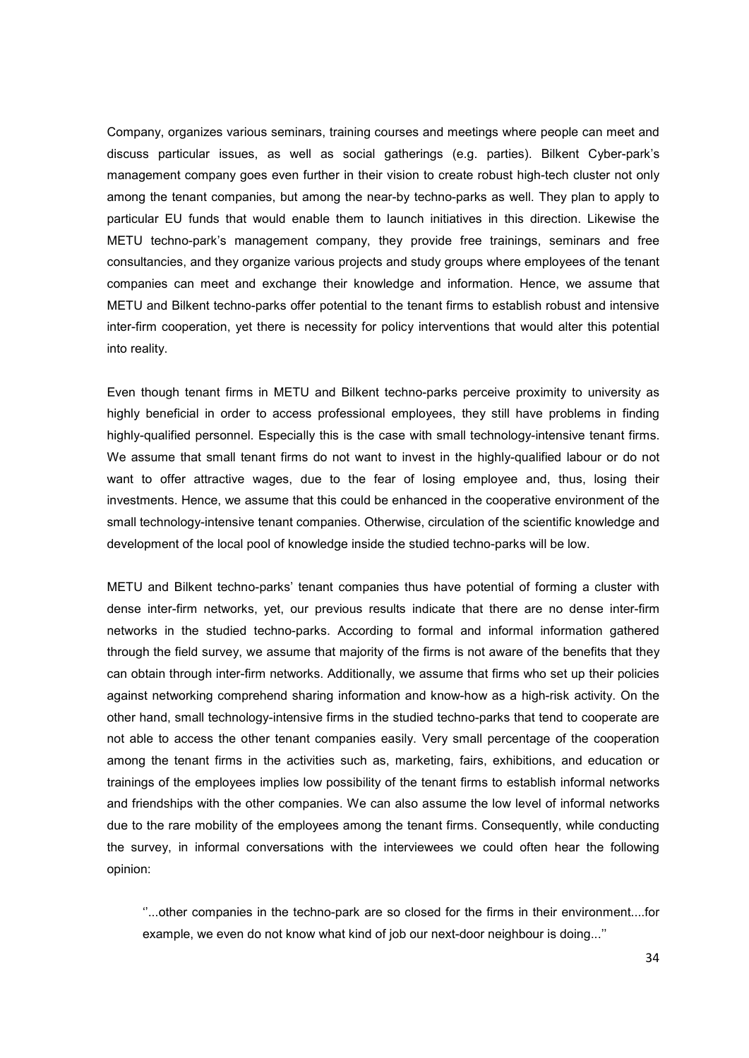Company, organizes various seminars, training courses and meetings where people can meet and discuss particular issues, as well as social gatherings (e.g. parties). Bilkent Cyber-park's management company goes even further in their vision to create robust high-tech cluster not only among the tenant companies, but among the near-by techno-parks as well. They plan to apply to particular EU funds that would enable them to launch initiatives in this direction. Likewise the METU techno-park's management company, they provide free trainings, seminars and free consultancies, and they organize various projects and study groups where employees of the tenant companies can meet and exchange their knowledge and information. Hence, we assume that METU and Bilkent techno-parks offer potential to the tenant firms to establish robust and intensive inter-firm cooperation, yet there is necessity for policy interventions that would alter this potential into reality.

Even though tenant firms in METU and Bilkent techno-parks perceive proximity to university as highly beneficial in order to access professional employees, they still have problems in finding highly-qualified personnel. Especially this is the case with small technology-intensive tenant firms. We assume that small tenant firms do not want to invest in the highly-qualified labour or do not want to offer attractive wages, due to the fear of losing employee and, thus, losing their investments. Hence, we assume that this could be enhanced in the cooperative environment of the small technology-intensive tenant companies. Otherwise, circulation of the scientific knowledge and development of the local pool of knowledge inside the studied techno-parks will be low.

METU and Bilkent techno-parks' tenant companies thus have potential of forming a cluster with dense inter-firm networks, yet, our previous results indicate that there are no dense inter-firm networks in the studied techno-parks. According to formal and informal information gathered through the field survey, we assume that majority of the firms is not aware of the benefits that they can obtain through inter-firm networks. Additionally, we assume that firms who set up their policies against networking comprehend sharing information and know-how as a high-risk activity. On the other hand, small technology-intensive firms in the studied techno-parks that tend to cooperate are not able to access the other tenant companies easily. Very small percentage of the cooperation among the tenant firms in the activities such as, marketing, fairs, exhibitions, and education or trainings of the employees implies low possibility of the tenant firms to establish informal networks and friendships with the other companies. We can also assume the low level of informal networks due to the rare mobility of the employees among the tenant firms. Consequently, while conducting the survey, in informal conversations with the interviewees we could often hear the following opinion:

> ''...other companies in the techno-park are so closed for the firms in their environment....for example, we even do not know what kind of job our next-door neighbour is doing...''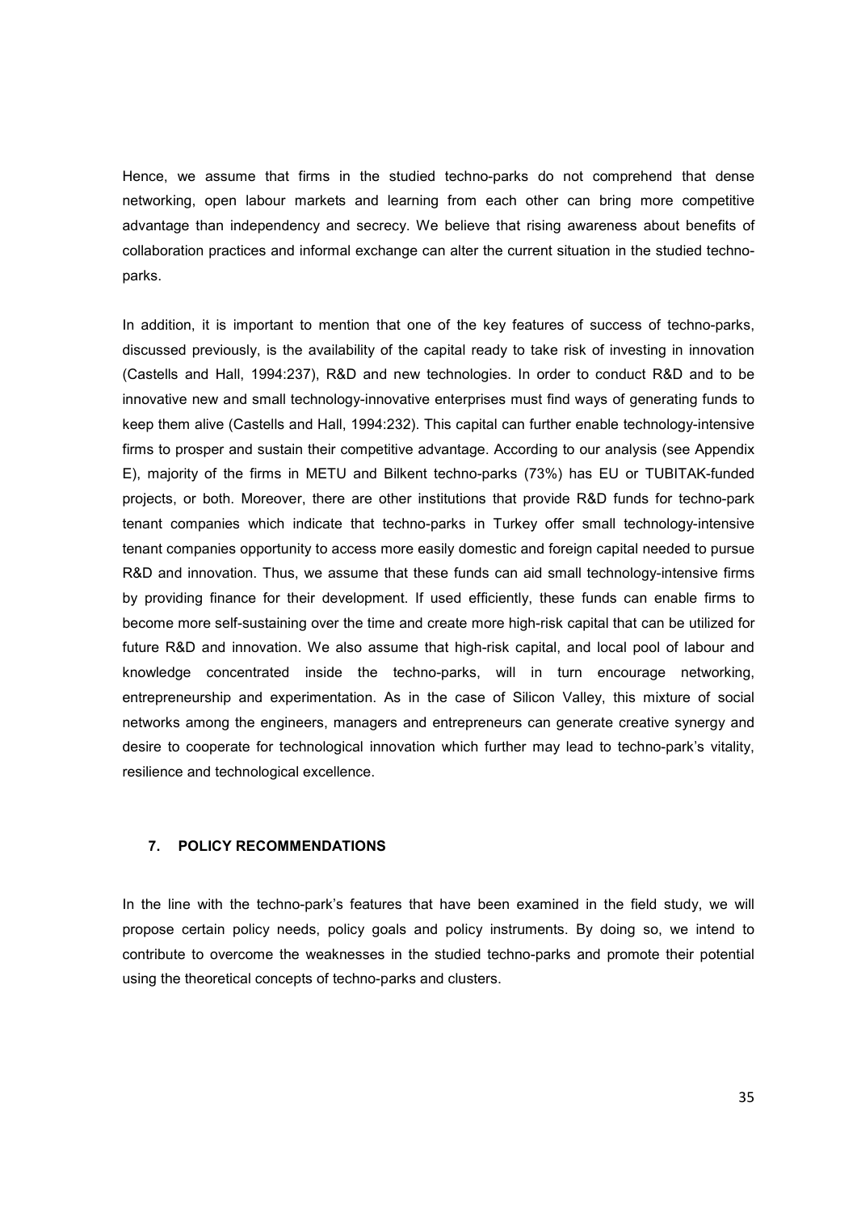Hence, we assume that firms in the studied techno-parks do not comprehend that dense networking, open labour markets and learning from each other can bring more competitive advantage than independency and secrecy. We believe that rising awareness about benefits of collaboration practices and informal exchange can alter the current situation in the studied techno-parks.

In addition, it is important to mention that one of the key features of success of techno-parks, discussed previously, is the availability of the capital ready to take risk of investing in innovation (Castells and Hall, 1994:237), R&D and new technologies. In order to conduct R&D and to be innovative new and small technology-innovative enterprises must find ways of generating funds to keep them alive (Castells and Hall, 1994:232). This capital can further enable technology-intensive firms to prosper and sustain their competitive advantage. According to our analysis (see Appendix E), majority of the firms in METU and Bilkent techno-parks (73%) has EU or TUBITAK-funded projects, or both. Moreover, there are other institutions that provide R&D funds for techno-park tenant companies which indicate that techno-parks in Turkey offer small technology-intensive tenant companies opportunity to access more easily domestic and foreign capital needed to pursue R&D and innovation. Thus, we assume that these funds can aid small technology-intensive firms by providing finance for their development. If used efficiently, these funds can enable firms to become more self-sustaining over the time and create more high-risk capital that can be utilized for future R&D and innovation. We also assume that high-risk capital, and local pool of labour and knowledge concentrated inside the techno-parks, will in turn encourage networking, entrepreneurship and experimentation. As in the case of Silicon Valley, this mixture of social networks among the engineers, managers and entrepreneurs can generate creative synergy and desire to cooperate for technological innovation which further may lead to techno-park's vitality, resilience and technological excellence.

## 7. POLICY RECOMMENDATIONS

In the line with the techno-park's features that have been examined in the field study, we will propose certain policy needs, policy goals and policy instruments. By doing so, we intend to contribute to overcome the weaknesses in the studied techno-parks and promote their potential using the theoretical concepts of techno-parks and clusters.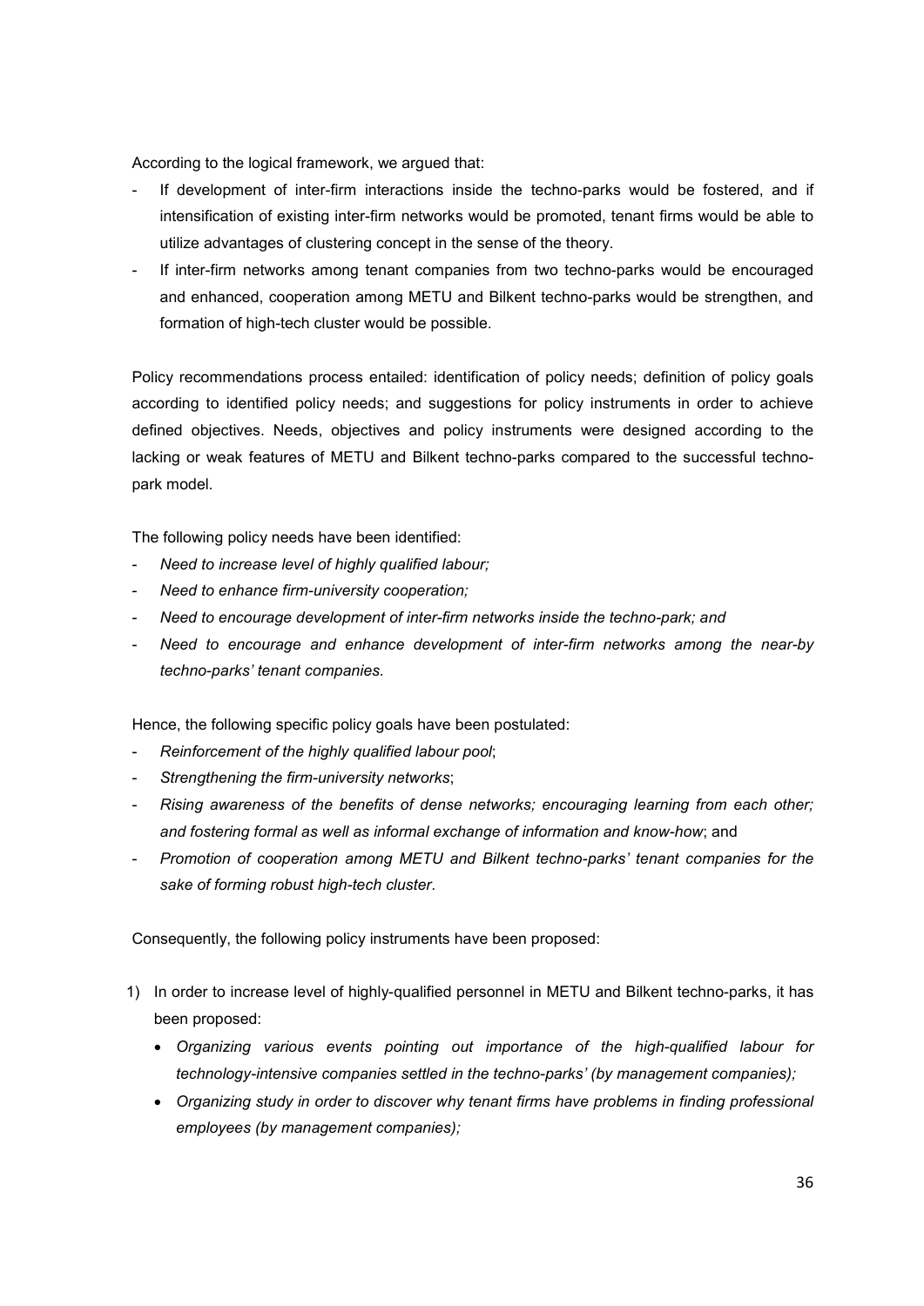According to the logical framework, we argued that:

- If development of inter-firm interactions inside the techno-parks would be fostered, and if intensification of existing inter-firm networks would be promoted, tenant firms would be able to utilize advantages of clustering concept in the sense of the theory.
- If inter-firm networks among tenant companies from two techno-parks would be encouraged and enhanced, cooperation among METU and Bilkent techno-parks would be strengthen, and formation of high-tech cluster would be possible.

Policy recommendations process entailed: identification of policy needs; definition of policy goals according to identified policy needs; and suggestions for policy instruments in order to achieve defined objectives. Needs, objectives and policy instruments were designed according to the lacking or weak features of METU and Bilkent techno-parks compared to the successful techno-park model.

The following policy needs have been identified:

- *Need to increase level of highly qualified labour;*
- *Need to enhance firm-university cooperation;*
- *Need to encourage development of inter-firm networks inside the techno-park; and*
- *Need to encourage and enhance development of inter-firm networks among the near-by techno-parks' tenant companies.*

Hence, the following specific policy goals have been postulated:

- *Reinforcement of the highly qualified labour pool*;
- *Strengthening the firm-university networks*;
- *Rising awareness of the benefits of dense networks; encouraging learning from each other; and fostering formal as well as informal exchange of information and know-how*; and
- *Promotion of cooperation among METU and Bilkent techno-parks' tenant companies for the sake of forming robust high-tech cluster*.

Consequently, the following policy instruments have been proposed:

1) In order to increase level of highly-qualified personnel in METU and Bilkent techno-parks, it has been proposed:
    - *Organizing various events pointing out importance of the high-qualified labour for technology-intensive companies settled in the techno-parks' (by management companies);*
    - *Organizing study in order to discover why tenant firms have problems in finding professional employees (by management companies);*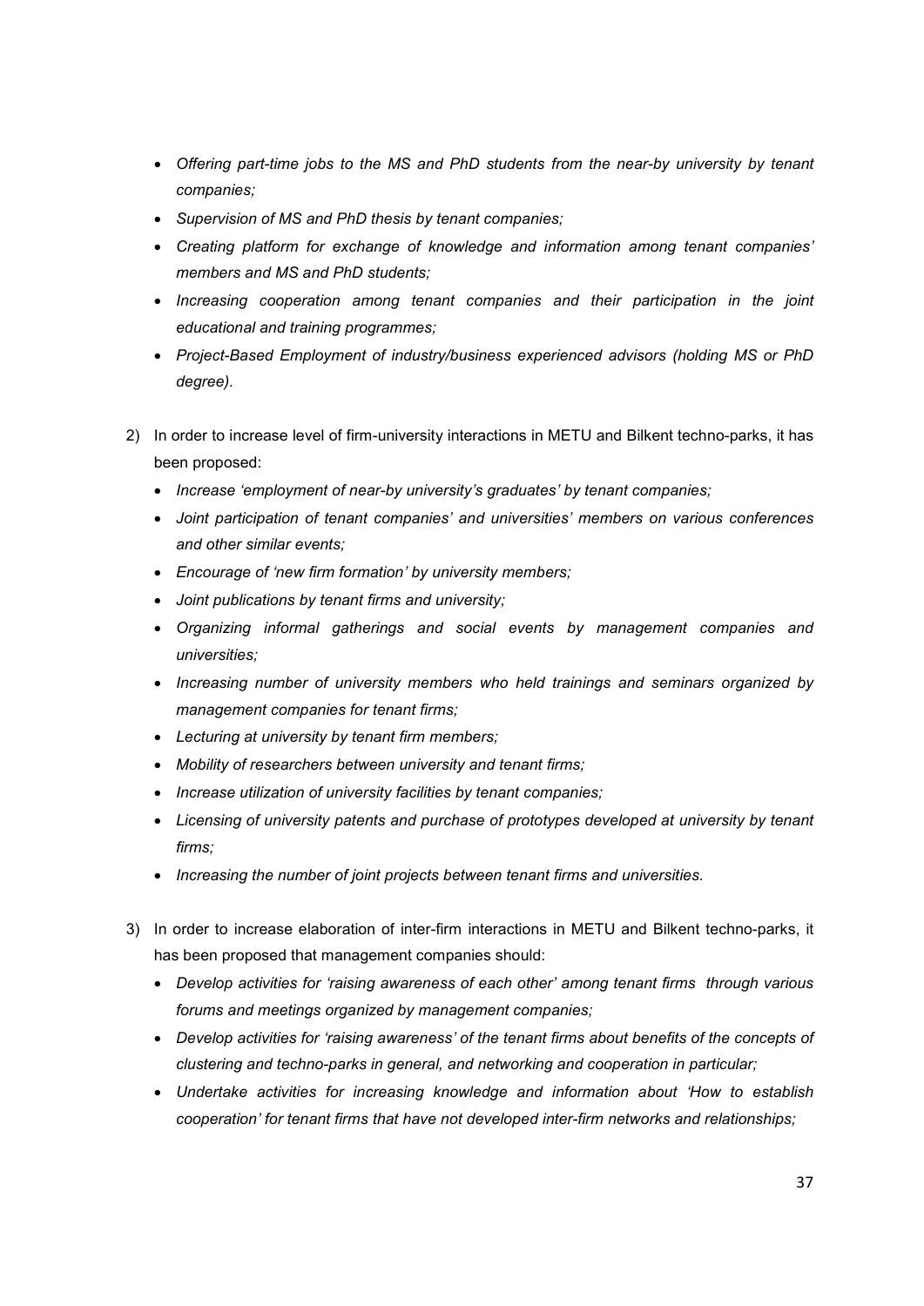- *Offering part-time jobs to the MS and PhD students from the near-by university by tenant companies;*
- *Supervision of MS and PhD thesis by tenant companies;*
- *Creating platform for exchange of knowledge and information among tenant companies' members and MS and PhD students;*
- *Increasing cooperation among tenant companies and their participation in the joint educational and training programmes;*
- *Project-Based Employment of industry/business experienced advisors (holding MS or PhD degree).*

2) In order to increase level of firm-university interactions in METU and Bilkent techno-parks, it has been proposed:
   - *Increase 'employment of near-by university's graduates' by tenant companies;*
   - *Joint participation of tenant companies' and universities' members on various conferences and other similar events;*
   - *Encourage of 'new firm formation' by university members;*
   - *Joint publications by tenant firms and university;*
   - *Organizing informal gatherings and social events by management companies and universities;*
   - *Increasing number of university members who held trainings and seminars organized by management companies for tenant firms;*
   - *Lecturing at university by tenant firm members;*
   - *Mobility of researchers between university and tenant firms;*
   - *Increase utilization of university facilities by tenant companies;*
   - *Licensing of university patents and purchase of prototypes developed at university by tenant firms;*
   - *Increasing the number of joint projects between tenant firms and universities.*

3) In order to increase elaboration of inter-firm interactions in METU and Bilkent techno-parks, it has been proposed that management companies should:
   - *Develop activities for 'raising awareness of each other' among tenant firms through various forums and meetings organized by management companies;*
   - *Develop activities for 'raising awareness' of the tenant firms about benefits of the concepts of clustering and techno-parks in general, and networking and cooperation in particular;*
   - *Undertake activities for increasing knowledge and information about 'How to establish cooperation' for tenant firms that have not developed inter-firm networks and relationships;*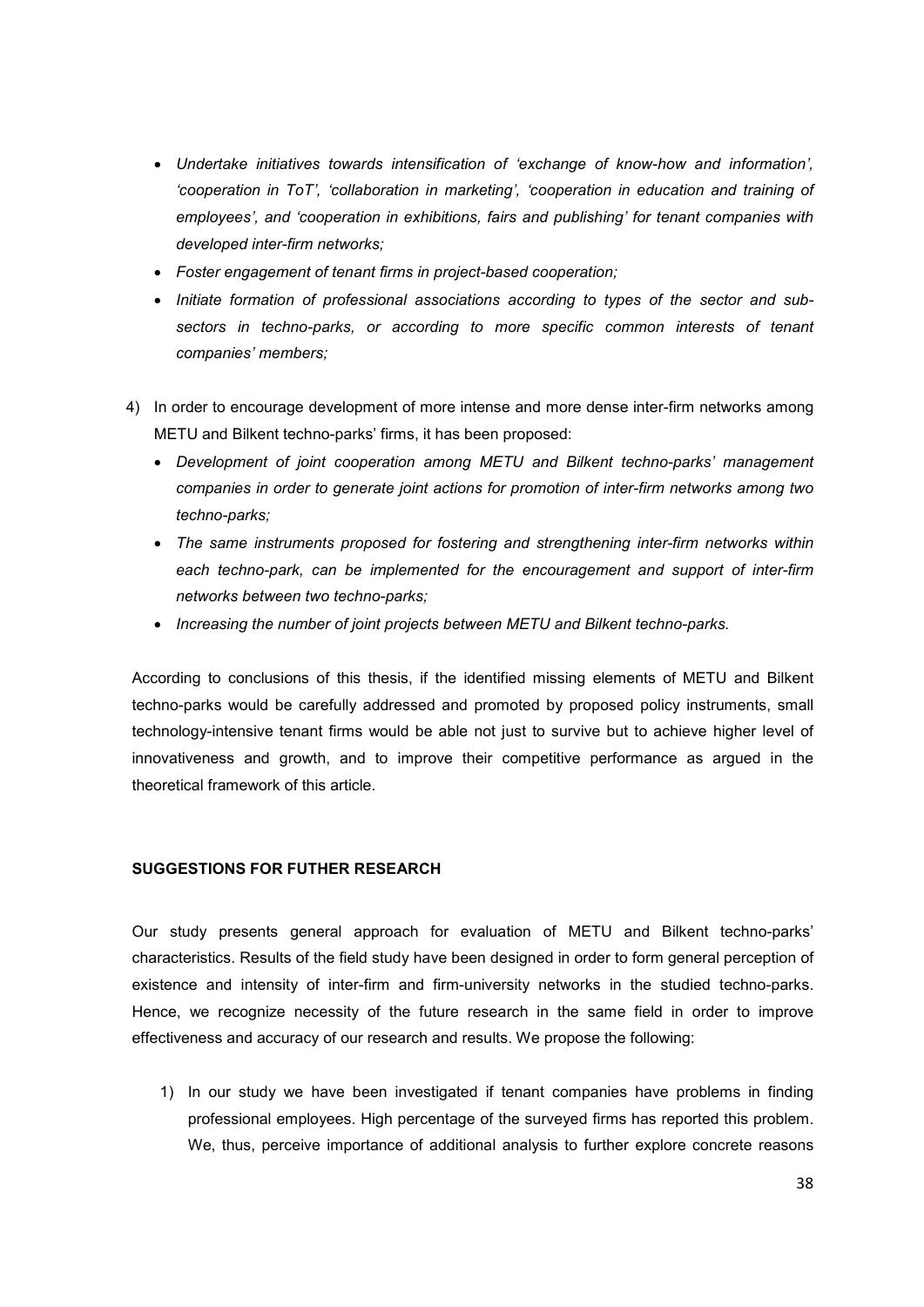- *Undertake initiatives towards intensification of 'exchange of know-how and information', 'cooperation in ToT', 'collaboration in marketing', 'cooperation in education and training of employees', and 'cooperation in exhibitions, fairs and publishing' for tenant companies with developed inter-firm networks;*
- *Foster engagement of tenant firms in project-based cooperation;*
- *Initiate formation of professional associations according to types of the sector and sub-sectors in techno-parks, or according to more specific common interests of tenant companies' members;*

4) In order to encourage development of more intense and more dense inter-firm networks among METU and Bilkent techno-parks' firms, it has been proposed:
   - *Development of joint cooperation among METU and Bilkent techno-parks' management companies in order to generate joint actions for promotion of inter-firm networks among two techno-parks;*
   - *The same instruments proposed for fostering and strengthening inter-firm networks within each techno-park, can be implemented for the encouragement and support of inter-firm networks between two techno-parks;*
   - *Increasing the number of joint projects between METU and Bilkent techno-parks.*

According to conclusions of this thesis, if the identified missing elements of METU and Bilkent techno-parks would be carefully addressed and promoted by proposed policy instruments, small technology-intensive tenant firms would be able not just to survive but to achieve higher level of innovativeness and growth, and to improve their competitive performance as argued in the theoretical framework of this article.

## SUGGESTIONS FOR FUTHER RESEARCH

Our study presents general approach for evaluation of METU and Bilkent techno-parks' characteristics. Results of the field study have been designed in order to form general perception of existence and intensity of inter-firm and firm-university networks in the studied techno-parks. Hence, we recognize necessity of the future research in the same field in order to improve effectiveness and accuracy of our research and results. We propose the following:

1) In our study we have been investigated if tenant companies have problems in finding professional employees. High percentage of the surveyed firms has reported this problem. We, thus, perceive importance of additional analysis to further explore concrete reasons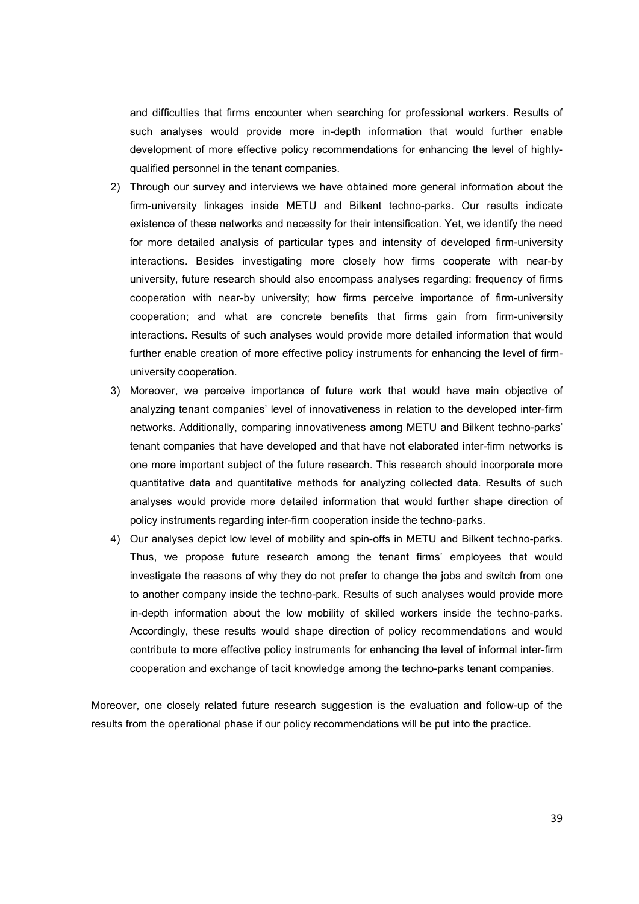and difficulties that firms encounter when searching for professional workers. Results of such analyses would provide more in-depth information that would further enable development of more effective policy recommendations for enhancing the level of highly-qualified personnel in the tenant companies.

2) Through our survey and interviews we have obtained more general information about the firm-university linkages inside METU and Bilkent techno-parks. Our results indicate existence of these networks and necessity for their intensification. Yet, we identify the need for more detailed analysis of particular types and intensity of developed firm-university interactions. Besides investigating more closely how firms cooperate with near-by university, future research should also encompass analyses regarding: frequency of firms cooperation with near-by university; how firms perceive importance of firm-university cooperation; and what are concrete benefits that firms gain from firm-university interactions. Results of such analyses would provide more detailed information that would further enable creation of more effective policy instruments for enhancing the level of firm-university cooperation.
3) Moreover, we perceive importance of future work that would have main objective of analyzing tenant companies' level of innovativeness in relation to the developed inter-firm networks. Additionally, comparing innovativeness among METU and Bilkent techno-parks' tenant companies that have developed and that have not elaborated inter-firm networks is one more important subject of the future research. This research should incorporate more quantitative data and quantitative methods for analyzing collected data. Results of such analyses would provide more detailed information that would further shape direction of policy instruments regarding inter-firm cooperation inside the techno-parks.
4) Our analyses depict low level of mobility and spin-offs in METU and Bilkent techno-parks. Thus, we propose future research among the tenant firms' employees that would investigate the reasons of why they do not prefer to change the jobs and switch from one to another company inside the techno-park. Results of such analyses would provide more in-depth information about the low mobility of skilled workers inside the techno-parks. Accordingly, these results would shape direction of policy recommendations and would contribute to more effective policy instruments for enhancing the level of informal inter-firm cooperation and exchange of tacit knowledge among the techno-parks tenant companies.

Moreover, one closely related future research suggestion is the evaluation and follow-up of the results from the operational phase if our policy recommendations will be put into the practice.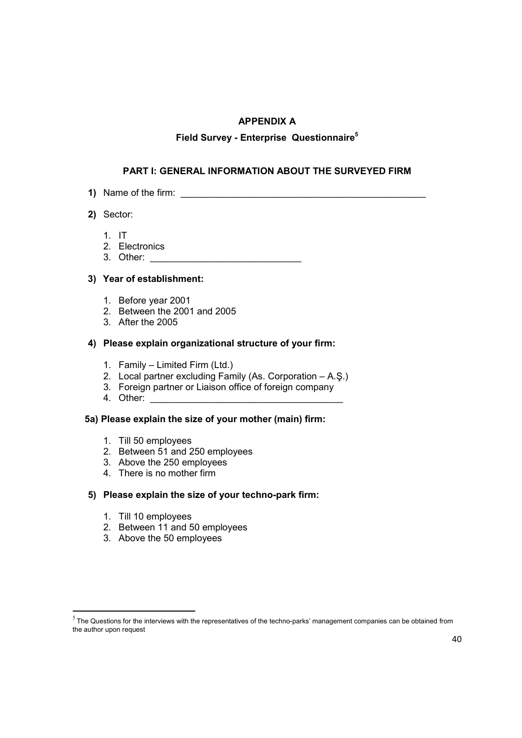# APPENDIX A

## Field Survey - Enterprise Questionnaire[5]

### PART I: GENERAL INFORMATION ABOUT THE SURVEYED FIRM

**1)** Name of the firm: _______________________________________________

**2)** Sector:

1. IT
2. Electronics
3. Other: ____________________________

**3) Year of establishment:**

1. Before year 2001
2. Between the 2001 and 2005
3. After the 2005

**4) Please explain organizational structure of your firm:**

1. Family – Limited Firm (Ltd.)
2. Local partner excluding Family (As. Corporation – A.Ş.)
3. Foreign partner or Liaison office of foreign company
4. Other: ____________________________________

**5a) Please explain the size of your mother (main) firm:**

1. Till 50 employees
2. Between 51 and 250 employees
3. Above the 250 employees
4. There is no mother firm

**5) Please explain the size of your techno-park firm:**

1. Till 10 employees
2. Between 11 and 50 employees
3. Above the 50 employees

---

[5] The Questions for the interviews with the representatives of the techno-parks' management companies can be obtained from the author upon request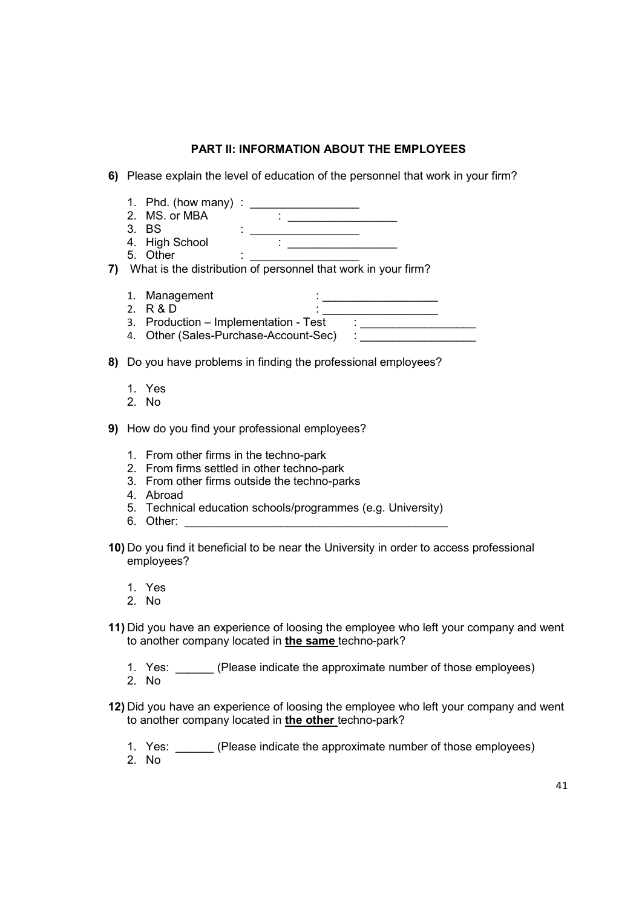### PART II: INFORMATION ABOUT THE EMPLOYEES

**6)** Please explain the level of education of the personnel that work in your firm?

1. Phd. (how many) : _________________
2. MS. or MBA : _________________
3. BS : _________________
4. High School : _________________
5. Other : _________________

**7)** What is the distribution of personnel that work in your firm?

1. Management : __________________
2. R & D : __________________
3. Production – Implementation - Test : __________________
4. Other (Sales-Purchase-Account-Sec) : __________________

**8)** Do you have problems in finding the professional employees?

1. Yes
2. No

**9)** How do you find your professional employees?

1. From other firms in the techno-park
2. From firms settled in other techno-park
3. From other firms outside the techno-parks
4. Abroad
5. Technical education schools/programmes (e.g. University)
6. Other: ________________________________________

**10)** Do you find it beneficial to be near the University in order to access professional employees?

1. Yes
2. No

**11)** Did you have an experience of loosing the employee who left your company and went to another company located in **<u>the same</u>** techno-park?

1. Yes: ______ (Please indicate the approximate number of those employees)
2. No

**12)** Did you have an experience of loosing the employee who left your company and went to another company located in **<u>the other</u>** techno-park?

1. Yes: ______ (Please indicate the approximate number of those employees)
2. No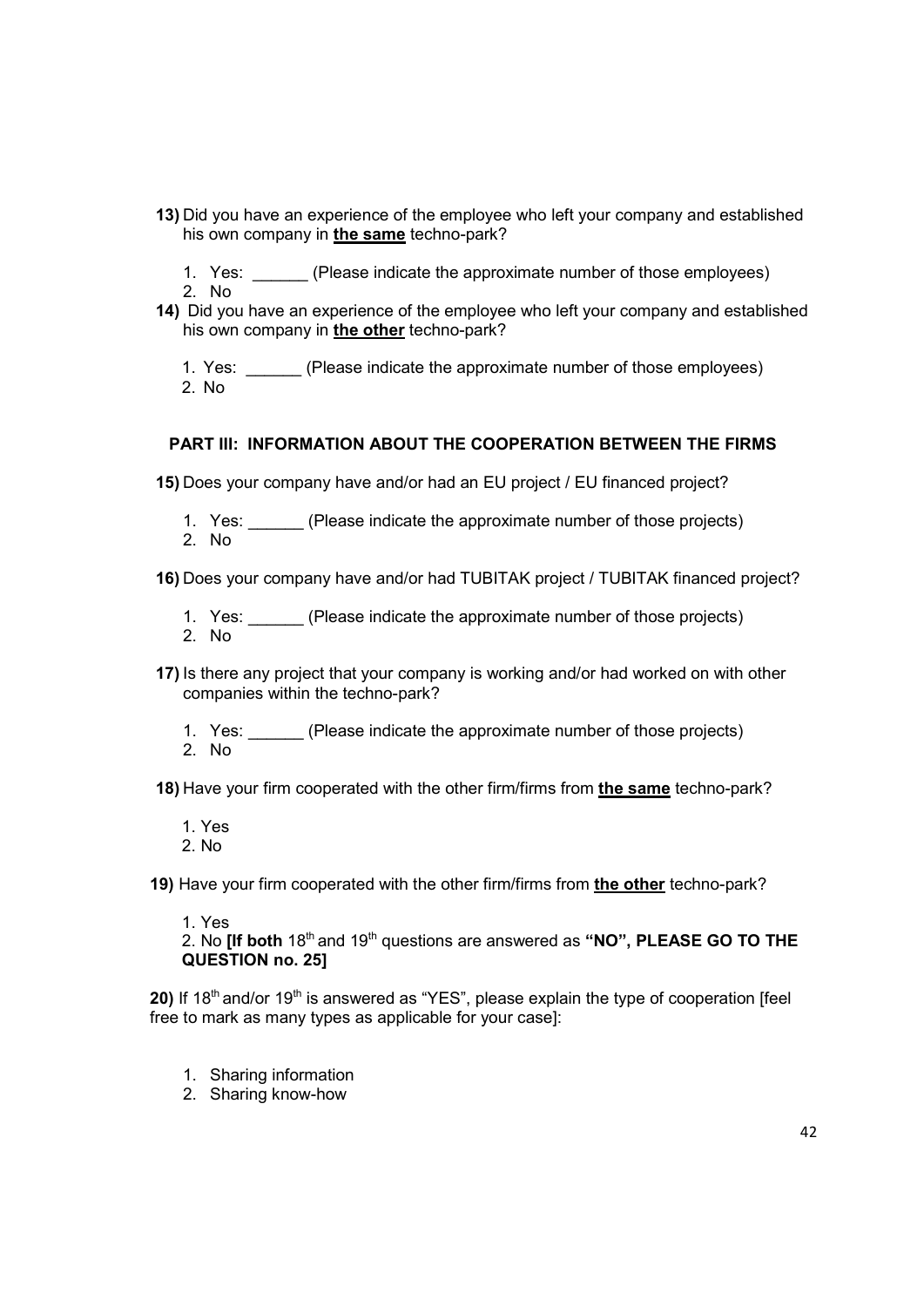**13)** Did you have an experience of the employee who left your company and established his own company in **<u>the same</u>** techno-park?

1. Yes: ______ (Please indicate the approximate number of those employees)
2. No

**14)** Did you have an experience of the employee who left your company and established his own company in **<u>the other</u>** techno-park?

1. Yes: ______ (Please indicate the approximate number of those employees)
2. No

## PART III: INFORMATION ABOUT THE COOPERATION BETWEEN THE FIRMS

**15)** Does your company have and/or had an EU project / EU financed project?

1. Yes: ______ (Please indicate the approximate number of those projects)
2. No

**16)** Does your company have and/or had TUBITAK project / TUBITAK financed project?

1. Yes: ______ (Please indicate the approximate number of those projects)
2. No

**17)** Is there any project that your company is working and/or had worked on with other companies within the techno-park?

1. Yes: ______ (Please indicate the approximate number of those projects)
2. No

**18)** Have your firm cooperated with the other firm/firms from **<u>the same</u>** techno-park?

1. Yes
2. No

**19)** Have your firm cooperated with the other firm/firms from **<u>the other</u>** techno-park?

1. Yes
2. No **[If both** 18th and 19th questions are answered as **"NO", PLEASE GO TO THE QUESTION no. 25]**

**20)** If 18th and/or 19th is answered as "YES", please explain the type of cooperation [feel free to mark as many types as applicable for your case]:

1. Sharing information
2. Sharing know-how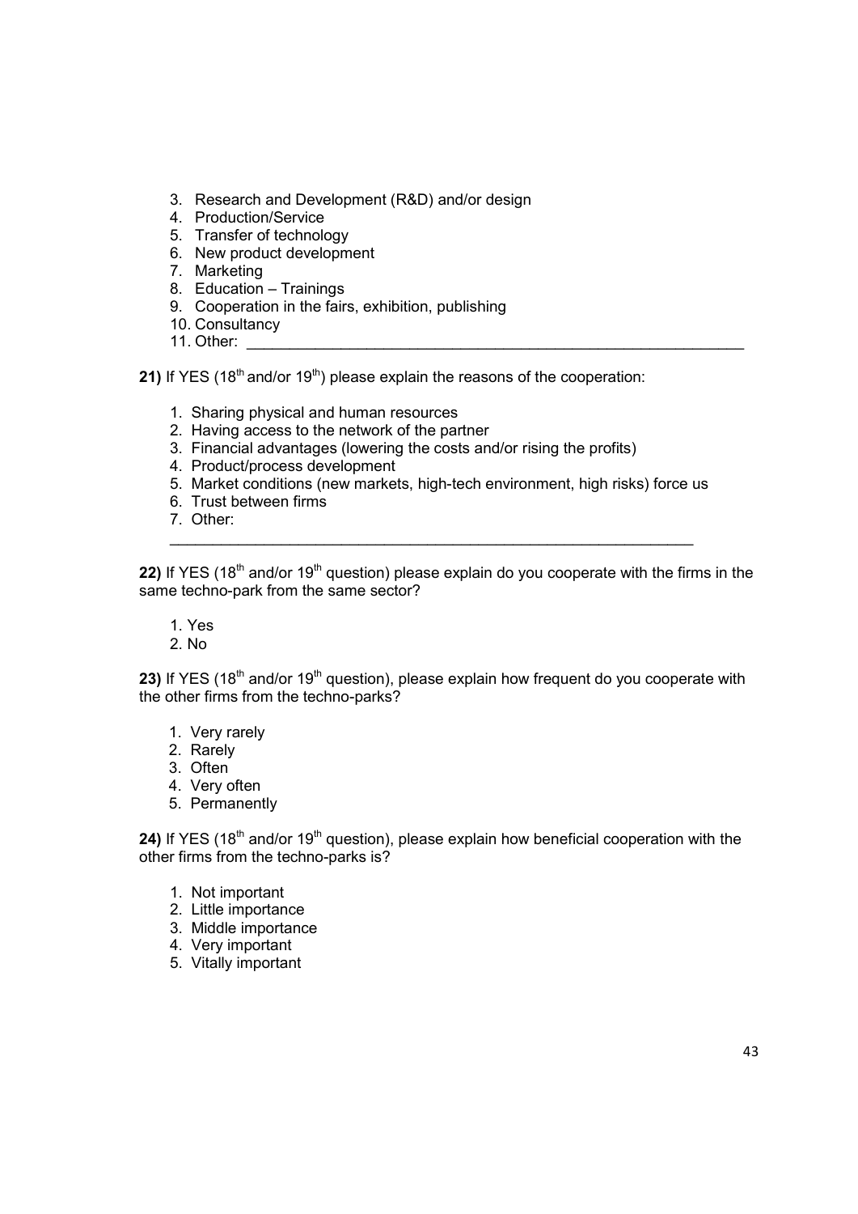3. Research and Development (R&D) and/or design
4. Production/Service
5. Transfer of technology
6. New product development
7. Marketing
8. Education – Trainings
9. Cooperation in the fairs, exhibition, publishing
10. Consultancy
11. Other: ___________________________________________________________

**21)** If YES (18th and/or 19th) please explain the reasons of the cooperation:

1. Sharing physical and human resources
2. Having access to the network of the partner
3. Financial advantages (lowering the costs and/or rising the profits)
4. Product/process development
5. Market conditions (new markets, high-tech environment, high risks) force us
6. Trust between firms
7. Other: 
___________________________________________________________

**22)** If YES (18th and/or 19th question) please explain do you cooperate with the firms in the same techno-park from the same sector?

1. Yes
2. No

**23)** If YES (18th and/or 19th question), please explain how frequent do you cooperate with the other firms from the techno-parks?

1. Very rarely
2. Rarely
3. Often
4. Very often
5. Permanently

**24)** If YES (18th and/or 19th question), please explain how beneficial cooperation with the other firms from the techno-parks is?

1. Not important
2. Little importance
3. Middle importance
4. Very important
5. Vitally important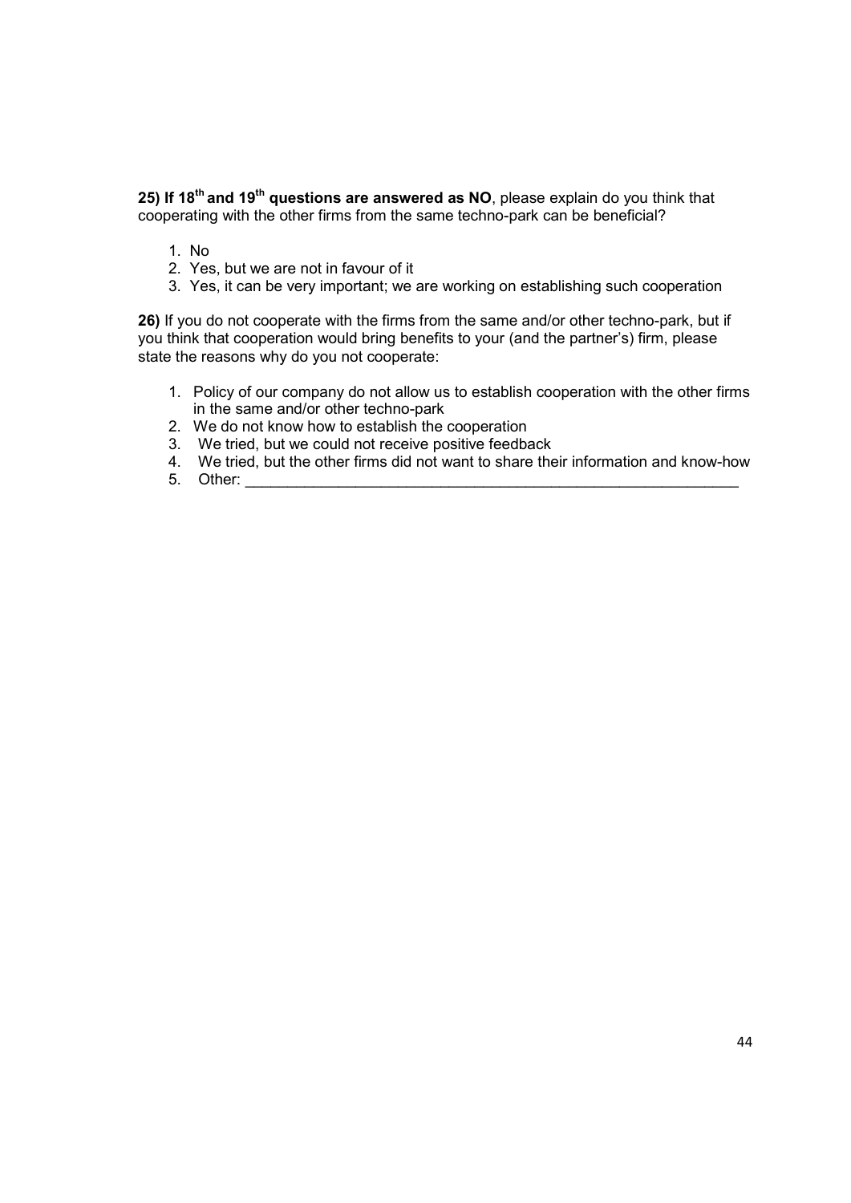**25) If 18th and 19th questions are answered as NO**, please explain do you think that cooperating with the other firms from the same techno-park can be beneficial?

1. No
2. Yes, but we are not in favour of it
3. Yes, it can be very important; we are working on establishing such cooperation

**26)** If you do not cooperate with the firms from the same and/or other techno-park, but if you think that cooperation would bring benefits to your (and the partner's) firm, please state the reasons why do you not cooperate:

1. Policy of our company do not allow us to establish cooperation with the other firms in the same and/or other techno-park
2. We do not know how to establish the cooperation
3. We tried, but we could not receive positive feedback
4. We tried, but the other firms did not want to share their information and know-how
5. Other: ___________________________________________________________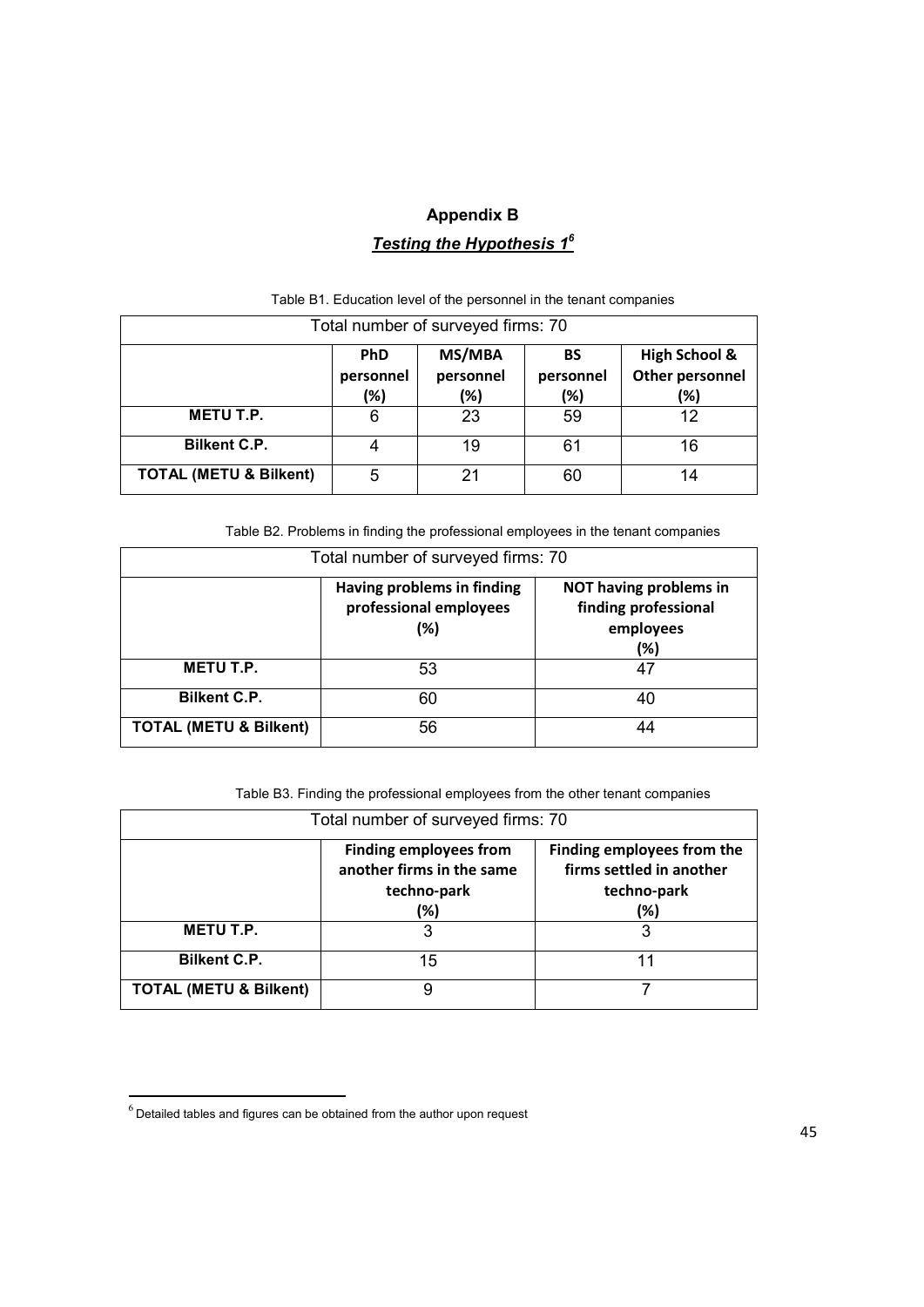# Appendix B

## *Testing the Hypothesis 1*[6]

Table B1. Education level of the personnel in the tenant companies

| Total number of surveyed firms: 70 | | | | |
|---|---|---|---|---|
| | **PhD personnel (%)** | **MS/MBA personnel (%)** | **BS personnel (%)** | **High School & Other personnel (%)** |
| **METU T.P.** | 6 | 23 | 59 | 12 |
| **Bilkent C.P.** | 4 | 19 | 61 | 16 |
| **TOTAL (METU & Bilkent)** | 5 | 21 | 60 | 14 |

Table B2. Problems in finding the professional employees in the tenant companies

| Total number of surveyed firms: 70 | | |
|---|---|---|
| | **Having problems in finding professional employees (%)** | **NOT having problems in finding professional employees (%)** |
| **METU T.P.** | 53 | 47 |
| **Bilkent C.P.** | 60 | 40 |
| **TOTAL (METU & Bilkent)** | 56 | 44 |

Table B3. Finding the professional employees from the other tenant companies

| Total number of surveyed firms: 70 | | |
|---|---|---|
| | **Finding employees from another firms in the same techno-park (%)** | **Finding employees from the firms settled in another techno-park (%)** |
| **METU T.P.** | 3 | 3 |
| **Bilkent C.P.** | 15 | 11 |
| **TOTAL (METU & Bilkent)** | 9 | 7 |

[6] Detailed tables and figures can be obtained from the author upon request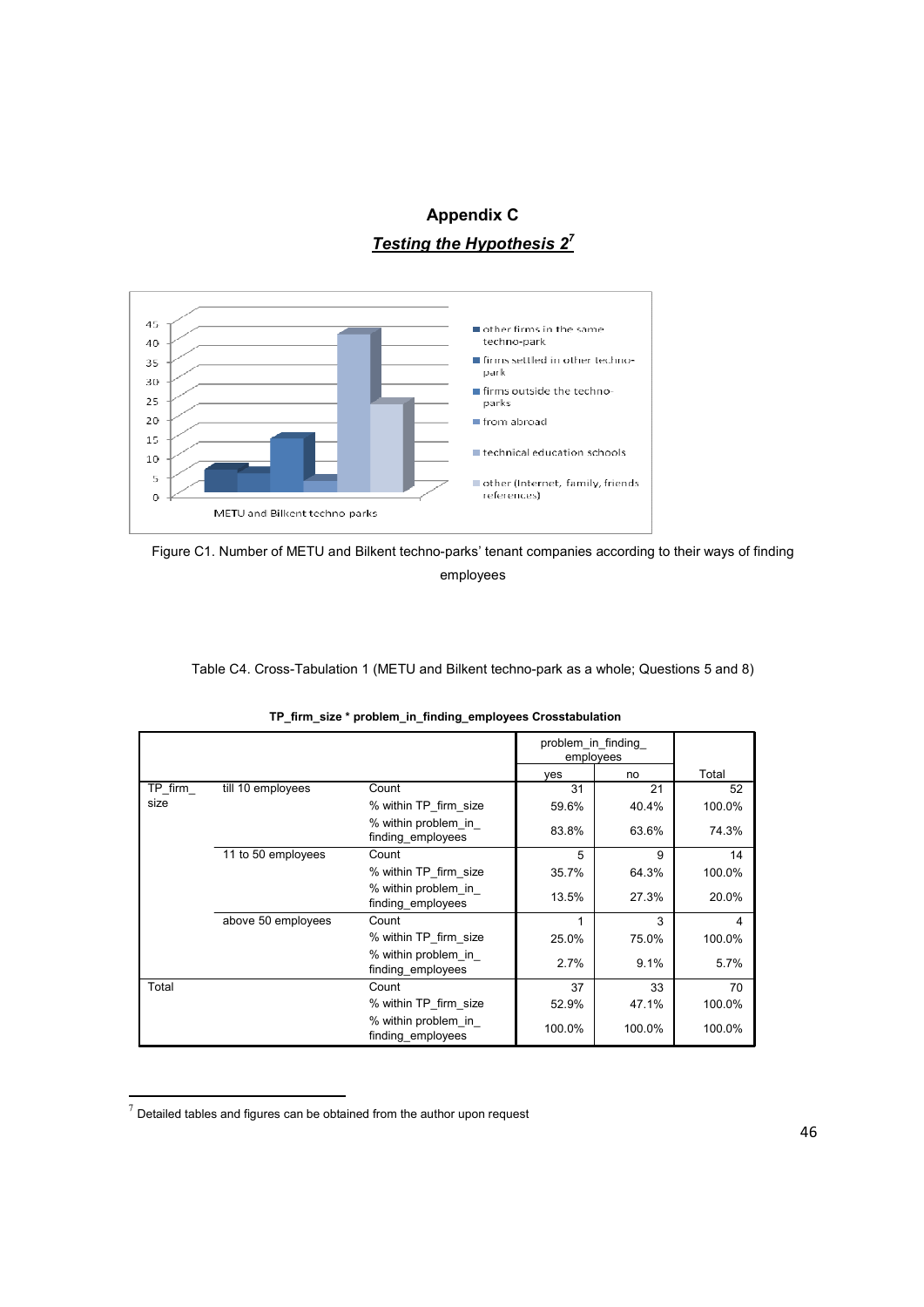# Appendix C

## *Testing the Hypothesis 2*[7]

Figure C1. Number of METU and Bilkent techno-parks' tenant companies according to their ways of finding employees

Table C4. Cross-Tabulation 1 (METU and Bilkent techno-park as a whole; Questions 5 and 8)

**TP_firm_size * problem_in_finding_employees Crosstabulation**

| | | | problem_in_finding_employees | | |
|---|---|---|---|---|---|
| | | | yes | no | Total |
| TP_firm_size | till 10 employees | Count | 31 | 21 | 52 |
| | | % within TP_firm_size | 59.6% | 40.4% | 100.0% |
| | | % within problem_in_finding_employees | 83.8% | 63.6% | 74.3% |
| | 11 to 50 employees | Count | 5 | 9 | 14 |
| | | % within TP_firm_size | 35.7% | 64.3% | 100.0% |
| | | % within problem_in_finding_employees | 13.5% | 27.3% | 20.0% |
| | above 50 employees | Count | 1 | 3 | 4 |
| | | % within TP_firm_size | 25.0% | 75.0% | 100.0% |
| | | % within problem_in_finding_employees | 2.7% | 9.1% | 5.7% |
| Total | | Count | 37 | 33 | 70 |
| | | % within TP_firm_size | 52.9% | 47.1% | 100.0% |
| | | % within problem_in_finding_employees | 100.0% | 100.0% | 100.0% |

[7] Detailed tables and figures can be obtained from the author upon request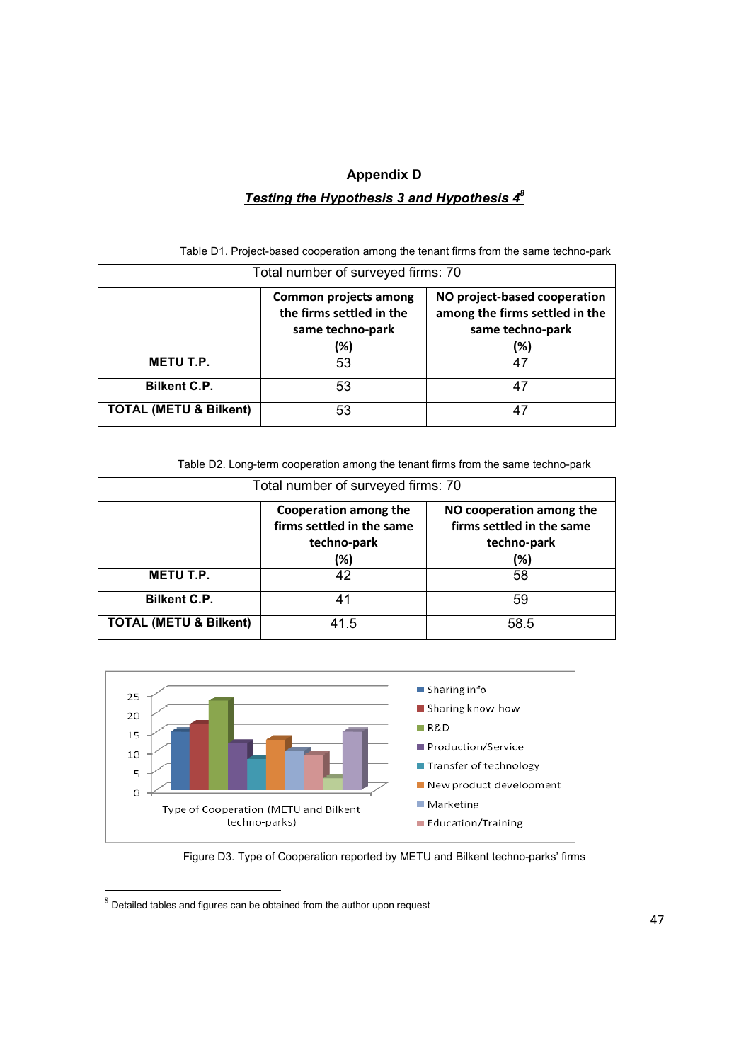# Appendix D

## *Testing the Hypothesis 3 and Hypothesis 4*[8]

Table D1. Project-based cooperation among the tenant firms from the same techno-park

| Total number of surveyed firms: 70 | | |
|---|---|---|
| | **Common projects among the firms settled in the same techno-park (%)** | **NO project-based cooperation among the firms settled in the same techno-park (%)** |
| **METU T.P.** | 53 | 47 |
| **Bilkent C.P.** | 53 | 47 |
| **TOTAL (METU & Bilkent)** | 53 | 47 |

Table D2. Long-term cooperation among the tenant firms from the same techno-park

| Total number of surveyed firms: 70 | | |
|---|---|---|
| | **Cooperation among the firms settled in the same techno-park (%)** | **NO cooperation among the firms settled in the same techno-park (%)** |
| **METU T.P.** | 42 | 58 |
| **Bilkent C.P.** | 41 | 59 |
| **TOTAL (METU & Bilkent)** | 41.5 | 58.5 |

Figure D3. Type of Cooperation reported by METU and Bilkent techno-parks' firms

[8] Detailed tables and figures can be obtained from the author upon request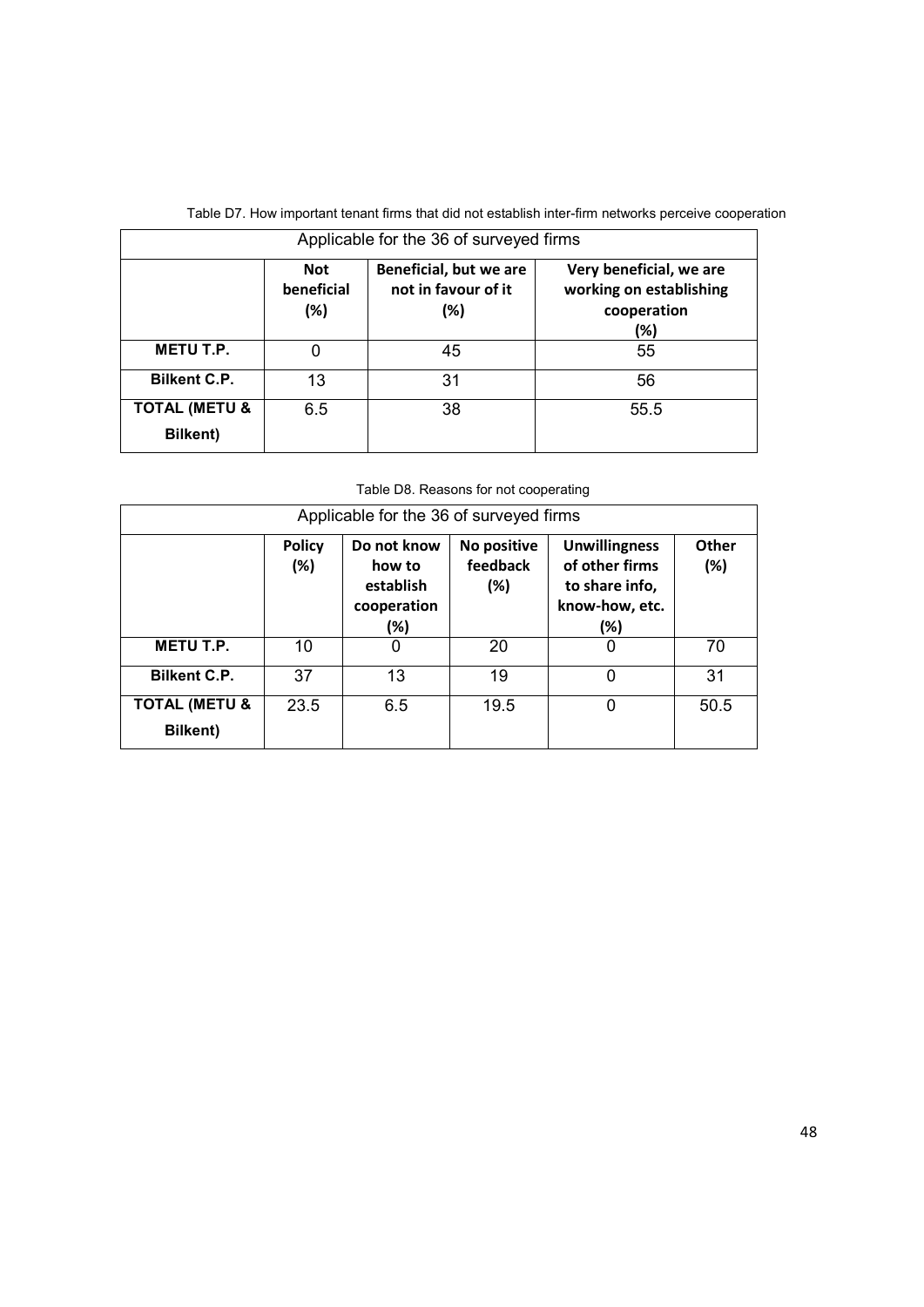Table D7. How important tenant firms that did not establish inter-firm networks perceive cooperation

| Applicable for the 36 of surveyed firms | | | |
|---|---|---|---|
| | **Not beneficial (%)** | **Beneficial, but we are not in favour of it (%)** | **Very beneficial, we are working on establishing cooperation (%)** |
| **METU T.P.** | 0 | 45 | 55 |
| **Bilkent C.P.** | 13 | 31 | 56 |
| **TOTAL (METU & Bilkent)** | 6.5 | 38 | 55.5 |

Table D8. Reasons for not cooperating

| Applicable for the 36 of surveyed firms | | | | | |
|---|---|---|---|---|---|
| | **Policy (%)** | **Do not know how to establish cooperation (%)** | **No positive feedback (%)** | **Unwillingness of other firms to share info, know-how, etc. (%)** | **Other (%)** |
| **METU T.P.** | 10 | 0 | 20 | 0 | 70 |
| **Bilkent C.P.** | 37 | 13 | 19 | 0 | 31 |
| **TOTAL (METU & Bilkent)** | 23.5 | 6.5 | 19.5 | 0 | 50.5 |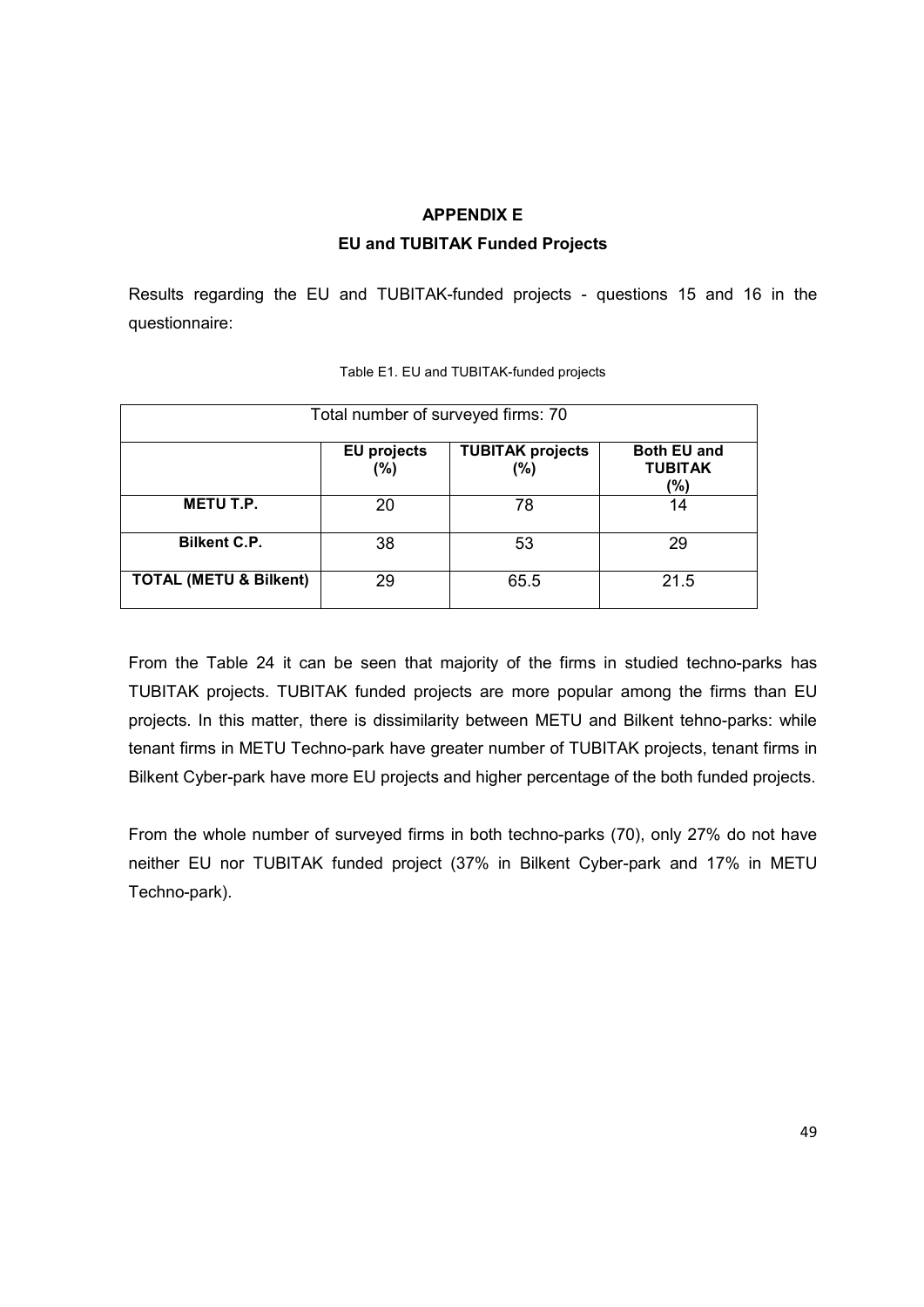# APPENDIX E

## EU and TUBITAK Funded Projects

Results regarding the EU and TUBITAK-funded projects - questions 15 and 16 in the questionnaire:

Table E1. EU and TUBITAK-funded projects

| Total number of surveyed firms: 70 | | | |
|---|---|---|---|
| | **EU projects (%)** | **TUBITAK projects (%)** | **Both EU and TUBITAK (%)** |
| **METU T.P.** | 20 | 78 | 14 |
| **Bilkent C.P.** | 38 | 53 | 29 |
| **TOTAL (METU & Bilkent)** | 29 | 65.5 | 21.5 |

From the Table 24 it can be seen that majority of the firms in studied techno-parks has TUBITAK projects. TUBITAK funded projects are more popular among the firms than EU projects. In this matter, there is dissimilarity between METU and Bilkent tehno-parks: while tenant firms in METU Techno-park have greater number of TUBITAK projects, tenant firms in Bilkent Cyber-park have more EU projects and higher percentage of the both funded projects.

From the whole number of surveyed firms in both techno-parks (70), only 27% do not have neither EU nor TUBITAK funded project (37% in Bilkent Cyber-park and 17% in METU Techno-park).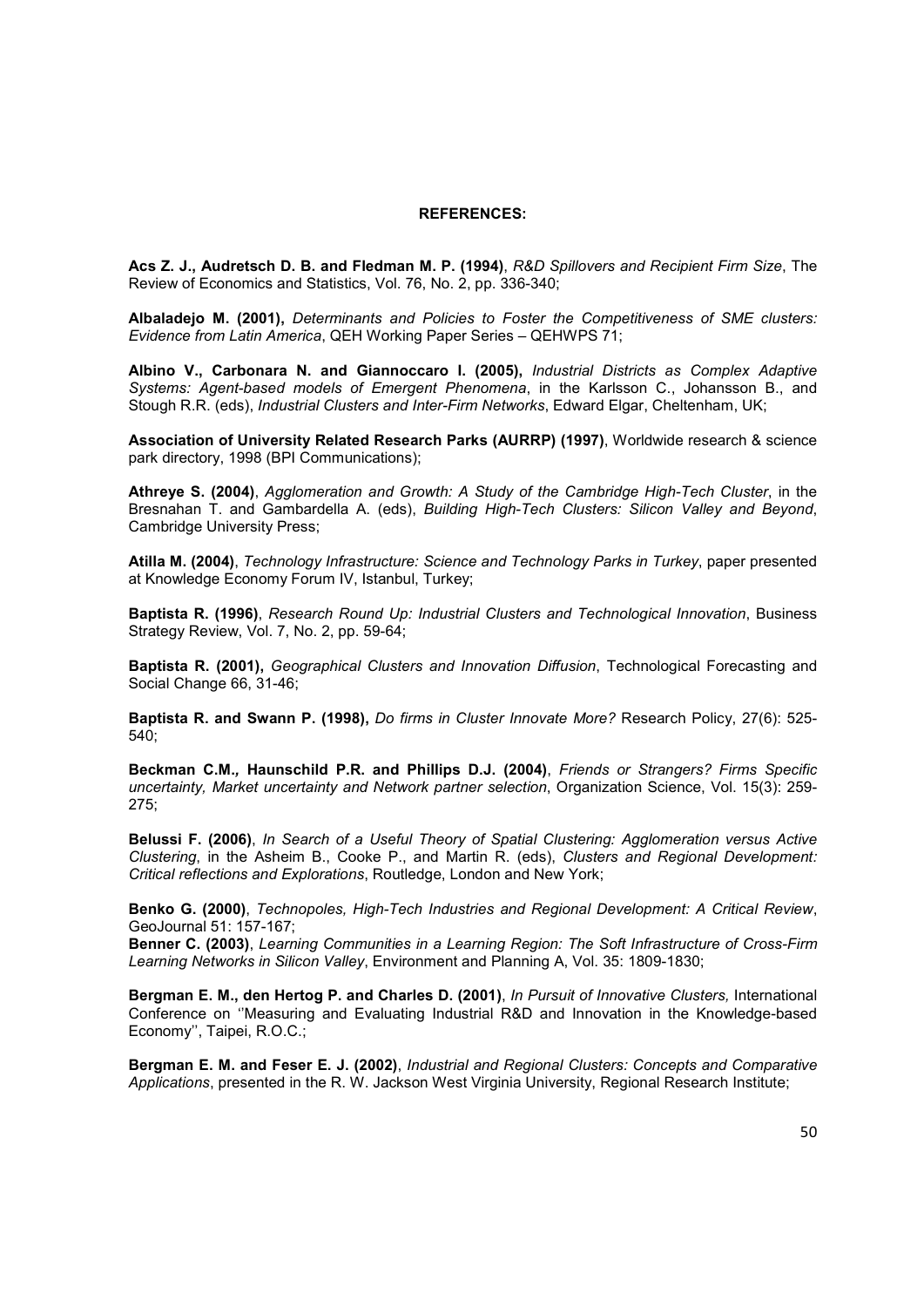**REFERENCES:**

**Acs Z. J., Audretsch D. B. and Fledman M. P. (1994)**, *R&D Spillovers and Recipient Firm Size*, The Review of Economics and Statistics, Vol. 76, No. 2, pp. 336-340;

**Albaladejo M. (2001),** *Determinants and Policies to Foster the Competitiveness of SME clusters: Evidence from Latin America*, QEH Working Paper Series – QEHWPS 71;

**Albino V., Carbonara N. and Giannoccaro I. (2005),** *Industrial Districts as Complex Adaptive Systems: Agent-based models of Emergent Phenomena*, in the Karlsson C., Johansson B., and Stough R.R. (eds), *Industrial Clusters and Inter-Firm Networks*, Edward Elgar, Cheltenham, UK;

**Association of University Related Research Parks (AURRP) (1997)**, Worldwide research & science park directory, 1998 (BPI Communications);

**Athreye S. (2004)**, *Agglomeration and Growth: A Study of the Cambridge High-Tech Cluster*, in the Bresnahan T. and Gambardella A. (eds), *Building High-Tech Clusters: Silicon Valley and Beyond*, Cambridge University Press;

**Atilla M. (2004)**, *Technology Infrastructure: Science and Technology Parks in Turkey*, paper presented at Knowledge Economy Forum IV, Istanbul, Turkey;

**Baptista R. (1996)**, *Research Round Up: Industrial Clusters and Technological Innovation*, Business Strategy Review, Vol. 7, No. 2, pp. 59-64;

**Baptista R. (2001),** *Geographical Clusters and Innovation Diffusion*, Technological Forecasting and Social Change 66, 31-46;

**Baptista R. and Swann P. (1998),** *Do firms in Cluster Innovate More?* Research Policy, 27(6): 525-540;

**Beckman C.M., Haunschild P.R. and Phillips D.J. (2004)**, *Friends or Strangers? Firms Specific uncertainty, Market uncertainty and Network partner selection*, Organization Science, Vol. 15(3): 259-275;

**Belussi F. (2006)**, *In Search of a Useful Theory of Spatial Clustering: Agglomeration versus Active Clustering*, in the Asheim B., Cooke P., and Martin R. (eds), *Clusters and Regional Development: Critical reflections and Explorations*, Routledge, London and New York;

**Benko G. (2000)**, *Technopoles, High-Tech Industries and Regional Development: A Critical Review*, GeoJournal 51: 157-167;
**Benner C. (2003)**, *Learning Communities in a Learning Region: The Soft Infrastructure of Cross-Firm Learning Networks in Silicon Valley*, Environment and Planning A, Vol. 35: 1809-1830;

**Bergman E. M., den Hertog P. and Charles D. (2001)**, *In Pursuit of Innovative Clusters,* International Conference on ''Measuring and Evaluating Industrial R&D and Innovation in the Knowledge-based Economy'', Taipei, R.O.C.;

**Bergman E. M. and Feser E. J. (2002)**, *Industrial and Regional Clusters: Concepts and Comparative Applications*, presented in the R. W. Jackson West Virginia University, Regional Research Institute;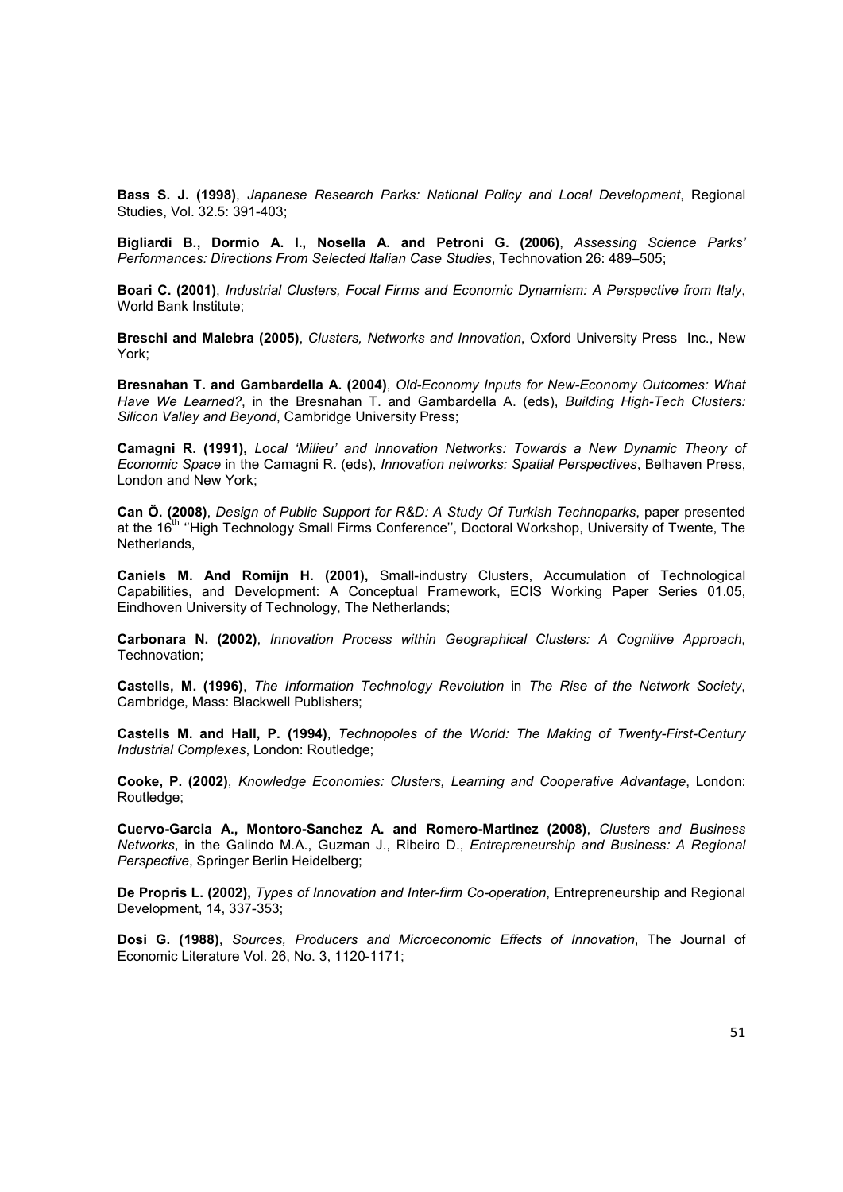**Bass S. J. (1998)**, *Japanese Research Parks: National Policy and Local Development*, Regional Studies, Vol. 32.5: 391-403;

**Bigliardi B., Dormio A. I., Nosella A. and Petroni G. (2006)**, *Assessing Science Parks' Performances: Directions From Selected Italian Case Studies*, Technovation 26: 489–505;

**Boari C. (2001)**, *Industrial Clusters, Focal Firms and Economic Dynamism: A Perspective from Italy*, World Bank Institute;

**Breschi and Malebra (2005)**, *Clusters, Networks and Innovation*, Oxford University Press Inc., New York;

**Bresnahan T. and Gambardella A. (2004)**, *Old-Economy Inputs for New-Economy Outcomes: What Have We Learned?*, in the Bresnahan T. and Gambardella A. (eds), *Building High-Tech Clusters: Silicon Valley and Beyond*, Cambridge University Press;

**Camagni R. (1991),** *Local 'Milieu' and Innovation Networks: Towards a New Dynamic Theory of Economic Space* in the Camagni R. (eds), *Innovation networks: Spatial Perspectives*, Belhaven Press, London and New York;

**Can Ö. (2008)**, *Design of Public Support for R&D: A Study Of Turkish Technoparks*, paper presented at the 16th ''High Technology Small Firms Conference'', Doctoral Workshop, University of Twente, The Netherlands,

**Caniels M. And Romijn H. (2001),** Small-industry Clusters, Accumulation of Technological Capabilities, and Development: A Conceptual Framework, ECIS Working Paper Series 01.05, Eindhoven University of Technology, The Netherlands;

**Carbonara N. (2002)**, *Innovation Process within Geographical Clusters: A Cognitive Approach*, Technovation;

**Castells, M. (1996)**, *The Information Technology Revolution* in *The Rise of the Network Society*, Cambridge, Mass: Blackwell Publishers;

**Castells M. and Hall, P. (1994)**, *Technopoles of the World: The Making of Twenty-First-Century Industrial Complexes*, London: Routledge;

**Cooke, P. (2002)**, *Knowledge Economies: Clusters, Learning and Cooperative Advantage*, London: Routledge;

**Cuervo-Garcia A., Montoro-Sanchez A. and Romero-Martinez (2008)**, *Clusters and Business Networks*, in the Galindo M.A., Guzman J., Ribeiro D., *Entrepreneurship and Business: A Regional Perspective*, Springer Berlin Heidelberg;

**De Propris L. (2002),** *Types of Innovation and Inter-firm Co-operation*, Entrepreneurship and Regional Development, 14, 337-353;

**Dosi G. (1988)**, *Sources, Producers and Microeconomic Effects of Innovation*, The Journal of Economic Literature Vol. 26, No. 3, 1120-1171;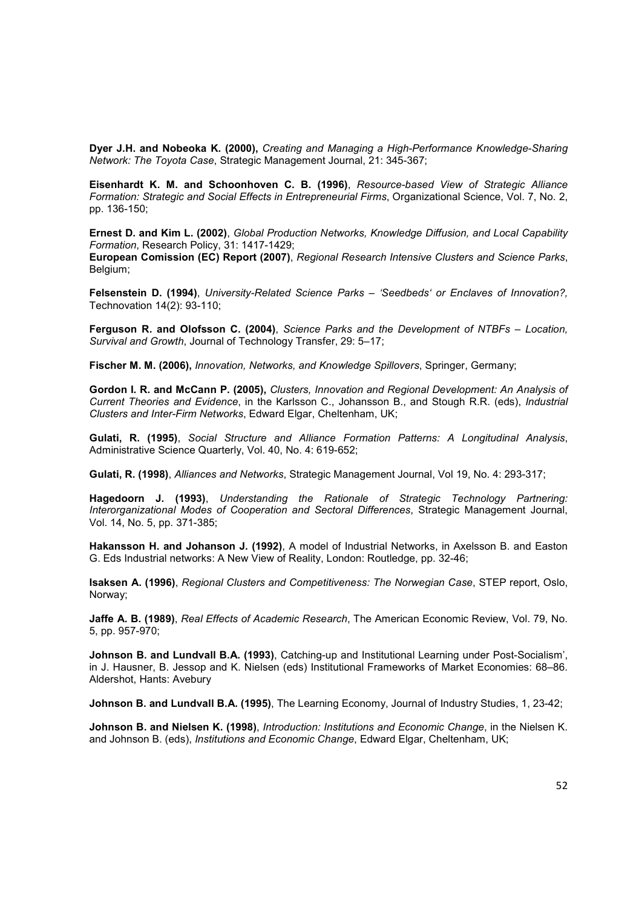**Dyer J.H. and Nobeoka K. (2000),** *Creating and Managing a High-Performance Knowledge-Sharing Network: The Toyota Case*, Strategic Management Journal, 21: 345-367;

**Eisenhardt K. M. and Schoonhoven C. B. (1996)**, *Resource-based View of Strategic Alliance Formation: Strategic and Social Effects in Entrepreneurial Firms*, Organizational Science, Vol. 7, No. 2, pp. 136-150;

**Ernest D. and Kim L. (2002)**, *Global Production Networks, Knowledge Diffusion, and Local Capability Formation*, Research Policy, 31: 1417-1429;

**European Comission (EC) Report (2007)**, *Regional Research Intensive Clusters and Science Parks*, Belgium;

**Felsenstein D. (1994)**, *University-Related Science Parks – 'Seedbeds' or Enclaves of Innovation?,* Technovation 14(2): 93-110;

**Ferguson R. and Olofsson C. (2004)**, *Science Parks and the Development of NTBFs – Location, Survival and Growth*, Journal of Technology Transfer, 29: 5–17;

**Fischer M. M. (2006),** *Innovation, Networks, and Knowledge Spillovers*, Springer, Germany;

**Gordon I. R. and McCann P. (2005),** *Clusters, Innovation and Regional Development: An Analysis of Current Theories and Evidence*, in the Karlsson C., Johansson B., and Stough R.R. (eds), *Industrial Clusters and Inter-Firm Networks*, Edward Elgar, Cheltenham, UK;

**Gulati, R. (1995)**, *Social Structure and Alliance Formation Patterns: A Longitudinal Analysis*, Administrative Science Quarterly, Vol. 40, No. 4: 619-652;

**Gulati, R. (1998)**, *Alliances and Networks*, Strategic Management Journal, Vol 19, No. 4: 293-317;

**Hagedoorn J. (1993)**, *Understanding the Rationale of Strategic Technology Partnering: Interorganizational Modes of Cooperation and Sectoral Differences*, Strategic Management Journal, Vol. 14, No. 5, pp. 371-385;

**Hakansson H. and Johanson J. (1992)**, A model of Industrial Networks, in Axelsson B. and Easton G. Eds Industrial networks: A New View of Reality, London: Routledge, pp. 32-46;

**Isaksen A. (1996)**, *Regional Clusters and Competitiveness: The Norwegian Case*, STEP report, Oslo, Norway;

**Jaffe A. B. (1989)**, *Real Effects of Academic Research*, The American Economic Review, Vol. 79, No. 5, pp. 957-970;

**Johnson B. and Lundvall B.A. (1993)**, Catching-up and Institutional Learning under Post-Socialism', in J. Hausner, B. Jessop and K. Nielsen (eds) Institutional Frameworks of Market Economies: 68–86. Aldershot, Hants: Avebury

**Johnson B. and Lundvall B.A. (1995)**, The Learning Economy, Journal of Industry Studies, 1, 23-42;

**Johnson B. and Nielsen K. (1998)**, *Introduction: Institutions and Economic Change*, in the Nielsen K. and Johnson B. (eds), *Institutions and Economic Change*, Edward Elgar, Cheltenham, UK;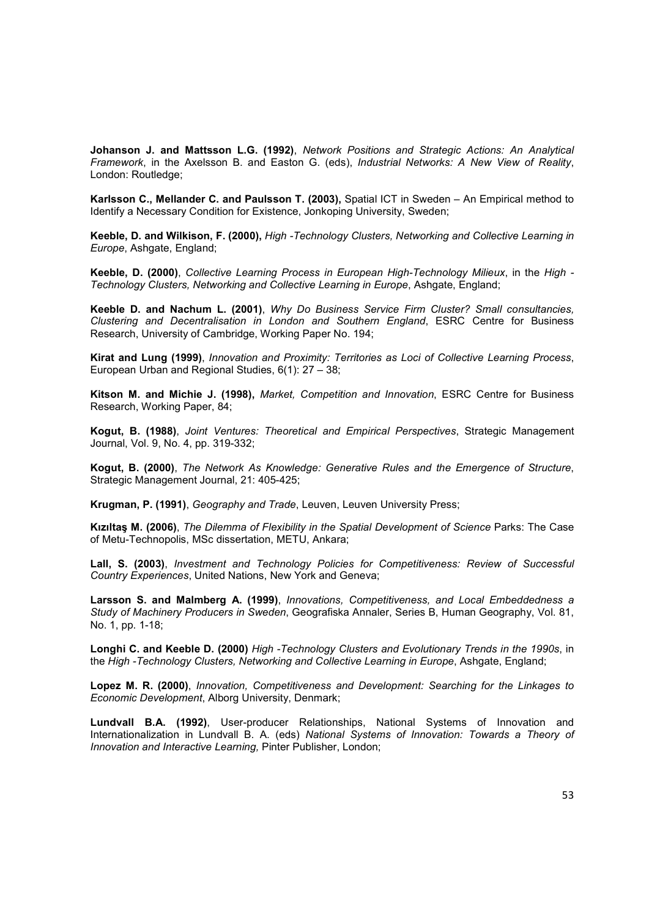**Johanson J. and Mattsson L.G. (1992)**, *Network Positions and Strategic Actions: An Analytical Framework*, in the Axelsson B. and Easton G. (eds), *Industrial Networks: A New View of Reality*, London: Routledge;

**Karlsson C., Mellander C. and Paulsson T. (2003),** Spatial ICT in Sweden – An Empirical method to Identify a Necessary Condition for Existence, Jonkoping University, Sweden;

**Keeble, D. and Wilkison, F. (2000),** *High -Technology Clusters, Networking and Collective Learning in Europe*, Ashgate, England;

**Keeble, D. (2000)**, *Collective Learning Process in European High-Technology Milieux*, in the *High -Technology Clusters, Networking and Collective Learning in Europe*, Ashgate, England;

**Keeble D. and Nachum L. (2001)**, *Why Do Business Service Firm Cluster? Small consultancies, Clustering and Decentralisation in London and Southern England*, ESRC Centre for Business Research, University of Cambridge, Working Paper No. 194;

**Kirat and Lung (1999)**, *Innovation and Proximity: Territories as Loci of Collective Learning Process*, European Urban and Regional Studies, 6(1): 27 – 38;

**Kitson M. and Michie J. (1998),** *Market, Competition and Innovation*, ESRC Centre for Business Research, Working Paper, 84;

**Kogut, B. (1988)**, *Joint Ventures: Theoretical and Empirical Perspectives*, Strategic Management Journal, Vol. 9, No. 4, pp. 319-332;

**Kogut, B. (2000)**, *The Network As Knowledge: Generative Rules and the Emergence of Structure*, Strategic Management Journal, 21: 405-425;

**Krugman, P. (1991)**, *Geography and Trade*, Leuven, Leuven University Press;

**Kızıltaş M. (2006)**, *The Dilemma of Flexibility in the Spatial Development of Science* Parks: The Case of Metu-Technopolis, MSc dissertation, METU, Ankara;

**Lall, S. (2003)**, *Investment and Technology Policies for Competitiveness: Review of Successful Country Experiences*, United Nations, New York and Geneva;

**Larsson S. and Malmberg A. (1999)**, *Innovations, Competitiveness, and Local Embeddedness a Study of Machinery Producers in Sweden*, Geografiska Annaler, Series B, Human Geography, Vol. 81, No. 1, pp. 1-18;

**Longhi C. and Keeble D. (2000)** *High -Technology Clusters and Evolutionary Trends in the 1990s*, in the *High -Technology Clusters, Networking and Collective Learning in Europe*, Ashgate, England;

**Lopez M. R. (2000)**, *Innovation, Competitiveness and Development: Searching for the Linkages to Economic Development*, Alborg University, Denmark;

**Lundvall B.A. (1992)**, User-producer Relationships, National Systems of Innovation and Internationalization in Lundvall B. A. (eds) *National Systems of Innovation: Towards a Theory of Innovation and Interactive Learning,* Pinter Publisher, London;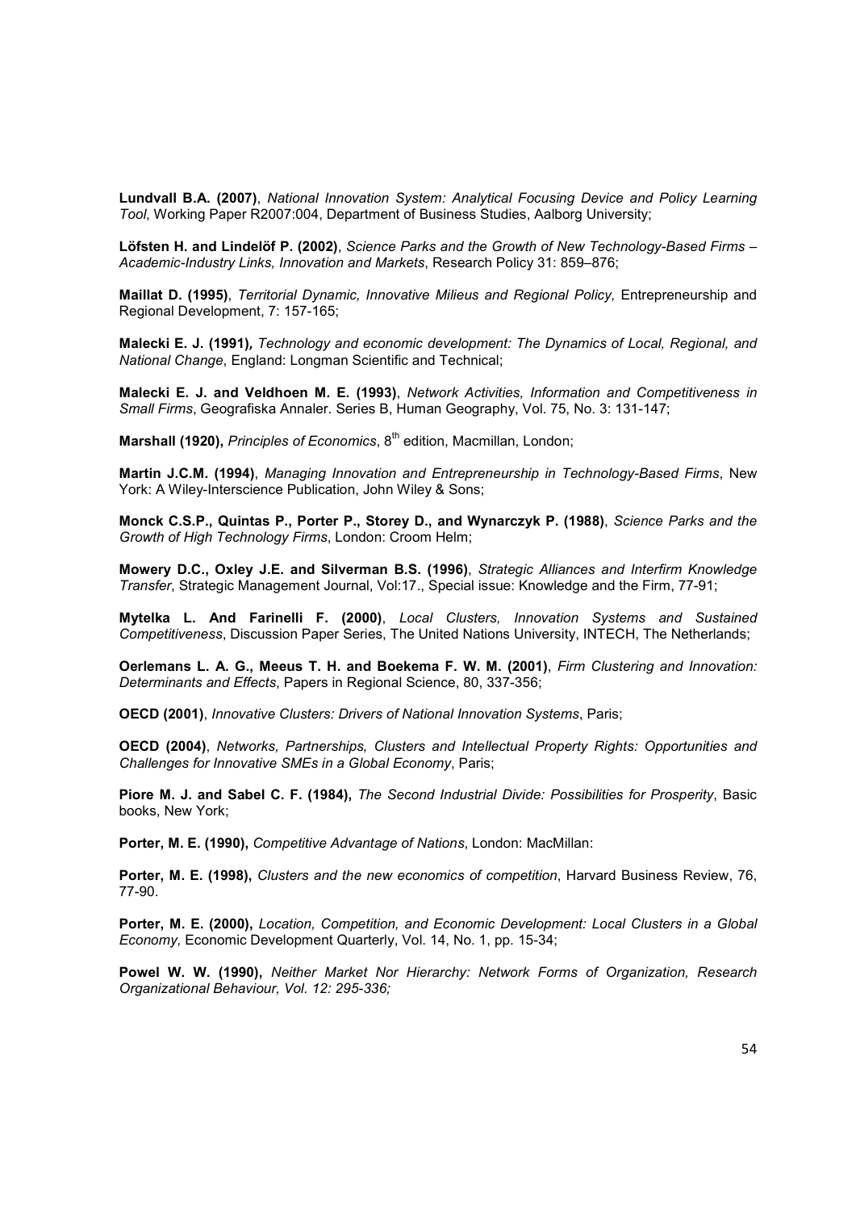**Lundvall B.A. (2007)**, *National Innovation System: Analytical Focusing Device and Policy Learning Tool*, Working Paper R2007:004, Department of Business Studies, Aalborg University;

**Löfsten H. and Lindelöf P. (2002)**, *Science Parks and the Growth of New Technology-Based Firms – Academic-Industry Links, Innovation and Markets*, Research Policy 31: 859–876;

**Maillat D. (1995)**, *Territorial Dynamic, Innovative Milieus and Regional Policy,* Entrepreneurship and Regional Development, 7: 157-165;

**Malecki E. J. (1991)***, Technology and economic development: The Dynamics of Local, Regional, and National Change*, England: Longman Scientific and Technical;

**Malecki E. J. and Veldhoen M. E. (1993)**, *Network Activities, Information and Competitiveness in Small Firms*, Geografiska Annaler. Series B, Human Geography, Vol. 75, No. 3: 131-147;

**Marshall (1920),** *Principles of Economics*, 8th edition, Macmillan, London;

**Martin J.C.M. (1994)**, *Managing Innovation and Entrepreneurship in Technology-Based Firms*, New York: A Wiley-Interscience Publication, John Wiley & Sons;

**Monck C.S.P., Quintas P., Porter P., Storey D., and Wynarczyk P. (1988)**, *Science Parks and the Growth of High Technology Firms*, London: Croom Helm;

**Mowery D.C., Oxley J.E. and Silverman B.S. (1996)**, *Strategic Alliances and Interfirm Knowledge Transfer*, Strategic Management Journal, Vol:17., Special issue: Knowledge and the Firm, 77-91;

**Mytelka L. And Farinelli F. (2000)**, *Local Clusters, Innovation Systems and Sustained Competitiveness*, Discussion Paper Series, The United Nations University, INTECH, The Netherlands;

**Oerlemans L. A. G., Meeus T. H. and Boekema F. W. M. (2001)**, *Firm Clustering and Innovation: Determinants and Effects*, Papers in Regional Science, 80, 337-356;

**OECD (2001)**, *Innovative Clusters: Drivers of National Innovation Systems*, Paris;

**OECD (2004)**, *Networks, Partnerships, Clusters and Intellectual Property Rights: Opportunities and Challenges for Innovative SMEs in a Global Economy*, Paris;

**Piore M. J. and Sabel C. F. (1984),** *The Second Industrial Divide: Possibilities for Prosperity*, Basic books, New York;

**Porter, M. E. (1990),** *Competitive Advantage of Nations*, London: MacMillan:

**Porter, M. E. (1998),** *Clusters and the new economics of competition*, Harvard Business Review, 76, 77-90.

**Porter, M. E. (2000),** *Location, Competition, and Economic Development: Local Clusters in a Global Economy,* Economic Development Quarterly, Vol. 14, No. 1, pp. 15-34;

**Powel W. W. (1990),** *Neither Market Nor Hierarchy: Network Forms of Organization, Research Organizational Behaviour, Vol. 12: 295-336;*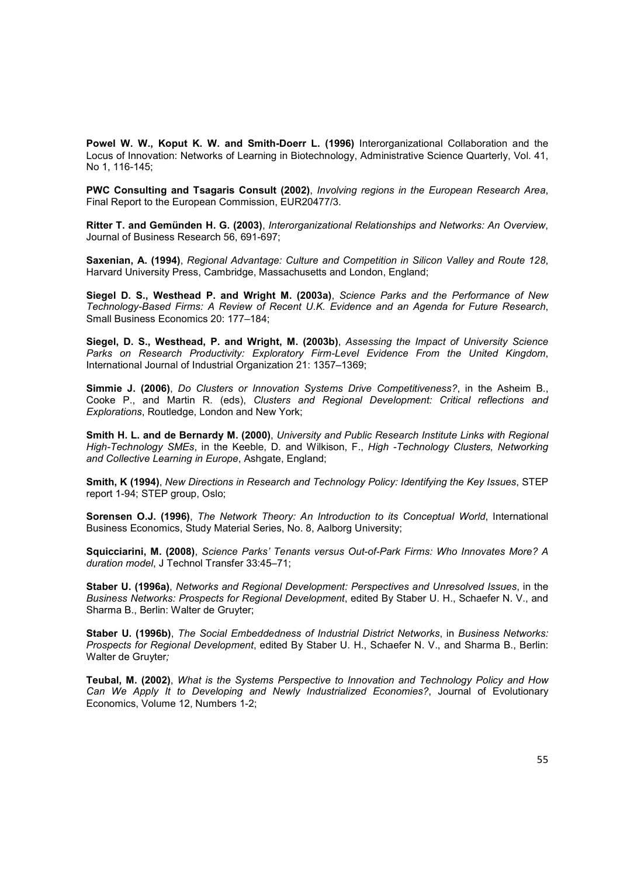**Powel W. W., Koput K. W. and Smith-Doerr L. (1996)** Interorganizational Collaboration and the Locus of Innovation: Networks of Learning in Biotechnology, Administrative Science Quarterly, Vol. 41, No 1, 116-145;

**PWC Consulting and Tsagaris Consult (2002)**, *Involving regions in the European Research Area*, Final Report to the European Commission, EUR20477/3.

**Ritter T. and Gemünden H. G. (2003)**, *Interorganizational Relationships and Networks: An Overview*, Journal of Business Research 56, 691-697;

**Saxenian, A. (1994)**, *Regional Advantage: Culture and Competition in Silicon Valley and Route 128*, Harvard University Press, Cambridge, Massachusetts and London, England;

**Siegel D. S., Westhead P. and Wright M. (2003a)**, *Science Parks and the Performance of New Technology-Based Firms: A Review of Recent U.K. Evidence and an Agenda for Future Research*, Small Business Economics 20: 177–184;

**Siegel, D. S., Westhead, P. and Wright, M. (2003b)**, *Assessing the Impact of University Science Parks on Research Productivity: Exploratory Firm-Level Evidence From the United Kingdom*, International Journal of Industrial Organization 21: 1357–1369;

**Simmie J. (2006)**, *Do Clusters or Innovation Systems Drive Competitiveness?*, in the Asheim B., Cooke P., and Martin R. (eds), *Clusters and Regional Development: Critical reflections and Explorations*, Routledge, London and New York;

**Smith H. L. and de Bernardy M. (2000)**, *University and Public Research Institute Links with Regional High-Technology SMEs*, in the Keeble, D. and Wilkison, F., *High -Technology Clusters, Networking and Collective Learning in Europe*, Ashgate, England;

**Smith, K (1994)**, *New Directions in Research and Technology Policy: Identifying the Key Issues*, STEP report 1-94; STEP group, Oslo;

**Sorensen O.J. (1996)**, *The Network Theory: An Introduction to its Conceptual World*, International Business Economics, Study Material Series, No. 8, Aalborg University;

**Squicciarini, M. (2008)**, *Science Parks' Tenants versus Out-of-Park Firms: Who Innovates More? A duration model*, J Technol Transfer 33:45–71;

**Staber U. (1996a)**, *Networks and Regional Development: Perspectives and Unresolved Issues*, in the *Business Networks: Prospects for Regional Development*, edited By Staber U. H., Schaefer N. V., and Sharma B., Berlin: Walter de Gruyter;

**Staber U. (1996b)**, *The Social Embeddedness of Industrial District Networks*, in *Business Networks: Prospects for Regional Development*, edited By Staber U. H., Schaefer N. V., and Sharma B., Berlin: Walter de Gruyter*;*

**Teubal, M. (2002)**, *What is the Systems Perspective to Innovation and Technology Policy and How Can We Apply It to Developing and Newly Industrialized Economies?*, Journal of Evolutionary Economics, Volume 12, Numbers 1-2;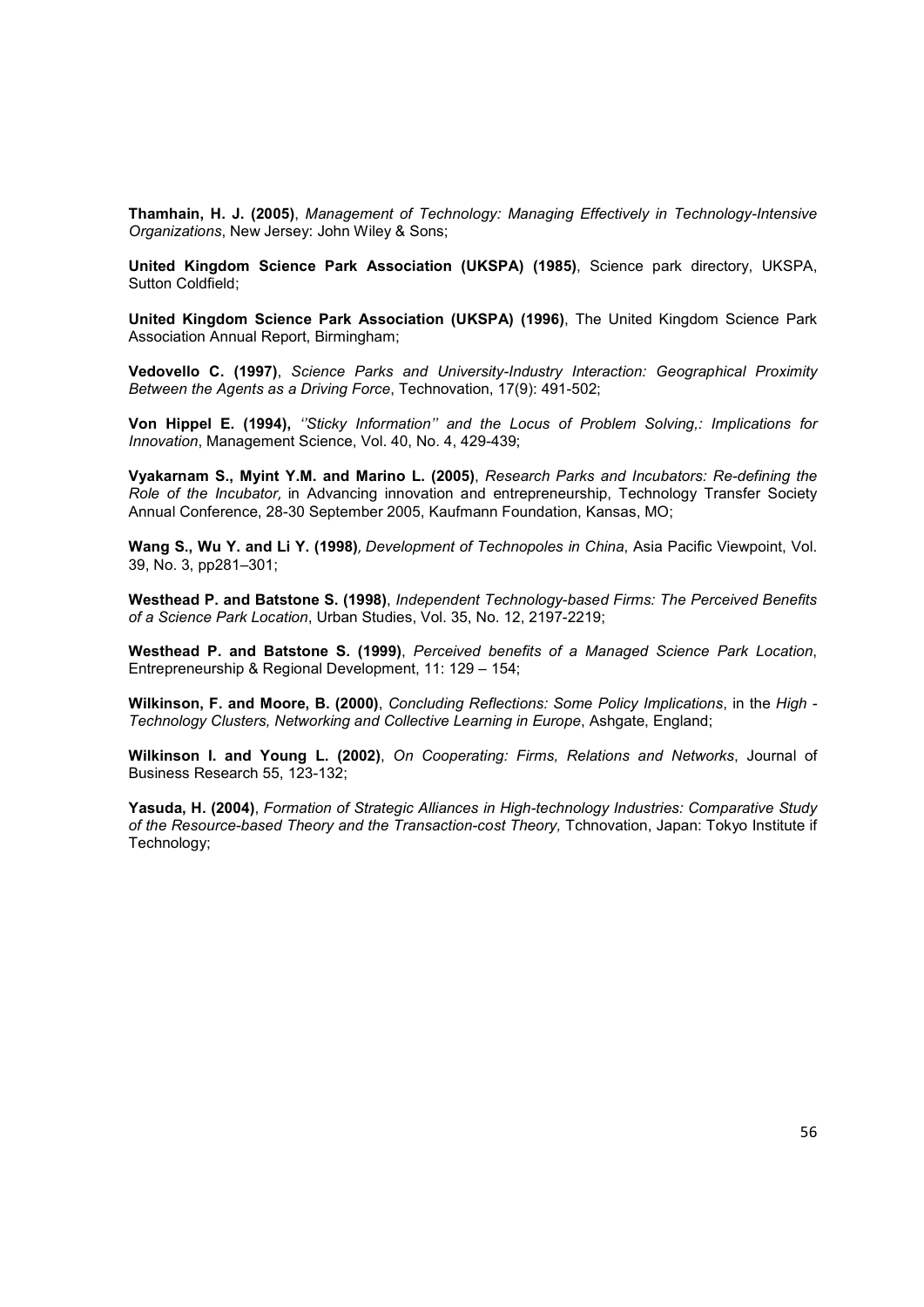**Thamhain, H. J. (2005)**, *Management of Technology: Managing Effectively in Technology-Intensive Organizations*, New Jersey: John Wiley & Sons;

**United Kingdom Science Park Association (UKSPA) (1985)**, Science park directory, UKSPA, Sutton Coldfield;

**United Kingdom Science Park Association (UKSPA) (1996)**, The United Kingdom Science Park Association Annual Report, Birmingham;

**Vedovello C. (1997)**, *Science Parks and University-Industry Interaction: Geographical Proximity Between the Agents as a Driving Force*, Technovation, 17(9): 491-502;

**Von Hippel E. (1994),** *''Sticky Information'' and the Locus of Problem Solving,: Implications for Innovation*, Management Science, Vol. 40, No. 4, 429-439;

**Vyakarnam S., Myint Y.M. and Marino L. (2005)**, *Research Parks and Incubators: Re-defining the Role of the Incubator,* in Advancing innovation and entrepreneurship, Technology Transfer Society Annual Conference, 28-30 September 2005, Kaufmann Foundation, Kansas, MO;

**Wang S., Wu Y. and Li Y. (1998)**, *Development of Technopoles in China*, Asia Pacific Viewpoint, Vol. 39, No. 3, pp281–301;

**Westhead P. and Batstone S. (1998)**, *Independent Technology-based Firms: The Perceived Benefits of a Science Park Location*, Urban Studies, Vol. 35, No. 12, 2197-2219;

**Westhead P. and Batstone S. (1999)**, *Perceived benefits of a Managed Science Park Location*, Entrepreneurship & Regional Development, 11: 129 – 154;

**Wilkinson, F. and Moore, B. (2000)**, *Concluding Reflections: Some Policy Implications*, in the *High - Technology Clusters, Networking and Collective Learning in Europe*, Ashgate, England;

**Wilkinson I. and Young L. (2002)**, *On Cooperating: Firms, Relations and Networks*, Journal of Business Research 55, 123-132;

**Yasuda, H. (2004)**, *Formation of Strategic Alliances in High-technology Industries: Comparative Study of the Resource-based Theory and the Transaction-cost Theory,* Tchnovation, Japan: Tokyo Institute if Technology;